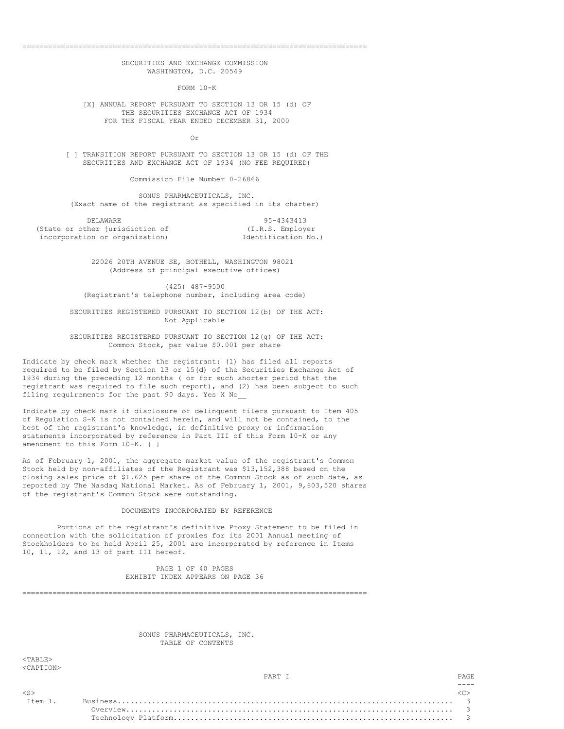# SECURITIES AND EXCHANGE COMMISSION
## WASHINGTON, D.C. 20549

## FORM 10-K

[X] ANNUAL REPORT PURSUANT TO SECTION 13 OR 15 (d) OF THE SECURITIES EXCHANGE ACT OF 1934 FOR THE FISCAL YEAR ENDED DECEMBER 31, 2000

Or

[ ] TRANSITION REPORT PURSUANT TO SECTION 13 OR 15 (d) OF THE SECURITIES AND EXCHANGE ACT OF 1934 (NO FEE REQUIRED)

Commission File Number 0-26866

**SONUS PHARMACEUTICALS, INC.**
(Exact name of the registrant as specified in its charter)

| DELAWARE | 95-4343413 |
|---|---|
| (State or other jurisdiction of incorporation or organization) | (I.R.S. Employer Identification No.) |

22026 20TH AVENUE SE, BOTHELL, WASHINGTON 98021
(Address of principal executive offices)

(425) 487-9500
(Registrant's telephone number, including area code)

SECURITIES REGISTERED PURSUANT TO SECTION 12(b) OF THE ACT:
Not Applicable

SECURITIES REGISTERED PURSUANT TO SECTION 12(g) OF THE ACT:
Common Stock, par value $0.001 per share

Indicate by check mark whether the registrant: (1) has filed all reports required to be filed by Section 13 or 15(d) of the Securities Exchange Act of 1934 during the preceding 12 months ( or for such shorter period that the registrant was required to file such report), and (2) has been subject to such filing requirements for the past 90 days. Yes X No__

Indicate by check mark if disclosure of delinquent filers pursuant to Item 405 of Regulation S-K is not contained herein, and will not be contained, to the best of the registrant's knowledge, in definitive proxy or information statements incorporated by reference in Part III of this Form 10-K or any amendment to this Form 10-K. [ ]

As of February 1, 2001, the aggregate market value of the registrant's Common Stock held by non-affiliates of the Registrant was $13,152,388 based on the closing sales price of $1.625 per share of the Common Stock as of such date, as reported by The Nasdaq National Market. As of February 1, 2001, 9,603,520 shares of the registrant's Common Stock were outstanding.

DOCUMENTS INCORPORATED BY REFERENCE

Portions of the registrant's definitive Proxy Statement to be filed in connection with the solicitation of proxies for its 2001 Annual meeting of Stockholders to be held April 25, 2001 are incorporated by reference in Items 10, 11, 12, and 13 of part III hereof.

PAGE 1 OF 40 PAGES
EXHIBIT INDEX APPEARS ON PAGE 36

SONUS PHARMACEUTICALS, INC.
TABLE OF CONTENTS

| | PART I | PAGE |
|---|---|---|
| Item 1. | Business | 3 |
| | Overview | 3 |
| | Technology Platform | 3 |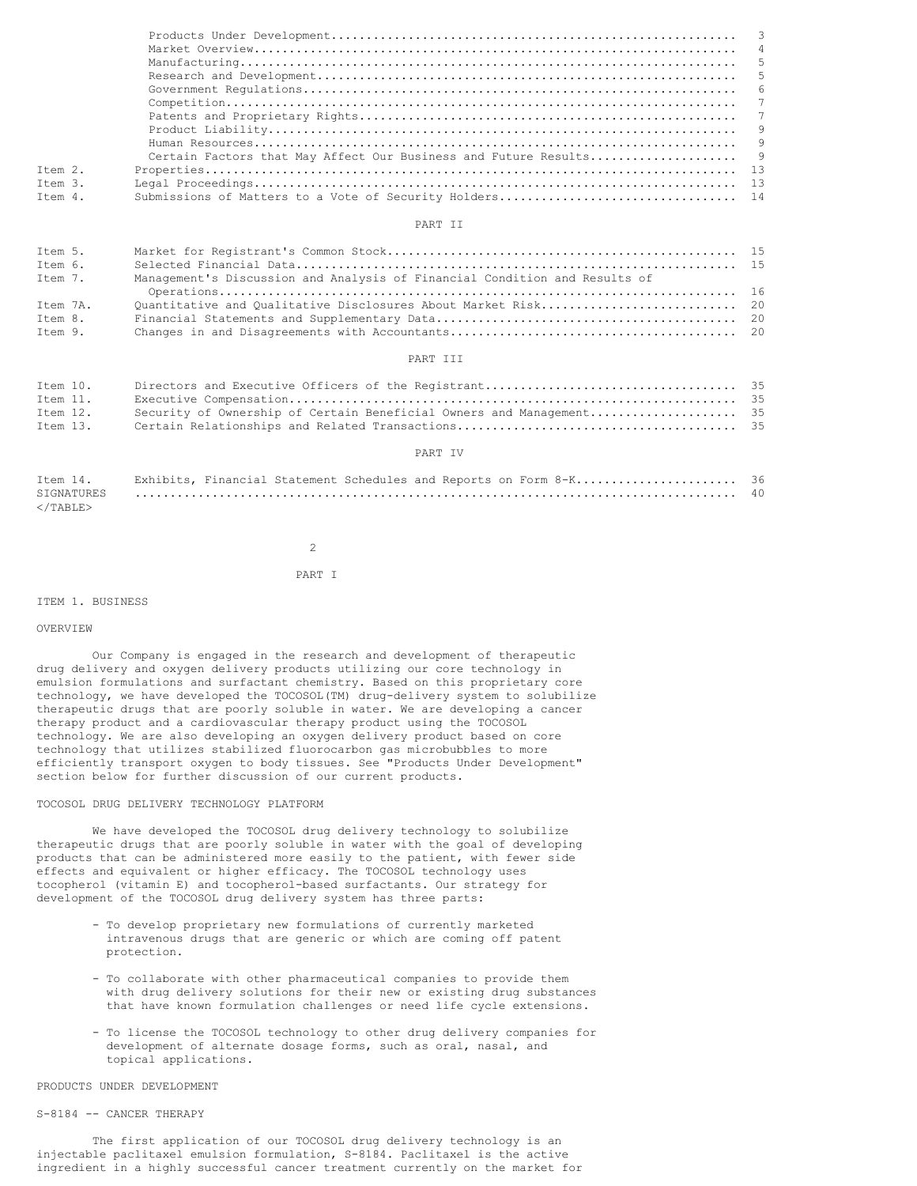| | | |
|---|---|---|
| | Products Under Development | 3 |
| | Market Overview | 4 |
| | Manufacturing | 5 |
| | Research and Development | 5 |
| | Government Regulations | 6 |
| | Competition | 7 |
| | Patents and Proprietary Rights | 7 |
| | Product Liability | 9 |
| | Human Resources | 9 |
| | Certain Factors that May Affect Our Business and Future Results | 9 |
| Item 2. | Properties | 13 |
| Item 3. | Legal Proceedings | 13 |
| Item 4. | Submissions of Matters to a Vote of Security Holders | 14 |

PART II

| | | |
|---|---|---|
| Item 5. | Market for Registrant's Common Stock | 15 |
| Item 6. | Selected Financial Data | 15 |
| Item 7. | Management's Discussion and Analysis of Financial Condition and Results of Operations | 16 |
| Item 7A. | Quantitative and Qualitative Disclosures About Market Risk | 20 |
| Item 8. | Financial Statements and Supplementary Data | 20 |
| Item 9. | Changes in and Disagreements with Accountants | 20 |

PART III

| | | |
|---|---|---|
| Item 10. | Directors and Executive Officers of the Registrant | 35 |
| Item 11. | Executive Compensation | 35 |
| Item 12. | Security of Ownership of Certain Beneficial Owners and Management | 35 |
| Item 13. | Certain Relationships and Related Transactions | 35 |

PART IV

| | | |
|---|---|---|
| Item 14. | Exhibits, Financial Statement Schedules and Reports on Form 8-K | 36 |
| SIGNATURES | | 40 |

</TABLE>

# PART I

## ITEM 1. BUSINESS

### OVERVIEW

Our Company is engaged in the research and development of therapeutic drug delivery and oxygen delivery products utilizing our core technology in emulsion formulations and surfactant chemistry. Based on this proprietary core technology, we have developed the TOCOSOL(TM) drug-delivery system to solubilize therapeutic drugs that are poorly soluble in water. We are developing a cancer therapy product and a cardiovascular therapy product using the TOCOSOL technology. We are also developing an oxygen delivery product based on core technology that utilizes stabilized fluorocarbon gas microbubbles to more efficiently transport oxygen to body tissues. See "Products Under Development" section below for further discussion of our current products.

### TOCOSOL DRUG DELIVERY TECHNOLOGY PLATFORM

We have developed the TOCOSOL drug delivery technology to solubilize therapeutic drugs that are poorly soluble in water with the goal of developing products that can be administered more easily to the patient, with fewer side effects and equivalent or higher efficacy. The TOCOSOL technology uses tocopherol (vitamin E) and tocopherol-based surfactants. Our strategy for development of the TOCOSOL drug delivery system has three parts:

- To develop proprietary new formulations of currently marketed intravenous drugs that are generic or which are coming off patent protection.
- To collaborate with other pharmaceutical companies to provide them with drug delivery solutions for their new or existing drug substances that have known formulation challenges or need life cycle extensions.
- To license the TOCOSOL technology to other drug delivery companies for development of alternate dosage forms, such as oral, nasal, and topical applications.

### PRODUCTS UNDER DEVELOPMENT

#### S-8184 -- CANCER THERAPY

The first application of our TOCOSOL drug delivery technology is an injectable paclitaxel emulsion formulation, S-8184. Paclitaxel is the active ingredient in a highly successful cancer treatment currently on the market for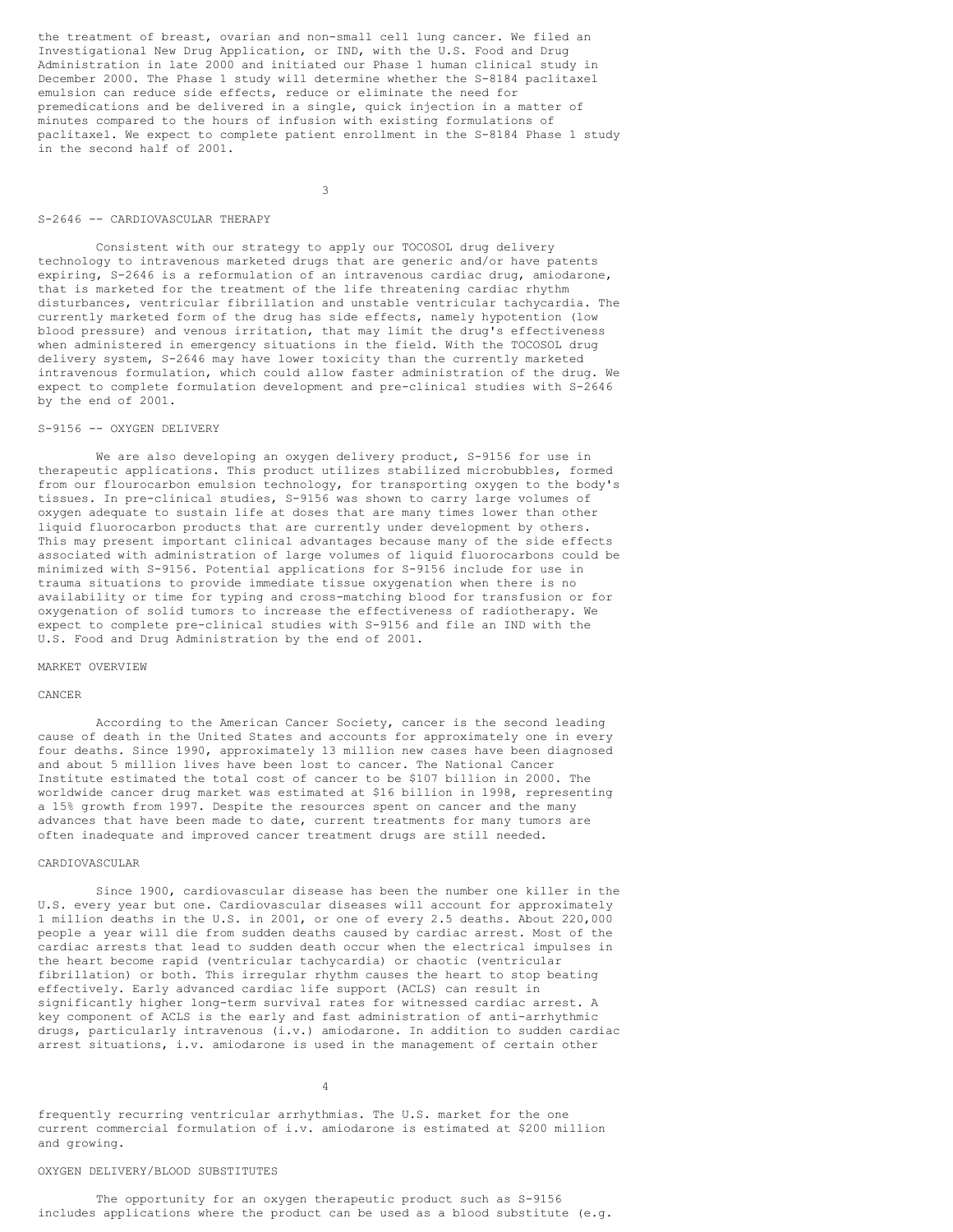the treatment of breast, ovarian and non-small cell lung cancer. We filed an Investigational New Drug Application, or IND, with the U.S. Food and Drug Administration in late 2000 and initiated our Phase 1 human clinical study in December 2000. The Phase 1 study will determine whether the S-8184 paclitaxel emulsion can reduce side effects, reduce or eliminate the need for premedications and be delivered in a single, quick injection in a matter of minutes compared to the hours of infusion with existing formulations of paclitaxel. We expect to complete patient enrollment in the S-8184 Phase 1 study in the second half of 2001.

### S-2646 -- CARDIOVASCULAR THERAPY

Consistent with our strategy to apply our TOCOSOL drug delivery technology to intravenous marketed drugs that are generic and/or have patents expiring, S-2646 is a reformulation of an intravenous cardiac drug, amiodarone, that is marketed for the treatment of the life threatening cardiac rhythm disturbances, ventricular fibrillation and unstable ventricular tachycardia. The currently marketed form of the drug has side effects, namely hypotention (low blood pressure) and venous irritation, that may limit the drug's effectiveness when administered in emergency situations in the field. With the TOCOSOL drug delivery system, S-2646 may have lower toxicity than the currently marketed intravenous formulation, which could allow faster administration of the drug. We expect to complete formulation development and pre-clinical studies with S-2646 by the end of 2001.

### S-9156 -- OXYGEN DELIVERY

We are also developing an oxygen delivery product, S-9156 for use in therapeutic applications. This product utilizes stabilized microbubbles, formed from our flourocarbon emulsion technology, for transporting oxygen to the body's tissues. In pre-clinical studies, S-9156 was shown to carry large volumes of oxygen adequate to sustain life at doses that are many times lower than other liquid fluorocarbon products that are currently under development by others. This may present important clinical advantages because many of the side effects associated with administration of large volumes of liquid fluorocarbons could be minimized with S-9156. Potential applications for S-9156 include for use in trauma situations to provide immediate tissue oxygenation when there is no availability or time for typing and cross-matching blood for transfusion or for oxygenation of solid tumors to increase the effectiveness of radiotherapy. We expect to complete pre-clinical studies with S-9156 and file an IND with the U.S. Food and Drug Administration by the end of 2001.

## MARKET OVERVIEW

### CANCER

According to the American Cancer Society, cancer is the second leading cause of death in the United States and accounts for approximately one in every four deaths. Since 1990, approximately 13 million new cases have been diagnosed and about 5 million lives have been lost to cancer. The National Cancer Institute estimated the total cost of cancer to be $107 billion in 2000. The worldwide cancer drug market was estimated at $16 billion in 1998, representing a 15% growth from 1997. Despite the resources spent on cancer and the many advances that have been made to date, current treatments for many tumors are often inadequate and improved cancer treatment drugs are still needed.

### CARDIOVASCULAR

Since 1900, cardiovascular disease has been the number one killer in the U.S. every year but one. Cardiovascular diseases will account for approximately 1 million deaths in the U.S. in 2001, or one of every 2.5 deaths. About 220,000 people a year will die from sudden deaths caused by cardiac arrest. Most of the cardiac arrests that lead to sudden death occur when the electrical impulses in the heart become rapid (ventricular tachycardia) or chaotic (ventricular fibrillation) or both. This irregular rhythm causes the heart to stop beating effectively. Early advanced cardiac life support (ACLS) can result in significantly higher long-term survival rates for witnessed cardiac arrest. A key component of ACLS is the early and fast administration of anti-arrhythmic drugs, particularly intravenous (i.v.) amiodarone. In addition to sudden cardiac arrest situations, i.v. amiodarone is used in the management of certain other frequently recurring ventricular arrhythmias. The U.S. market for the one current commercial formulation of i.v. amiodarone is estimated at $200 million and growing.

### OXYGEN DELIVERY/BLOOD SUBSTITUTES

The opportunity for an oxygen therapeutic product such as S-9156 includes applications where the product can be used as a blood substitute (e.g.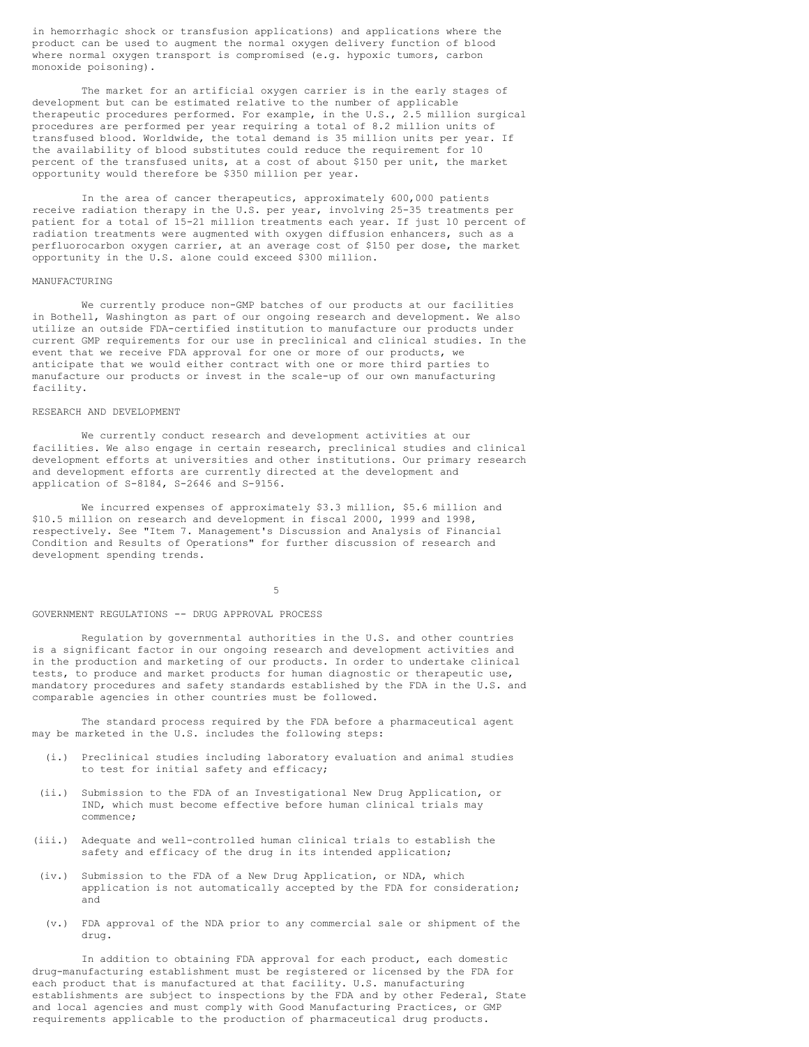in hemorrhagic shock or transfusion applications) and applications where the product can be used to augment the normal oxygen delivery function of blood where normal oxygen transport is compromised (e.g. hypoxic tumors, carbon monoxide poisoning).

The market for an artificial oxygen carrier is in the early stages of development but can be estimated relative to the number of applicable therapeutic procedures performed. For example, in the U.S., 2.5 million surgical procedures are performed per year requiring a total of 8.2 million units of transfused blood. Worldwide, the total demand is 35 million units per year. If the availability of blood substitutes could reduce the requirement for 10 percent of the transfused units, at a cost of about $150 per unit, the market opportunity would therefore be $350 million per year.

In the area of cancer therapeutics, approximately 600,000 patients receive radiation therapy in the U.S. per year, involving 25-35 treatments per patient for a total of 15-21 million treatments each year. If just 10 percent of radiation treatments were augmented with oxygen diffusion enhancers, such as a perfluorocarbon oxygen carrier, at an average cost of $150 per dose, the market opportunity in the U.S. alone could exceed $300 million.

## MANUFACTURING

We currently produce non-GMP batches of our products at our facilities in Bothell, Washington as part of our ongoing research and development. We also utilize an outside FDA-certified institution to manufacture our products under current GMP requirements for our use in preclinical and clinical studies. In the event that we receive FDA approval for one or more of our products, we anticipate that we would either contract with one or more third parties to manufacture our products or invest in the scale-up of our own manufacturing facility.

## RESEARCH AND DEVELOPMENT

We currently conduct research and development activities at our facilities. We also engage in certain research, preclinical studies and clinical development efforts at universities and other institutions. Our primary research and development efforts are currently directed at the development and application of S-8184, S-2646 and S-9156.

We incurred expenses of approximately $3.3 million, $5.6 million and $10.5 million on research and development in fiscal 2000, 1999 and 1998, respectively. See "Item 7. Management's Discussion and Analysis of Financial Condition and Results of Operations" for further discussion of research and development spending trends.

## GOVERNMENT REGULATIONS -- DRUG APPROVAL PROCESS

Regulation by governmental authorities in the U.S. and other countries is a significant factor in our ongoing research and development activities and in the production and marketing of our products. In order to undertake clinical tests, to produce and market products for human diagnostic or therapeutic use, mandatory procedures and safety standards established by the FDA in the U.S. and comparable agencies in other countries must be followed.

The standard process required by the FDA before a pharmaceutical agent may be marketed in the U.S. includes the following steps:

(i.) Preclinical studies including laboratory evaluation and animal studies to test for initial safety and efficacy;

(ii.) Submission to the FDA of an Investigational New Drug Application, or IND, which must become effective before human clinical trials may commence;

(iii.) Adequate and well-controlled human clinical trials to establish the safety and efficacy of the drug in its intended application;

(iv.) Submission to the FDA of a New Drug Application, or NDA, which application is not automatically accepted by the FDA for consideration; and

(v.) FDA approval of the NDA prior to any commercial sale or shipment of the drug.

In addition to obtaining FDA approval for each product, each domestic drug-manufacturing establishment must be registered or licensed by the FDA for each product that is manufactured at that facility. U.S. manufacturing establishments are subject to inspections by the FDA and by other Federal, State and local agencies and must comply with Good Manufacturing Practices, or GMP requirements applicable to the production of pharmaceutical drug products.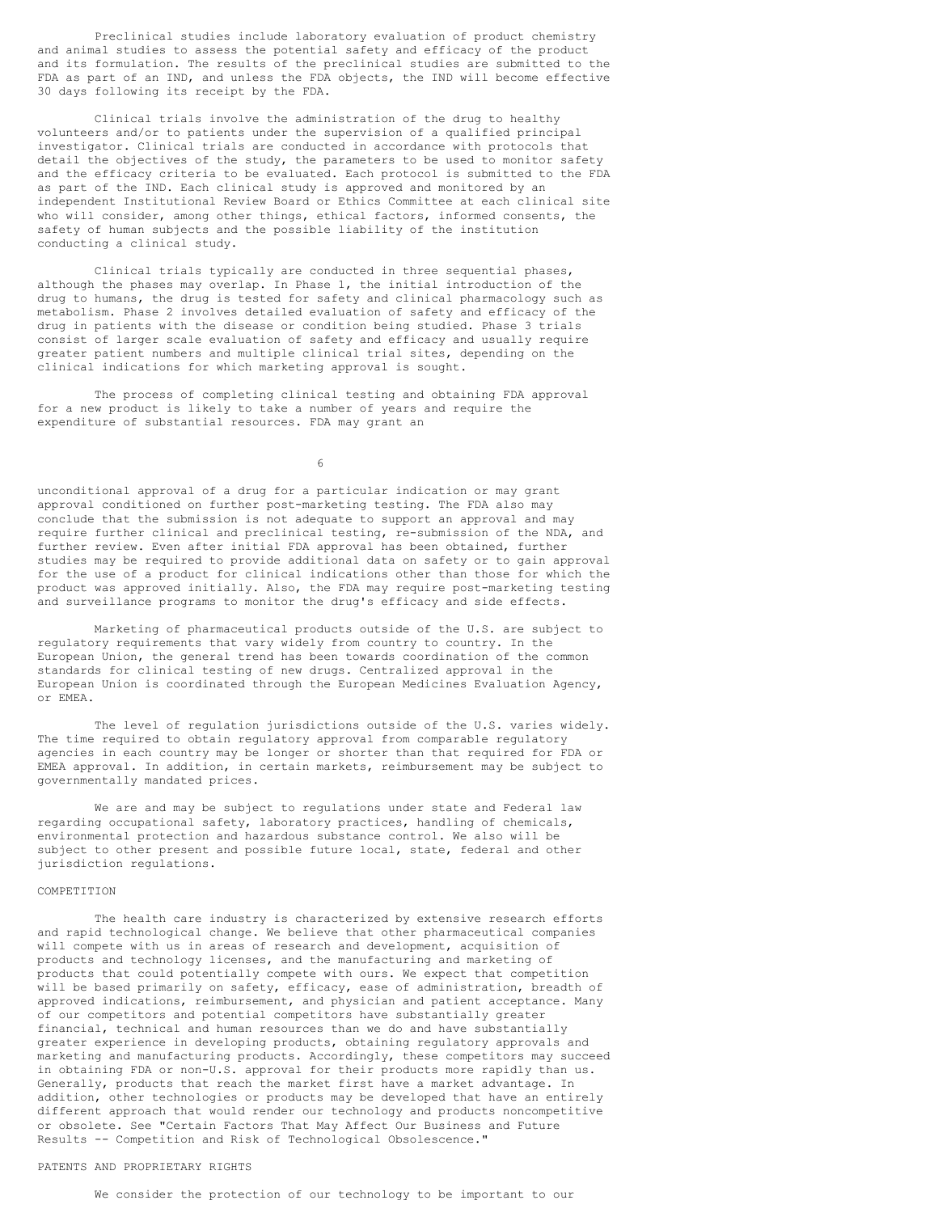Preclinical studies include laboratory evaluation of product chemistry and animal studies to assess the potential safety and efficacy of the product and its formulation. The results of the preclinical studies are submitted to the FDA as part of an IND, and unless the FDA objects, the IND will become effective 30 days following its receipt by the FDA.

Clinical trials involve the administration of the drug to healthy volunteers and/or to patients under the supervision of a qualified principal investigator. Clinical trials are conducted in accordance with protocols that detail the objectives of the study, the parameters to be used to monitor safety and the efficacy criteria to be evaluated. Each protocol is submitted to the FDA as part of the IND. Each clinical study is approved and monitored by an independent Institutional Review Board or Ethics Committee at each clinical site who will consider, among other things, ethical factors, informed consents, the safety of human subjects and the possible liability of the institution conducting a clinical study.

Clinical trials typically are conducted in three sequential phases, although the phases may overlap. In Phase 1, the initial introduction of the drug to humans, the drug is tested for safety and clinical pharmacology such as metabolism. Phase 2 involves detailed evaluation of safety and efficacy of the drug in patients with the disease or condition being studied. Phase 3 trials consist of larger scale evaluation of safety and efficacy and usually require greater patient numbers and multiple clinical trial sites, depending on the clinical indications for which marketing approval is sought.

The process of completing clinical testing and obtaining FDA approval for a new product is likely to take a number of years and require the expenditure of substantial resources. FDA may grant an unconditional approval of a drug for a particular indication or may grant approval conditioned on further post-marketing testing. The FDA also may conclude that the submission is not adequate to support an approval and may require further clinical and preclinical testing, re-submission of the NDA, and further review. Even after initial FDA approval has been obtained, further studies may be required to provide additional data on safety or to gain approval for the use of a product for clinical indications other than those for which the product was approved initially. Also, the FDA may require post-marketing testing and surveillance programs to monitor the drug's efficacy and side effects.

Marketing of pharmaceutical products outside of the U.S. are subject to regulatory requirements that vary widely from country to country. In the European Union, the general trend has been towards coordination of the common standards for clinical testing of new drugs. Centralized approval in the European Union is coordinated through the European Medicines Evaluation Agency, or EMEA.

The level of regulation jurisdictions outside of the U.S. varies widely. The time required to obtain regulatory approval from comparable regulatory agencies in each country may be longer or shorter than that required for FDA or EMEA approval. In addition, in certain markets, reimbursement may be subject to governmentally mandated prices.

We are and may be subject to regulations under state and Federal law regarding occupational safety, laboratory practices, handling of chemicals, environmental protection and hazardous substance control. We also will be subject to other present and possible future local, state, federal and other jurisdiction regulations.

## COMPETITION

The health care industry is characterized by extensive research efforts and rapid technological change. We believe that other pharmaceutical companies will compete with us in areas of research and development, acquisition of products and technology licenses, and the manufacturing and marketing of products that could potentially compete with ours. We expect that competition will be based primarily on safety, efficacy, ease of administration, breadth of approved indications, reimbursement, and physician and patient acceptance. Many of our competitors and potential competitors have substantially greater financial, technical and human resources than we do and have substantially greater experience in developing products, obtaining regulatory approvals and marketing and manufacturing products. Accordingly, these competitors may succeed in obtaining FDA or non-U.S. approval for their products more rapidly than us. Generally, products that reach the market first have a market advantage. In addition, other technologies or products may be developed that have an entirely different approach that would render our technology and products noncompetitive or obsolete. See "Certain Factors That May Affect Our Business and Future Results -- Competition and Risk of Technological Obsolescence."

## PATENTS AND PROPRIETARY RIGHTS

We consider the protection of our technology to be important to our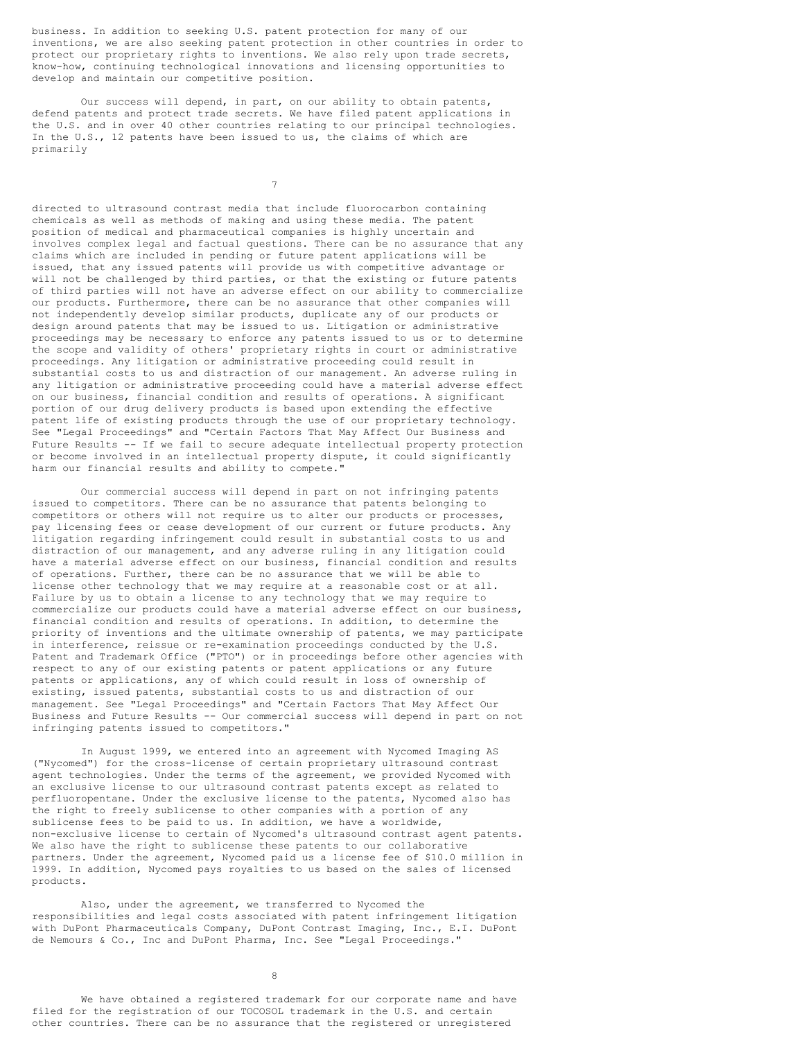business. In addition to seeking U.S. patent protection for many of our inventions, we are also seeking patent protection in other countries in order to protect our proprietary rights to inventions. We also rely upon trade secrets, know-how, continuing technological innovations and licensing opportunities to develop and maintain our competitive position.

Our success will depend, in part, on our ability to obtain patents, defend patents and protect trade secrets. We have filed patent applications in the U.S. and in over 40 other countries relating to our principal technologies. In the U.S., 12 patents have been issued to us, the claims of which are primarily directed to ultrasound contrast media that include fluorocarbon containing chemicals as well as methods of making and using these media. The patent position of medical and pharmaceutical companies is highly uncertain and involves complex legal and factual questions. There can be no assurance that any claims which are included in pending or future patent applications will be issued, that any issued patents will provide us with competitive advantage or will not be challenged by third parties, or that the existing or future patents of third parties will not have an adverse effect on our ability to commercialize our products. Furthermore, there can be no assurance that other companies will not independently develop similar products, duplicate any of our products or design around patents that may be issued to us. Litigation or administrative proceedings may be necessary to enforce any patents issued to us or to determine the scope and validity of others' proprietary rights in court or administrative proceedings. Any litigation or administrative proceeding could result in substantial costs to us and distraction of our management. An adverse ruling in any litigation or administrative proceeding could have a material adverse effect on our business, financial condition and results of operations. A significant portion of our drug delivery products is based upon extending the effective patent life of existing products through the use of our proprietary technology. See "Legal Proceedings" and "Certain Factors That May Affect Our Business and Future Results -- If we fail to secure adequate intellectual property protection or become involved in an intellectual property dispute, it could significantly harm our financial results and ability to compete."

Our commercial success will depend in part on not infringing patents issued to competitors. There can be no assurance that patents belonging to competitors or others will not require us to alter our products or processes, pay licensing fees or cease development of our current or future products. Any litigation regarding infringement could result in substantial costs to us and distraction of our management, and any adverse ruling in any litigation could have a material adverse effect on our business, financial condition and results of operations. Further, there can be no assurance that we will be able to license other technology that we may require at a reasonable cost or at all. Failure by us to obtain a license to any technology that we may require to commercialize our products could have a material adverse effect on our business, financial condition and results of operations. In addition, to determine the priority of inventions and the ultimate ownership of patents, we may participate in interference, reissue or re-examination proceedings conducted by the U.S. Patent and Trademark Office ("PTO") or in proceedings before other agencies with respect to any of our existing patents or patent applications or any future patents or applications, any of which could result in loss of ownership of existing, issued patents, substantial costs to us and distraction of our management. See "Legal Proceedings" and "Certain Factors That May Affect Our Business and Future Results -- Our commercial success will depend in part on not infringing patents issued to competitors."

In August 1999, we entered into an agreement with Nycomed Imaging AS ("Nycomed") for the cross-license of certain proprietary ultrasound contrast agent technologies. Under the terms of the agreement, we provided Nycomed with an exclusive license to our ultrasound contrast patents except as related to perfluoropentane. Under the exclusive license to the patents, Nycomed also has the right to freely sublicense to other companies with a portion of any sublicense fees to be paid to us. In addition, we have a worldwide, non-exclusive license to certain of Nycomed's ultrasound contrast agent patents. We also have the right to sublicense these patents to our collaborative partners. Under the agreement, Nycomed paid us a license fee of $10.0 million in 1999. In addition, Nycomed pays royalties to us based on the sales of licensed products.

Also, under the agreement, we transferred to Nycomed the responsibilities and legal costs associated with patent infringement litigation with DuPont Pharmaceuticals Company, DuPont Contrast Imaging, Inc., E.I. DuPont de Nemours & Co., Inc and DuPont Pharma, Inc. See "Legal Proceedings."

We have obtained a registered trademark for our corporate name and have filed for the registration of our TOCOSOL trademark in the U.S. and certain other countries. There can be no assurance that the registered or unregistered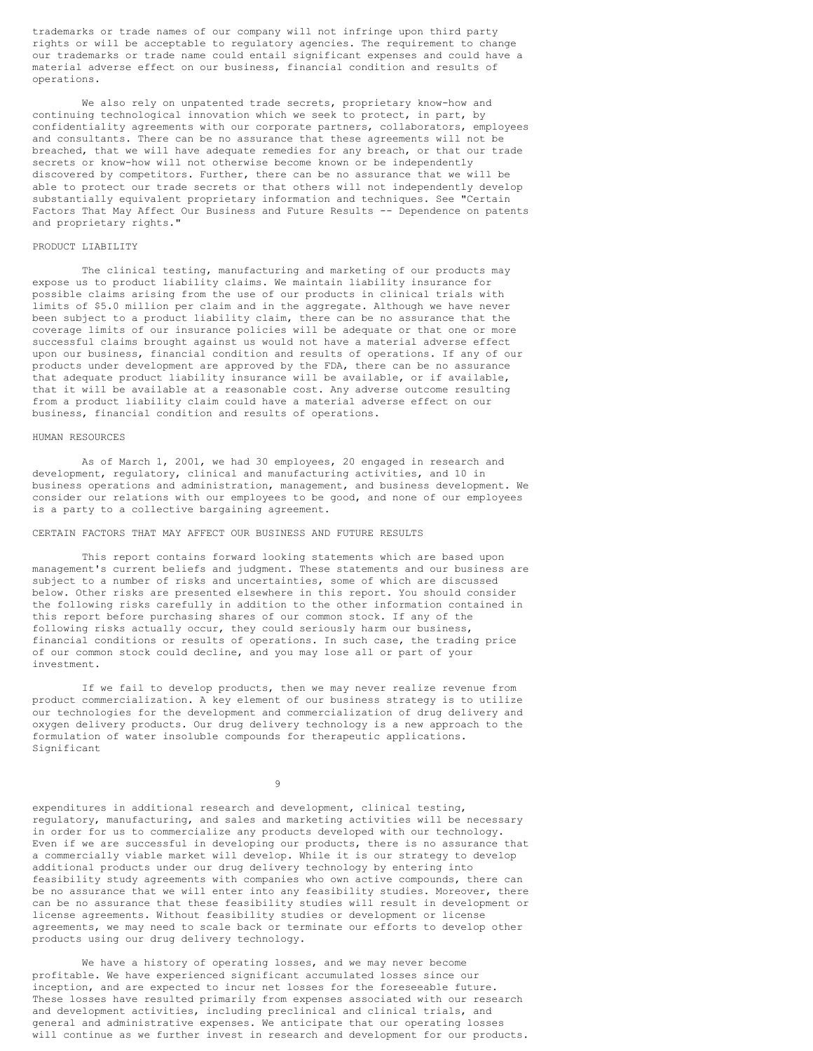trademarks or trade names of our company will not infringe upon third party rights or will be acceptable to regulatory agencies. The requirement to change our trademarks or trade name could entail significant expenses and could have a material adverse effect on our business, financial condition and results of operations.

We also rely on unpatented trade secrets, proprietary know-how and continuing technological innovation which we seek to protect, in part, by confidentiality agreements with our corporate partners, collaborators, employees and consultants. There can be no assurance that these agreements will not be breached, that we will have adequate remedies for any breach, or that our trade secrets or know-how will not otherwise become known or be independently discovered by competitors. Further, there can be no assurance that we will be able to protect our trade secrets or that others will not independently develop substantially equivalent proprietary information and techniques. See "Certain Factors That May Affect Our Business and Future Results -- Dependence on patents and proprietary rights."

## PRODUCT LIABILITY

The clinical testing, manufacturing and marketing of our products may expose us to product liability claims. We maintain liability insurance for possible claims arising from the use of our products in clinical trials with limits of $5.0 million per claim and in the aggregate. Although we have never been subject to a product liability claim, there can be no assurance that the coverage limits of our insurance policies will be adequate or that one or more successful claims brought against us would not have a material adverse effect upon our business, financial condition and results of operations. If any of our products under development are approved by the FDA, there can be no assurance that adequate product liability insurance will be available, or if available, that it will be available at a reasonable cost. Any adverse outcome resulting from a product liability claim could have a material adverse effect on our business, financial condition and results of operations.

## HUMAN RESOURCES

As of March 1, 2001, we had 30 employees, 20 engaged in research and development, regulatory, clinical and manufacturing activities, and 10 in business operations and administration, management, and business development. We consider our relations with our employees to be good, and none of our employees is a party to a collective bargaining agreement.

## CERTAIN FACTORS THAT MAY AFFECT OUR BUSINESS AND FUTURE RESULTS

This report contains forward looking statements which are based upon management's current beliefs and judgment. These statements and our business are subject to a number of risks and uncertainties, some of which are discussed below. Other risks are presented elsewhere in this report. You should consider the following risks carefully in addition to the other information contained in this report before purchasing shares of our common stock. If any of the following risks actually occur, they could seriously harm our business, financial conditions or results of operations. In such case, the trading price of our common stock could decline, and you may lose all or part of your investment.

If we fail to develop products, then we may never realize revenue from product commercialization. A key element of our business strategy is to utilize our technologies for the development and commercialization of drug delivery and oxygen delivery products. Our drug delivery technology is a new approach to the formulation of water insoluble compounds for therapeutic applications. Significant expenditures in additional research and development, clinical testing, regulatory, manufacturing, and sales and marketing activities will be necessary in order for us to commercialize any products developed with our technology. Even if we are successful in developing our products, there is no assurance that a commercially viable market will develop. While it is our strategy to develop additional products under our drug delivery technology by entering into feasibility study agreements with companies who own active compounds, there can be no assurance that we will enter into any feasibility studies. Moreover, there can be no assurance that these feasibility studies will result in development or license agreements. Without feasibility studies or development or license agreements, we may need to scale back or terminate our efforts to develop other products using our drug delivery technology.

We have a history of operating losses, and we may never become profitable. We have experienced significant accumulated losses since our inception, and are expected to incur net losses for the foreseeable future. These losses have resulted primarily from expenses associated with our research and development activities, including preclinical and clinical trials, and general and administrative expenses. We anticipate that our operating losses will continue as we further invest in research and development for our products.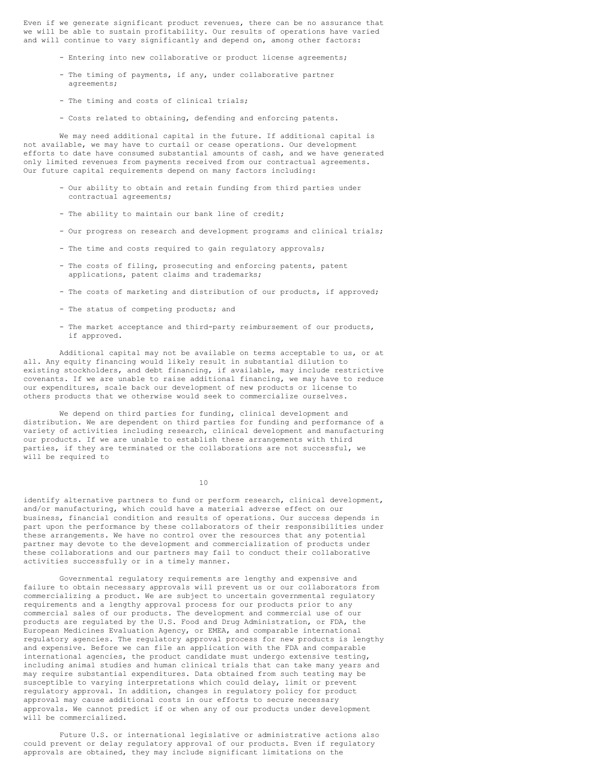Even if we generate significant product revenues, there can be no assurance that we will be able to sustain profitability. Our results of operations have varied and will continue to vary significantly and depend on, among other factors:

- Entering into new collaborative or product license agreements;
- The timing of payments, if any, under collaborative partner agreements;
- The timing and costs of clinical trials;
- Costs related to obtaining, defending and enforcing patents.

We may need additional capital in the future. If additional capital is not available, we may have to curtail or cease operations. Our development efforts to date have consumed substantial amounts of cash, and we have generated only limited revenues from payments received from our contractual agreements. Our future capital requirements depend on many factors including:

- Our ability to obtain and retain funding from third parties under contractual agreements;
- The ability to maintain our bank line of credit;
- Our progress on research and development programs and clinical trials;
- The time and costs required to gain regulatory approvals;
- The costs of filing, prosecuting and enforcing patents, patent applications, patent claims and trademarks;
- The costs of marketing and distribution of our products, if approved;
- The status of competing products; and
- The market acceptance and third-party reimbursement of our products, if approved.

Additional capital may not be available on terms acceptable to us, or at all. Any equity financing would likely result in substantial dilution to existing stockholders, and debt financing, if available, may include restrictive covenants. If we are unable to raise additional financing, we may have to reduce our expenditures, scale back our development of new products or license to others products that we otherwise would seek to commercialize ourselves.

We depend on third parties for funding, clinical development and distribution. We are dependent on third parties for funding and performance of a variety of activities including research, clinical development and manufacturing our products. If we are unable to establish these arrangements with third parties, if they are terminated or the collaborations are not successful, we will be required to identify alternative partners to fund or perform research, clinical development, and/or manufacturing, which could have a material adverse effect on our business, financial condition and results of operations. Our success depends in part upon the performance by these collaborators of their responsibilities under these arrangements. We have no control over the resources that any potential partner may devote to the development and commercialization of products under these collaborations and our partners may fail to conduct their collaborative activities successfully or in a timely manner.

Governmental regulatory requirements are lengthy and expensive and failure to obtain necessary approvals will prevent us or our collaborators from commercializing a product. We are subject to uncertain governmental regulatory requirements and a lengthy approval process for our products prior to any commercial sales of our products. The development and commercial use of our products are regulated by the U.S. Food and Drug Administration, or FDA, the European Medicines Evaluation Agency, or EMEA, and comparable international regulatory agencies. The regulatory approval process for new products is lengthy and expensive. Before we can file an application with the FDA and comparable international agencies, the product candidate must undergo extensive testing, including animal studies and human clinical trials that can take many years and may require substantial expenditures. Data obtained from such testing may be susceptible to varying interpretations which could delay, limit or prevent regulatory approval. In addition, changes in regulatory policy for product approval may cause additional costs in our efforts to secure necessary approvals. We cannot predict if or when any of our products under development will be commercialized.

Future U.S. or international legislative or administrative actions also could prevent or delay regulatory approval of our products. Even if regulatory approvals are obtained, they may include significant limitations on the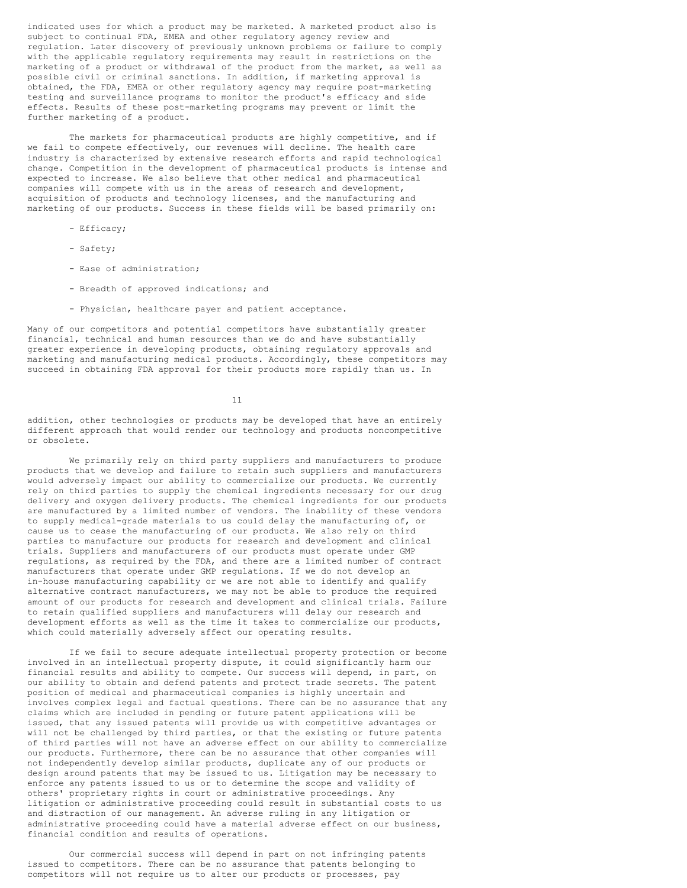indicated uses for which a product may be marketed. A marketed product also is subject to continual FDA, EMEA and other regulatory agency review and regulation. Later discovery of previously unknown problems or failure to comply with the applicable regulatory requirements may result in restrictions on the marketing of a product or withdrawal of the product from the market, as well as possible civil or criminal sanctions. In addition, if marketing approval is obtained, the FDA, EMEA or other regulatory agency may require post-marketing testing and surveillance programs to monitor the product's efficacy and side effects. Results of these post-marketing programs may prevent or limit the further marketing of a product.

The markets for pharmaceutical products are highly competitive, and if we fail to compete effectively, our revenues will decline. The health care industry is characterized by extensive research efforts and rapid technological change. Competition in the development of pharmaceutical products is intense and expected to increase. We also believe that other medical and pharmaceutical companies will compete with us in the areas of research and development, acquisition of products and technology licenses, and the manufacturing and marketing of our products. Success in these fields will be based primarily on:

- Efficacy;

- Safety;

- Ease of administration;

- Breadth of approved indications; and

- Physician, healthcare payer and patient acceptance.

Many of our competitors and potential competitors have substantially greater financial, technical and human resources than we do and have substantially greater experience in developing products, obtaining regulatory approvals and marketing and manufacturing medical products. Accordingly, these competitors may succeed in obtaining FDA approval for their products more rapidly than us. In addition, other technologies or products may be developed that have an entirely different approach that would render our technology and products noncompetitive or obsolete.

We primarily rely on third party suppliers and manufacturers to produce products that we develop and failure to retain such suppliers and manufacturers would adversely impact our ability to commercialize our products. We currently rely on third parties to supply the chemical ingredients necessary for our drug delivery and oxygen delivery products. The chemical ingredients for our products are manufactured by a limited number of vendors. The inability of these vendors to supply medical-grade materials to us could delay the manufacturing of, or cause us to cease the manufacturing of our products. We also rely on third parties to manufacture our products for research and development and clinical trials. Suppliers and manufacturers of our products must operate under GMP regulations, as required by the FDA, and there are a limited number of contract manufacturers that operate under GMP regulations. If we do not develop an in-house manufacturing capability or we are not able to identify and qualify alternative contract manufacturers, we may not be able to produce the required amount of our products for research and development and clinical trials. Failure to retain qualified suppliers and manufacturers will delay our research and development efforts as well as the time it takes to commercialize our products, which could materially adversely affect our operating results.

If we fail to secure adequate intellectual property protection or become involved in an intellectual property dispute, it could significantly harm our financial results and ability to compete. Our success will depend, in part, on our ability to obtain and defend patents and protect trade secrets. The patent position of medical and pharmaceutical companies is highly uncertain and involves complex legal and factual questions. There can be no assurance that any claims which are included in pending or future patent applications will be issued, that any issued patents will provide us with competitive advantages or will not be challenged by third parties, or that the existing or future patents of third parties will not have an adverse effect on our ability to commercialize our products. Furthermore, there can be no assurance that other companies will not independently develop similar products, duplicate any of our products or design around patents that may be issued to us. Litigation may be necessary to enforce any patents issued to us or to determine the scope and validity of others' proprietary rights in court or administrative proceedings. Any litigation or administrative proceeding could result in substantial costs to us and distraction of our management. An adverse ruling in any litigation or administrative proceeding could have a material adverse effect on our business, financial condition and results of operations.

Our commercial success will depend in part on not infringing patents issued to competitors. There can be no assurance that patents belonging to competitors will not require us to alter our products or processes, pay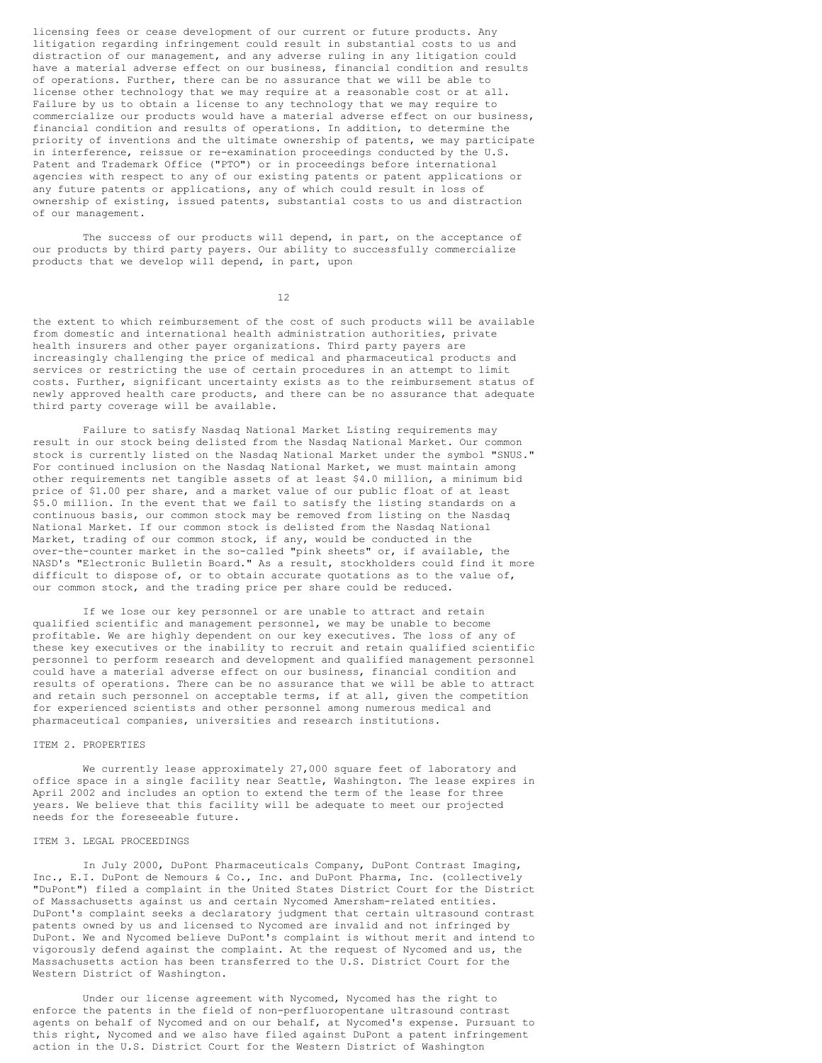licensing fees or cease development of our current or future products. Any litigation regarding infringement could result in substantial costs to us and distraction of our management, and any adverse ruling in any litigation could have a material adverse effect on our business, financial condition and results of operations. Further, there can be no assurance that we will be able to license other technology that we may require at a reasonable cost or at all. Failure by us to obtain a license to any technology that we may require to commercialize our products would have a material adverse effect on our business, financial condition and results of operations. In addition, to determine the priority of inventions and the ultimate ownership of patents, we may participate in interference, reissue or re-examination proceedings conducted by the U.S. Patent and Trademark Office ("PTO") or in proceedings before international agencies with respect to any of our existing patents or patent applications or any future patents or applications, any of which could result in loss of ownership of existing, issued patents, substantial costs to us and distraction of our management.

The success of our products will depend, in part, on the acceptance of our products by third party payers. Our ability to successfully commercialize products that we develop will depend, in part, upon the extent to which reimbursement of the cost of such products will be available from domestic and international health administration authorities, private health insurers and other payer organizations. Third party payers are increasingly challenging the price of medical and pharmaceutical products and services or restricting the use of certain procedures in an attempt to limit costs. Further, significant uncertainty exists as to the reimbursement status of newly approved health care products, and there can be no assurance that adequate third party coverage will be available.

Failure to satisfy Nasdaq National Market Listing requirements may result in our stock being delisted from the Nasdaq National Market. Our common stock is currently listed on the Nasdaq National Market under the symbol "SNUS." For continued inclusion on the Nasdaq National Market, we must maintain among other requirements net tangible assets of at least $4.0 million, a minimum bid price of $1.00 per share, and a market value of our public float of at least $5.0 million. In the event that we fail to satisfy the listing standards on a continuous basis, our common stock may be removed from listing on the Nasdaq National Market. If our common stock is delisted from the Nasdaq National Market, trading of our common stock, if any, would be conducted in the over-the-counter market in the so-called "pink sheets" or, if available, the NASD's "Electronic Bulletin Board." As a result, stockholders could find it more difficult to dispose of, or to obtain accurate quotations as to the value of, our common stock, and the trading price per share could be reduced.

If we lose our key personnel or are unable to attract and retain qualified scientific and management personnel, we may be unable to become profitable. We are highly dependent on our key executives. The loss of any of these key executives or the inability to recruit and retain qualified scientific personnel to perform research and development and qualified management personnel could have a material adverse effect on our business, financial condition and results of operations. There can be no assurance that we will be able to attract and retain such personnel on acceptable terms, if at all, given the competition for experienced scientists and other personnel among numerous medical and pharmaceutical companies, universities and research institutions.

## ITEM 2. PROPERTIES

We currently lease approximately 27,000 square feet of laboratory and office space in a single facility near Seattle, Washington. The lease expires in April 2002 and includes an option to extend the term of the lease for three years. We believe that this facility will be adequate to meet our projected needs for the foreseeable future.

## ITEM 3. LEGAL PROCEEDINGS

In July 2000, DuPont Pharmaceuticals Company, DuPont Contrast Imaging, Inc., E.I. DuPont de Nemours & Co., Inc. and DuPont Pharma, Inc. (collectively "DuPont") filed a complaint in the United States District Court for the District of Massachusetts against us and certain Nycomed Amersham-related entities. DuPont's complaint seeks a declaratory judgment that certain ultrasound contrast patents owned by us and licensed to Nycomed are invalid and not infringed by DuPont. We and Nycomed believe DuPont's complaint is without merit and intend to vigorously defend against the complaint. At the request of Nycomed and us, the Massachusetts action has been transferred to the U.S. District Court for the Western District of Washington.

Under our license agreement with Nycomed, Nycomed has the right to enforce the patents in the field of non-perfluoropentane ultrasound contrast agents on behalf of Nycomed and on our behalf, at Nycomed's expense. Pursuant to this right, Nycomed and we also have filed against DuPont a patent infringement action in the U.S. District Court for the Western District of Washington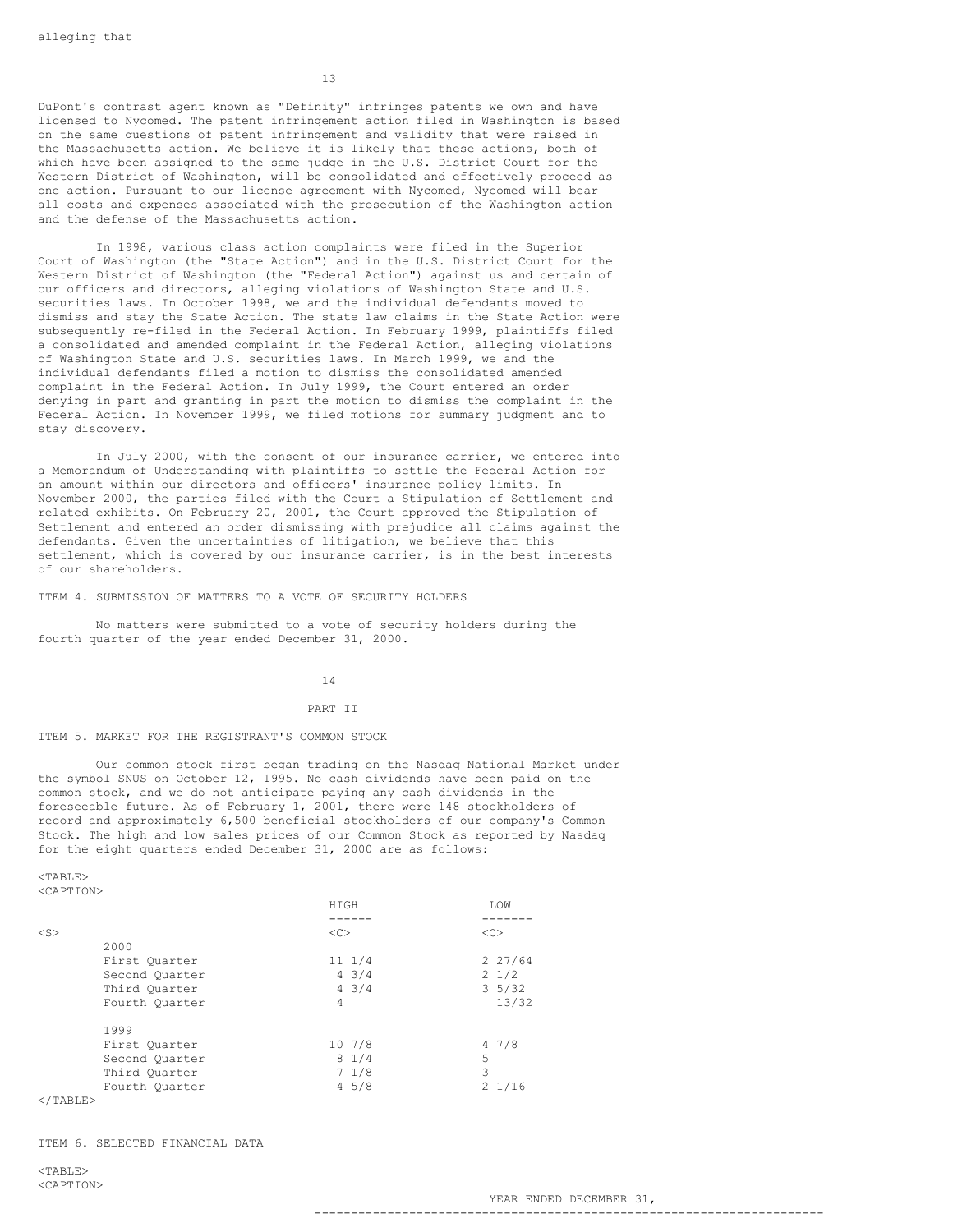alleging that

DuPont's contrast agent known as "Definity" infringes patents we own and have licensed to Nycomed. The patent infringement action filed in Washington is based on the same questions of patent infringement and validity that were raised in the Massachusetts action. We believe it is likely that these actions, both of which have been assigned to the same judge in the U.S. District Court for the Western District of Washington, will be consolidated and effectively proceed as one action. Pursuant to our license agreement with Nycomed, Nycomed will bear all costs and expenses associated with the prosecution of the Washington action and the defense of the Massachusetts action.

In 1998, various class action complaints were filed in the Superior Court of Washington (the "State Action") and in the U.S. District Court for the Western District of Washington (the "Federal Action") against us and certain of our officers and directors, alleging violations of Washington State and U.S. securities laws. In October 1998, we and the individual defendants moved to dismiss and stay the State Action. The state law claims in the State Action were subsequently re-filed in the Federal Action. In February 1999, plaintiffs filed a consolidated and amended complaint in the Federal Action, alleging violations of Washington State and U.S. securities laws. In March 1999, we and the individual defendants filed a motion to dismiss the consolidated amended complaint in the Federal Action. In July 1999, the Court entered an order denying in part and granting in part the motion to dismiss the complaint in the Federal Action. In November 1999, we filed motions for summary judgment and to stay discovery.

In July 2000, with the consent of our insurance carrier, we entered into a Memorandum of Understanding with plaintiffs to settle the Federal Action for an amount within our directors and officers' insurance policy limits. In November 2000, the parties filed with the Court a Stipulation of Settlement and related exhibits. On February 20, 2001, the Court approved the Stipulation of Settlement and entered an order dismissing with prejudice all claims against the defendants. Given the uncertainties of litigation, we believe that this settlement, which is covered by our insurance carrier, is in the best interests of our shareholders.

ITEM 4. SUBMISSION OF MATTERS TO A VOTE OF SECURITY HOLDERS

No matters were submitted to a vote of security holders during the fourth quarter of the year ended December 31, 2000.

## PART II

ITEM 5. MARKET FOR THE REGISTRANT'S COMMON STOCK

Our common stock first began trading on the Nasdaq National Market under the symbol SNUS on October 12, 1995. No cash dividends have been paid on the common stock, and we do not anticipate paying any cash dividends in the foreseeable future. As of February 1, 2001, there were 148 stockholders of record and approximately 6,500 beneficial stockholders of our company's Common Stock. The high and low sales prices of our Common Stock as reported by Nasdaq for the eight quarters ended December 31, 2000 are as follows:

| | HIGH | LOW |
|---|---|---|
| 2000 | | |
| First Quarter | 11 1/4 | 2 27/64 |
| Second Quarter | 4 3/4 | 2 1/2 |
| Third Quarter | 4 3/4 | 3 5/32 |
| Fourth Quarter | 4 | 13/32 |
| 1999 | | |
| First Quarter | 10 7/8 | 4 7/8 |
| Second Quarter | 8 1/4 | 5 |
| Third Quarter | 7 1/8 | 3 |
| Fourth Quarter | 4 5/8 | 2 1/16 |

ITEM 6. SELECTED FINANCIAL DATA

YEAR ENDED DECEMBER 31,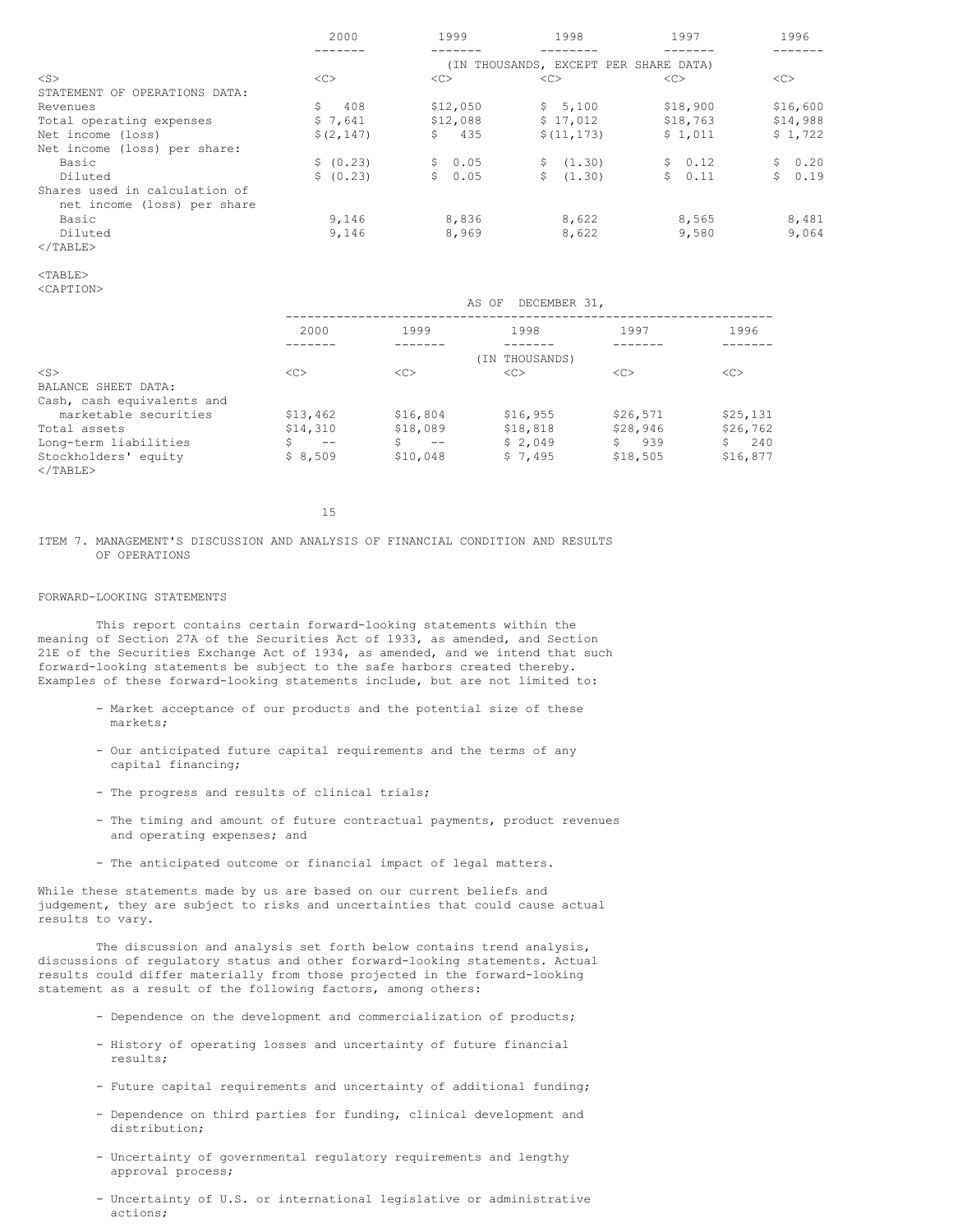| | 2000 | 1999 | 1998 | 1997 | 1996 |
|---|---|---|---|---|---|
| | (IN THOUSANDS, EXCEPT PER SHARE DATA) | | | | |
| STATEMENT OF OPERATIONS DATA: | | | | | |
| Revenues | $ 408 | $12,050 | $ 5,100 | $18,900 | $16,600 |
| Total operating expenses | $ 7,641 | $12,088 | $ 17,012 | $18,763 | $14,988 |
| Net income (loss) | $(2,147) | $ 435 | $(11,173) | $ 1,011 | $ 1,722 |
| Net income (loss) per share: | | | | | |
| Basic | $ (0.23) | $ 0.05 | $ (1.30) | $ 0.12 | $ 0.20 |
| Diluted | $ (0.23) | $ 0.05 | $ (1.30) | $ 0.11 | $ 0.19 |
| Shares used in calculation of net income (loss) per share | | | | | |
| Basic | 9,146 | 8,836 | 8,622 | 8,565 | 8,481 |
| Diluted | 9,146 | 8,969 | 8,622 | 9,580 | 9,064 |

| | AS OF DECEMBER 31, | | | | |
|---|---|---|---|---|---|
| | 2000 | 1999 | 1998 | 1997 | 1996 |
| | (IN THOUSANDS) | | | | |
| BALANCE SHEET DATA: | | | | | |
| Cash, cash equivalents and marketable securities | $13,462 | $16,804 | $16,955 | $26,571 | $25,131 |
| Total assets | $14,310 | $18,089 | $18,818 | $28,946 | $26,762 |
| Long-term liabilities | $ -- | $ -- | $ 2,049 | $ 939 | $ 240 |
| Stockholders' equity | $ 8,509 | $10,048 | $ 7,495 | $18,505 | $16,877 |

## ITEM 7. MANAGEMENT'S DISCUSSION AND ANALYSIS OF FINANCIAL CONDITION AND RESULTS OF OPERATIONS

### FORWARD-LOOKING STATEMENTS

This report contains certain forward-looking statements within the meaning of Section 27A of the Securities Act of 1933, as amended, and Section 21E of the Securities Exchange Act of 1934, as amended, and we intend that such forward-looking statements be subject to the safe harbors created thereby. Examples of these forward-looking statements include, but are not limited to:

- Market acceptance of our products and the potential size of these markets;
- Our anticipated future capital requirements and the terms of any capital financing;
- The progress and results of clinical trials;
- The timing and amount of future contractual payments, product revenues and operating expenses; and
- The anticipated outcome or financial impact of legal matters.

While these statements made by us are based on our current beliefs and judgement, they are subject to risks and uncertainties that could cause actual results to vary.

The discussion and analysis set forth below contains trend analysis, discussions of regulatory status and other forward-looking statements. Actual results could differ materially from those projected in the forward-looking statement as a result of the following factors, among others:

- Dependence on the development and commercialization of products;
- History of operating losses and uncertainty of future financial results;
- Future capital requirements and uncertainty of additional funding;
- Dependence on third parties for funding, clinical development and distribution;
- Uncertainty of governmental regulatory requirements and lengthy approval process;
- Uncertainty of U.S. or international legislative or administrative actions;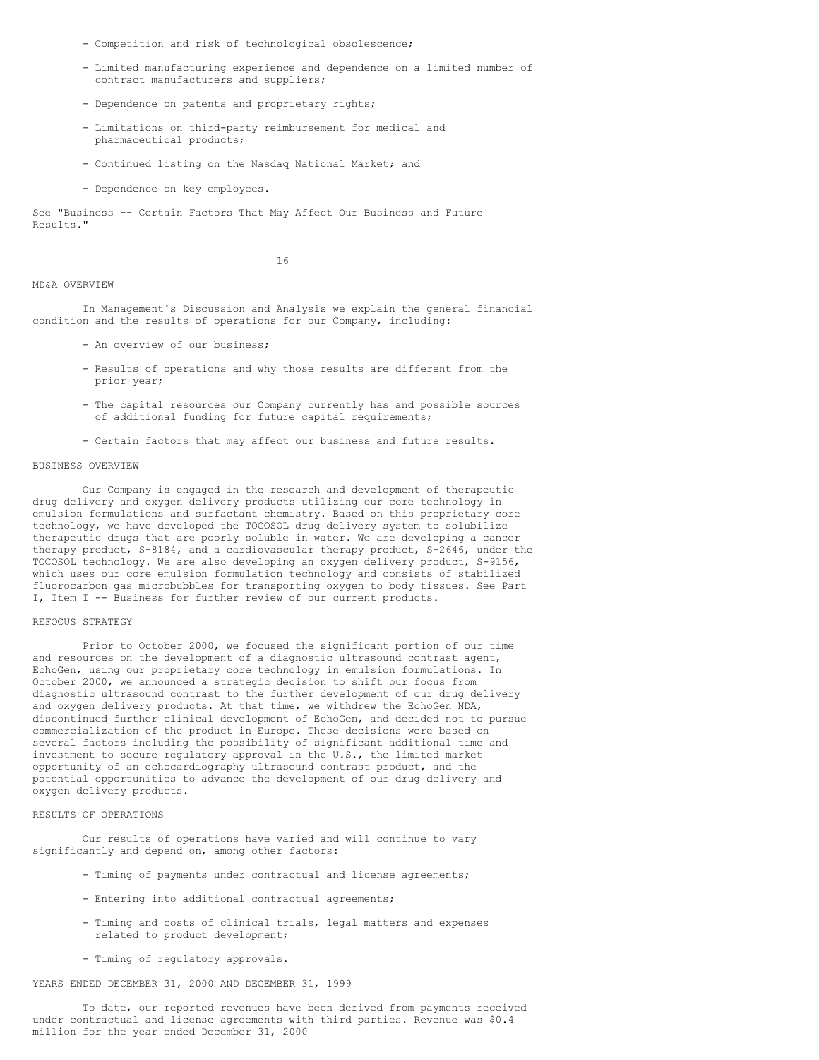- Competition and risk of technological obsolescence;

- Limited manufacturing experience and dependence on a limited number of contract manufacturers and suppliers;

- Dependence on patents and proprietary rights;

- Limitations on third-party reimbursement for medical and pharmaceutical products;

- Continued listing on the Nasdaq National Market; and

- Dependence on key employees.

See "Business -- Certain Factors That May Affect Our Business and Future Results."

## MD&A OVERVIEW

In Management's Discussion and Analysis we explain the general financial condition and the results of operations for our Company, including:

- An overview of our business;

- Results of operations and why those results are different from the prior year;

- The capital resources our Company currently has and possible sources of additional funding for future capital requirements;

- Certain factors that may affect our business and future results.

## BUSINESS OVERVIEW

Our Company is engaged in the research and development of therapeutic drug delivery and oxygen delivery products utilizing our core technology in emulsion formulations and surfactant chemistry. Based on this proprietary core technology, we have developed the TOCOSOL drug delivery system to solubilize therapeutic drugs that are poorly soluble in water. We are developing a cancer therapy product, S-8184, and a cardiovascular therapy product, S-2646, under the TOCOSOL technology. We are also developing an oxygen delivery product, S-9156, which uses our core emulsion formulation technology and consists of stabilized fluorocarbon gas microbubbles for transporting oxygen to body tissues. See Part I, Item I -- Business for further review of our current products.

## REFOCUS STRATEGY

Prior to October 2000, we focused the significant portion of our time and resources on the development of a diagnostic ultrasound contrast agent, EchoGen, using our proprietary core technology in emulsion formulations. In October 2000, we announced a strategic decision to shift our focus from diagnostic ultrasound contrast to the further development of our drug delivery and oxygen delivery products. At that time, we withdrew the EchoGen NDA, discontinued further clinical development of EchoGen, and decided not to pursue commercialization of the product in Europe. These decisions were based on several factors including the possibility of significant additional time and investment to secure regulatory approval in the U.S., the limited market opportunity of an echocardiography ultrasound contrast product, and the potential opportunities to advance the development of our drug delivery and oxygen delivery products.

## RESULTS OF OPERATIONS

Our results of operations have varied and will continue to vary significantly and depend on, among other factors:

- Timing of payments under contractual and license agreements;

- Entering into additional contractual agreements;

- Timing and costs of clinical trials, legal matters and expenses related to product development;

- Timing of regulatory approvals.

## YEARS ENDED DECEMBER 31, 2000 AND DECEMBER 31, 1999

To date, our reported revenues have been derived from payments received under contractual and license agreements with third parties. Revenue was $0.4 million for the year ended December 31, 2000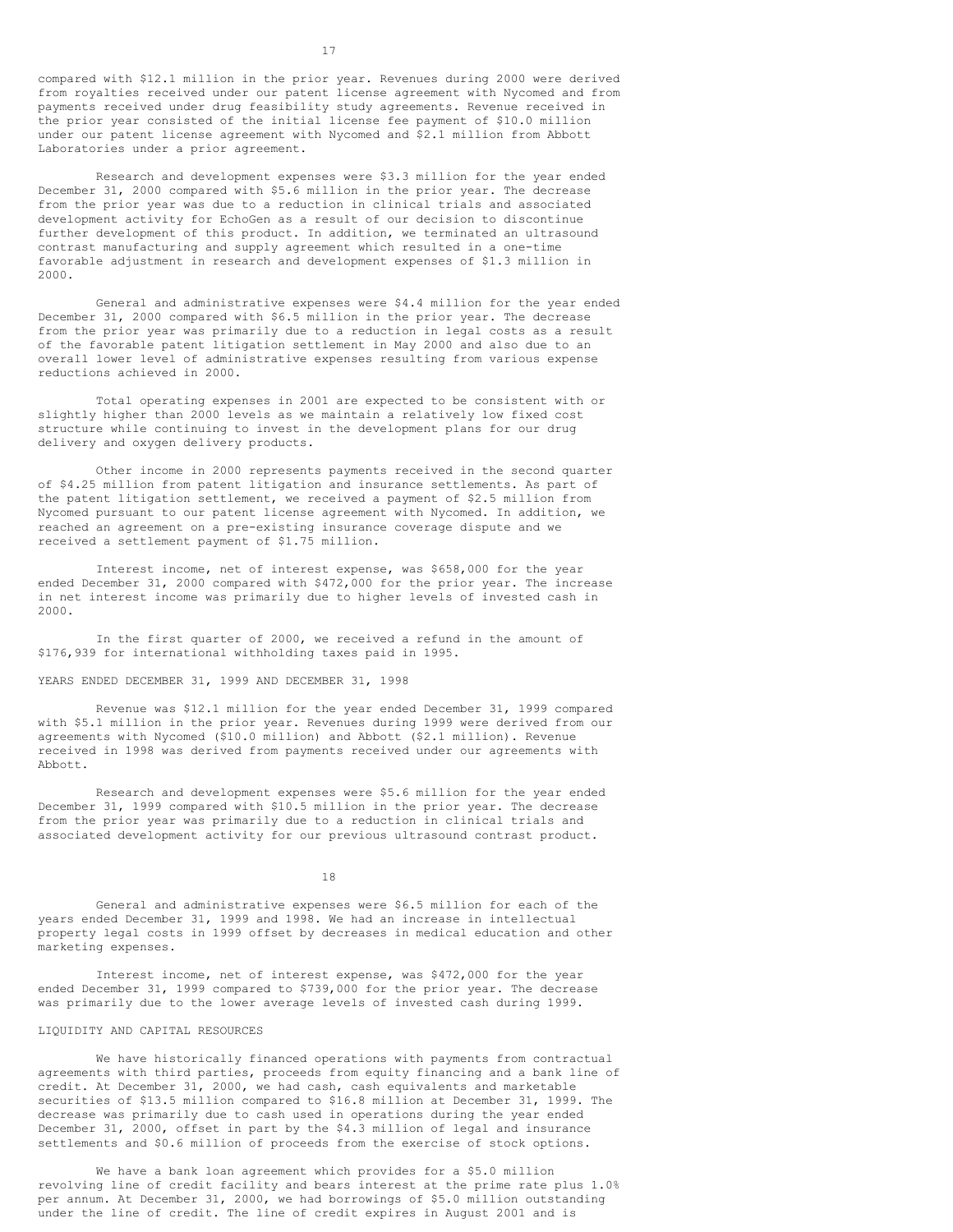compared with $12.1 million in the prior year. Revenues during 2000 were derived from royalties received under our patent license agreement with Nycomed and from payments received under drug feasibility study agreements. Revenue received in the prior year consisted of the initial license fee payment of $10.0 million under our patent license agreement with Nycomed and $2.1 million from Abbott Laboratories under a prior agreement.

Research and development expenses were $3.3 million for the year ended December 31, 2000 compared with $5.6 million in the prior year. The decrease from the prior year was due to a reduction in clinical trials and associated development activity for EchoGen as a result of our decision to discontinue further development of this product. In addition, we terminated an ultrasound contrast manufacturing and supply agreement which resulted in a one-time favorable adjustment in research and development expenses of $1.3 million in 2000.

General and administrative expenses were $4.4 million for the year ended December 31, 2000 compared with $6.5 million in the prior year. The decrease from the prior year was primarily due to a reduction in legal costs as a result of the favorable patent litigation settlement in May 2000 and also due to an overall lower level of administrative expenses resulting from various expense reductions achieved in 2000.

Total operating expenses in 2001 are expected to be consistent with or slightly higher than 2000 levels as we maintain a relatively low fixed cost structure while continuing to invest in the development plans for our drug delivery and oxygen delivery products.

Other income in 2000 represents payments received in the second quarter of $4.25 million from patent litigation and insurance settlements. As part of the patent litigation settlement, we received a payment of $2.5 million from Nycomed pursuant to our patent license agreement with Nycomed. In addition, we reached an agreement on a pre-existing insurance coverage dispute and we received a settlement payment of $1.75 million.

Interest income, net of interest expense, was $658,000 for the year ended December 31, 2000 compared with $472,000 for the prior year. The increase in net interest income was primarily due to higher levels of invested cash in 2000.

In the first quarter of 2000, we received a refund in the amount of $176,939 for international withholding taxes paid in 1995.

YEARS ENDED DECEMBER 31, 1999 AND DECEMBER 31, 1998

Revenue was $12.1 million for the year ended December 31, 1999 compared with $5.1 million in the prior year. Revenues during 1999 were derived from our agreements with Nycomed ($10.0 million) and Abbott ($2.1 million). Revenue received in 1998 was derived from payments received under our agreements with Abbott.

Research and development expenses were $5.6 million for the year ended December 31, 1999 compared with $10.5 million in the prior year. The decrease from the prior year was primarily due to a reduction in clinical trials and associated development activity for our previous ultrasound contrast product.

General and administrative expenses were $6.5 million for each of the years ended December 31, 1999 and 1998. We had an increase in intellectual property legal costs in 1999 offset by decreases in medical education and other marketing expenses.

Interest income, net of interest expense, was $472,000 for the year ended December 31, 1999 compared to $739,000 for the prior year. The decrease was primarily due to the lower average levels of invested cash during 1999.

LIQUIDITY AND CAPITAL RESOURCES

We have historically financed operations with payments from contractual agreements with third parties, proceeds from equity financing and a bank line of credit. At December 31, 2000, we had cash, cash equivalents and marketable securities of $13.5 million compared to $16.8 million at December 31, 1999. The decrease was primarily due to cash used in operations during the year ended December 31, 2000, offset in part by the $4.3 million of legal and insurance settlements and $0.6 million of proceeds from the exercise of stock options.

We have a bank loan agreement which provides for a $5.0 million revolving line of credit facility and bears interest at the prime rate plus 1.0% per annum. At December 31, 2000, we had borrowings of $5.0 million outstanding under the line of credit. The line of credit expires in August 2001 and is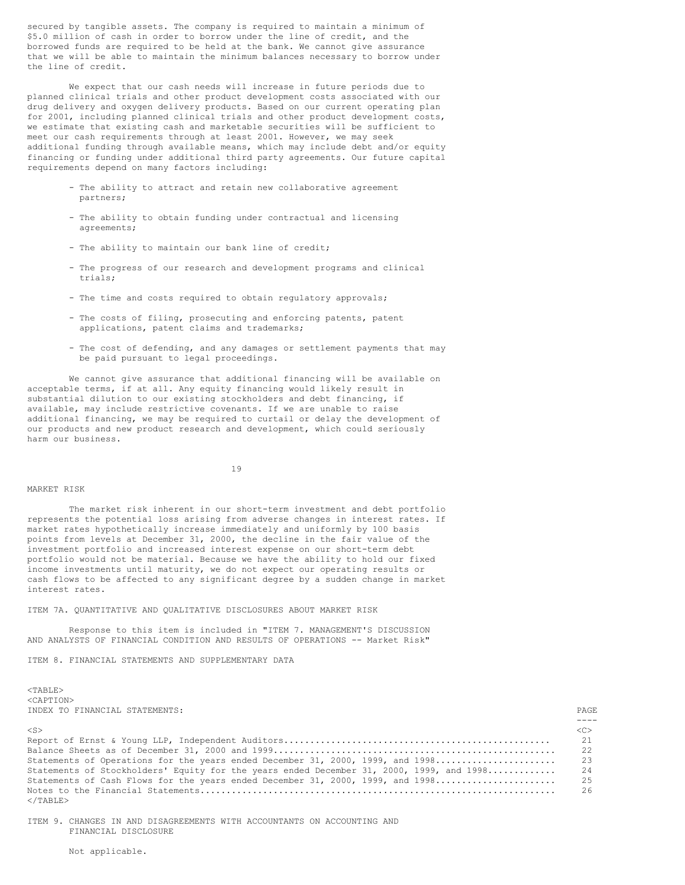secured by tangible assets. The company is required to maintain a minimum of $5.0 million of cash in order to borrow under the line of credit, and the borrowed funds are required to be held at the bank. We cannot give assurance that we will be able to maintain the minimum balances necessary to borrow under the line of credit.

We expect that our cash needs will increase in future periods due to planned clinical trials and other product development costs associated with our drug delivery and oxygen delivery products. Based on our current operating plan for 2001, including planned clinical trials and other product development costs, we estimate that existing cash and marketable securities will be sufficient to meet our cash requirements through at least 2001. However, we may seek additional funding through available means, which may include debt and/or equity financing or funding under additional third party agreements. Our future capital requirements depend on many factors including:

- The ability to attract and retain new collaborative agreement partners;
- The ability to obtain funding under contractual and licensing agreements;
- The ability to maintain our bank line of credit;
- The progress of our research and development programs and clinical trials;
- The time and costs required to obtain regulatory approvals;
- The costs of filing, prosecuting and enforcing patents, patent applications, patent claims and trademarks;
- The cost of defending, and any damages or settlement payments that may be paid pursuant to legal proceedings.

We cannot give assurance that additional financing will be available on acceptable terms, if at all. Any equity financing would likely result in substantial dilution to our existing stockholders and debt financing, if available, may include restrictive covenants. If we are unable to raise additional financing, we may be required to curtail or delay the development of our products and new product research and development, which could seriously harm our business.

MARKET RISK

The market risk inherent in our short-term investment and debt portfolio represents the potential loss arising from adverse changes in interest rates. If market rates hypothetically increase immediately and uniformly by 100 basis points from levels at December 31, 2000, the decline in the fair value of the investment portfolio and increased interest expense on our short-term debt portfolio would not be material. Because we have the ability to hold our fixed income investments until maturity, we do not expect our operating results or cash flows to be affected to any significant degree by a sudden change in market interest rates.

ITEM 7A. QUANTITATIVE AND QUALITATIVE DISCLOSURES ABOUT MARKET RISK

Response to this item is included in "ITEM 7. MANAGEMENT'S DISCUSSION AND ANALYSIS OF FINANCIAL CONDITION AND RESULTS OF OPERATIONS -- Market Risk"

ITEM 8. FINANCIAL STATEMENTS AND SUPPLEMENTARY DATA

| INDEX TO FINANCIAL STATEMENTS: | PAGE |
|---|---|
| Report of Ernst & Young LLP, Independent Auditors | 21 |
| Balance Sheets as of December 31, 2000 and 1999 | 22 |
| Statements of Operations for the years ended December 31, 2000, 1999, and 1998 | 23 |
| Statements of Stockholders' Equity for the years ended December 31, 2000, 1999, and 1998 | 24 |
| Statements of Cash Flows for the years ended December 31, 2000, 1999, and 1998 | 25 |
| Notes to the Financial Statements | 26 |

ITEM 9. CHANGES IN AND DISAGREEMENTS WITH ACCOUNTANTS ON ACCOUNTING AND FINANCIAL DISCLOSURE

Not applicable.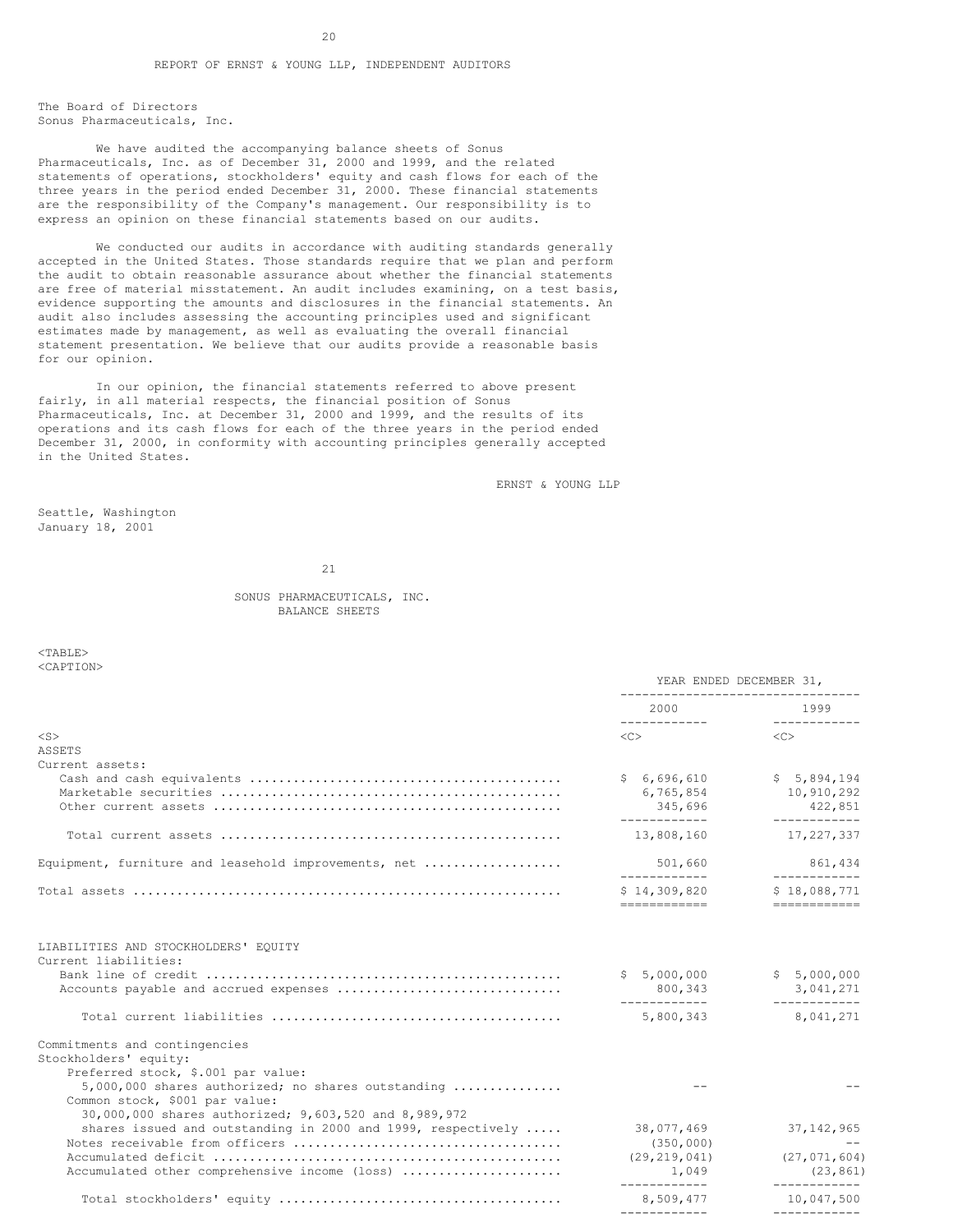## REPORT OF ERNST & YOUNG LLP, INDEPENDENT AUDITORS

The Board of Directors
Sonus Pharmaceuticals, Inc.

We have audited the accompanying balance sheets of Sonus Pharmaceuticals, Inc. as of December 31, 2000 and 1999, and the related statements of operations, stockholders' equity and cash flows for each of the three years in the period ended December 31, 2000. These financial statements are the responsibility of the Company's management. Our responsibility is to express an opinion on these financial statements based on our audits.

We conducted our audits in accordance with auditing standards generally accepted in the United States. Those standards require that we plan and perform the audit to obtain reasonable assurance about whether the financial statements are free of material misstatement. An audit includes examining, on a test basis, evidence supporting the amounts and disclosures in the financial statements. An audit also includes assessing the accounting principles used and significant estimates made by management, as well as evaluating the overall financial statement presentation. We believe that our audits provide a reasonable basis for our opinion.

In our opinion, the financial statements referred to above present fairly, in all material respects, the financial position of Sonus Pharmaceuticals, Inc. at December 31, 2000 and 1999, and the results of its operations and its cash flows for each of the three years in the period ended December 31, 2000, in conformity with accounting principles generally accepted in the United States.

ERNST & YOUNG LLP

Seattle, Washington
January 18, 2001

## SONUS PHARMACEUTICALS, INC.
## BALANCE SHEETS

| | YEAR ENDED DECEMBER 31, | |
|---|---|---|
| | 2000 | 1999 |
| **ASSETS** | | |
| Current assets: | | |
| Cash and cash equivalents | $ 6,696,610 | $ 5,894,194 |
| Marketable securities | 6,765,854 | 10,910,292 |
| Other current assets | 345,696 | 422,851 |
| Total current assets | 13,808,160 | 17,227,337 |
| Equipment, furniture and leasehold improvements, net | 501,660 | 861,434 |
| Total assets | $ 14,309,820 | $ 18,088,771 |
| **LIABILITIES AND STOCKHOLDERS' EQUITY** | | |
| Current liabilities: | | |
| Bank line of credit | $ 5,000,000 | $ 5,000,000 |
| Accounts payable and accrued expenses | 800,343 | 3,041,271 |
| Total current liabilities | 5,800,343 | 8,041,271 |
| Commitments and contingencies | | |
| Stockholders' equity: | | |
| Preferred stock, $.001 par value: 5,000,000 shares authorized; no shares outstanding | -- | -- |
| Common stock, $001 par value: 30,000,000 shares authorized; 9,603,520 and 8,989,972 shares issued and outstanding in 2000 and 1999, respectively | 38,077,469 | 37,142,965 |
| Notes receivable from officers | (350,000) | -- |
| Accumulated deficit | (29,219,041) | (27,071,604) |
| Accumulated other comprehensive income (loss) | 1,049 | (23,861) |
| Total stockholders' equity | 8,509,477 | 10,047,500 |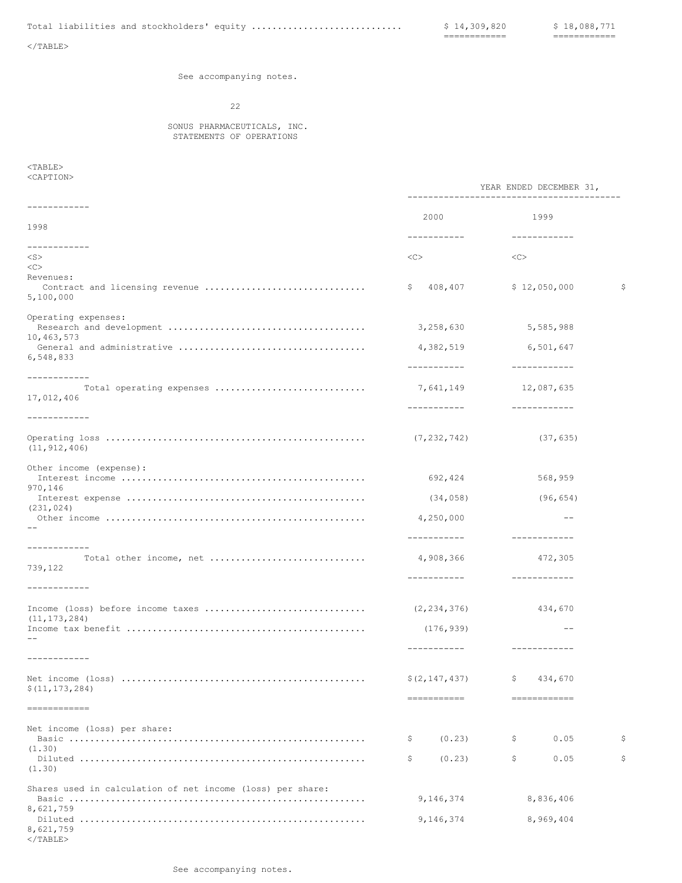| | | |
|---|---|---|
| Total liabilities and stockholders' equity | $ 14,309,820 | $ 18,088,771 |

See accompanying notes.

SONUS PHARMACEUTICALS, INC.
STATEMENTS OF OPERATIONS

| | YEAR ENDED DECEMBER 31, | | |
|---|---|---|---|
| | 2000 | 1999 | 1998 |
| Revenues: | | | |
| Contract and licensing revenue | $ 408,407 | $ 12,050,000 | $ 5,100,000 |
| Operating expenses: | | | |
| Research and development | 3,258,630 | 5,585,988 | 10,463,573 |
| General and administrative | 4,382,519 | 6,501,647 | 6,548,833 |
| Total operating expenses | 7,641,149 | 12,087,635 | 17,012,406 |
| Operating loss | (7,232,742) | (37,635) | (11,912,406) |
| Other income (expense): | | | |
| Interest income | 692,424 | 568,959 | 970,146 |
| Interest expense | (34,058) | (96,654) | (231,024) |
| Other income | 4,250,000 | -- | -- |
| Total other income, net | 4,908,366 | 472,305 | 739,122 |
| Income (loss) before income taxes | (2,234,376) | 434,670 | (11,173,284) |
| Income tax benefit | (176,939) | -- | -- |
| Net income (loss) | $(2,147,437) | $ 434,670 | $(11,173,284) |
| Net income (loss) per share: | | | |
| Basic | $ (0.23) | $ 0.05 | $ (1.30) |
| Diluted | $ (0.23) | $ 0.05 | $ (1.30) |
| Shares used in calculation of net income (loss) per share: | | | |
| Basic | 9,146,374 | 8,836,406 | 8,621,759 |
| Diluted | 9,146,374 | 8,969,404 | 8,621,759 |

See accompanying notes.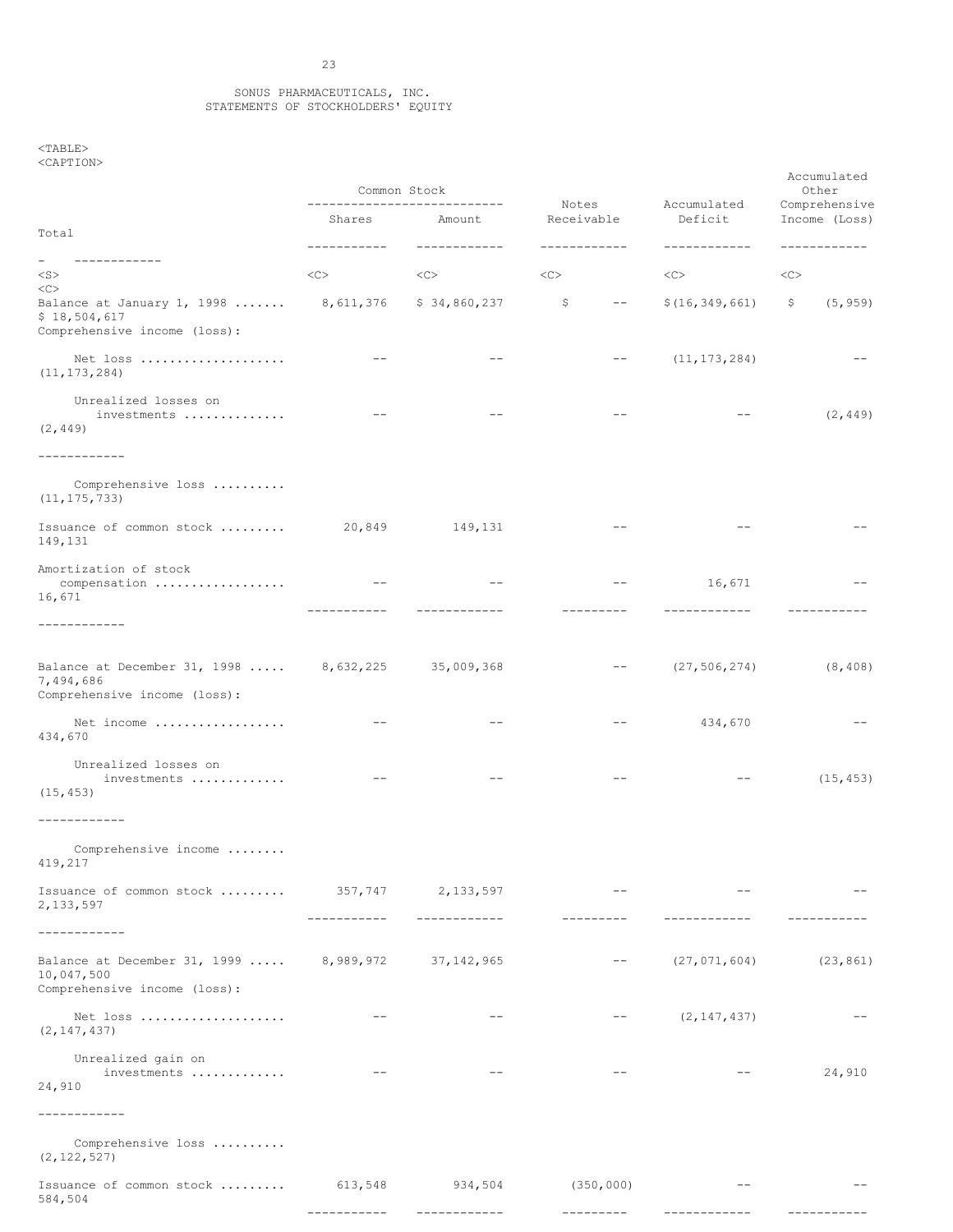SONUS PHARMACEUTICALS, INC.
STATEMENTS OF STOCKHOLDERS' EQUITY

| | Common Stock | | Notes Receivable | Accumulated Deficit | Accumulated Other Comprehensive Income (Loss) | Total |
|---|---|---|---|---|---|---|
| | Shares | Amount | | | | |
| Balance at January 1, 1998 | 8,611,376 | $ 34,860,237 | $ -- | $(16,349,661) | $ (5,959) | $ 18,504,617 |
| Comprehensive income (loss): | | | | | | |
| Net loss | -- | -- | -- | (11,173,284) | -- | (11,173,284) |
| Unrealized losses on investments | -- | -- | -- | -- | (2,449) | (2,449) |
| Comprehensive loss | | | | | | (11,175,733) |
| Issuance of common stock | 20,849 | 149,131 | -- | -- | -- | 149,131 |
| Amortization of stock compensation | -- | -- | -- | 16,671 | -- | 16,671 |
| Balance at December 31, 1998 | 8,632,225 | 35,009,368 | -- | (27,506,274) | (8,408) | 7,494,686 |
| Comprehensive income (loss): | | | | | | |
| Net income | -- | -- | -- | 434,670 | -- | 434,670 |
| Unrealized losses on investments | -- | -- | -- | -- | (15,453) | (15,453) |
| Comprehensive income | | | | | | 419,217 |
| Issuance of common stock | 357,747 | 2,133,597 | -- | -- | -- | 2,133,597 |
| Balance at December 31, 1999 | 8,989,972 | 37,142,965 | -- | (27,071,604) | (23,861) | 10,047,500 |
| Comprehensive income (loss): | | | | | | |
| Net loss | -- | -- | -- | (2,147,437) | -- | (2,147,437) |
| Unrealized gain on investments | -- | -- | -- | -- | 24,910 | 24,910 |
| Comprehensive loss | | | | | | (2,122,527) |
| Issuance of common stock | 613,548 | 934,504 | (350,000) | -- | -- | 584,504 |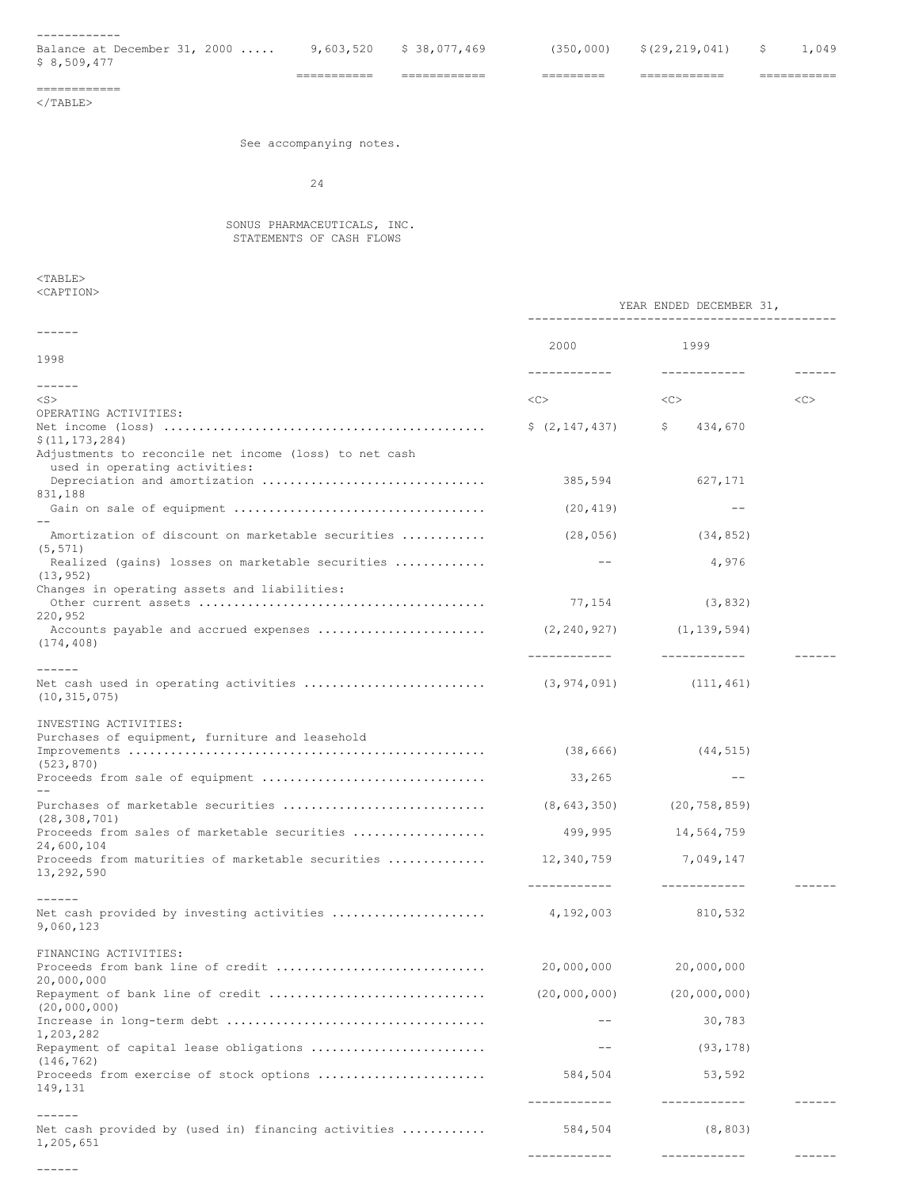| Balance at December 31, 2000 ..... | 9,603,520 | $ 38,077,469 | (350,000) | $(29,219,041) | $ 1,049 | $ 8,509,477 |
|---|---|---|---|---|---|---|

See accompanying notes.

SONUS PHARMACEUTICALS, INC.
STATEMENTS OF CASH FLOWS

| | YEAR ENDED DECEMBER 31, | | |
|---|---|---|---|
| | 2000 | 1999 | 1998 |
| OPERATING ACTIVITIES: | | | |
| Net income (loss) ............................................ | $ (2,147,437) | $ 434,670 | $(11,173,284) |
| Adjustments to reconcile net income (loss) to net cash used in operating activities: | | | |
| Depreciation and amortization ............................... | 385,594 | 627,171 | 831,188 |
| Gain on sale of equipment ................................... | (20,419) | -- | -- |
| Amortization of discount on marketable securities ........... | (28,056) | (34,852) | (5,571) |
| Realized (gains) losses on marketable securities ............ | -- | 4,976 | (13,952) |
| Changes in operating assets and liabilities: | | | |
| Other current assets ........................................ | 77,154 | (3,832) | 220,952 |
| Accounts payable and accrued expenses ....................... | (2,240,927) | (1,139,594) | (174,408) |
| Net cash used in operating activities ......................... | (3,974,091) | (111,461) | (10,315,075) |
| INVESTING ACTIVITIES: | | | |
| Purchases of equipment, furniture and leasehold Improvements .................................................. | (38,666) | (44,515) | (523,870) |
| Proceeds from sale of equipment ............................... | 33,265 | -- | -- |
| Purchases of marketable securities ............................ | (8,643,350) | (20,758,859) | (28,308,701) |
| Proceeds from sales of marketable securities .................. | 499,995 | 14,564,759 | 24,600,104 |
| Proceeds from maturities of marketable securities ............. | 12,340,759 | 7,049,147 | 13,292,590 |
| Net cash provided by investing activities ..................... | 4,192,003 | 810,532 | 9,060,123 |
| FINANCING ACTIVITIES: | | | |
| Proceeds from bank line of credit ............................. | 20,000,000 | 20,000,000 | 20,000,000 |
| Repayment of bank line of credit .............................. | (20,000,000) | (20,000,000) | (20,000,000) |
| Increase in long-term debt .................................... | -- | 30,783 | 1,203,282 |
| Repayment of capital lease obligations ........................ | -- | (93,178) | (146,762) |
| Proceeds from exercise of stock options ....................... | 584,504 | 53,592 | 149,131 |
| Net cash provided by (used in) financing activities ........... | 584,504 | (8,803) | 1,205,651 |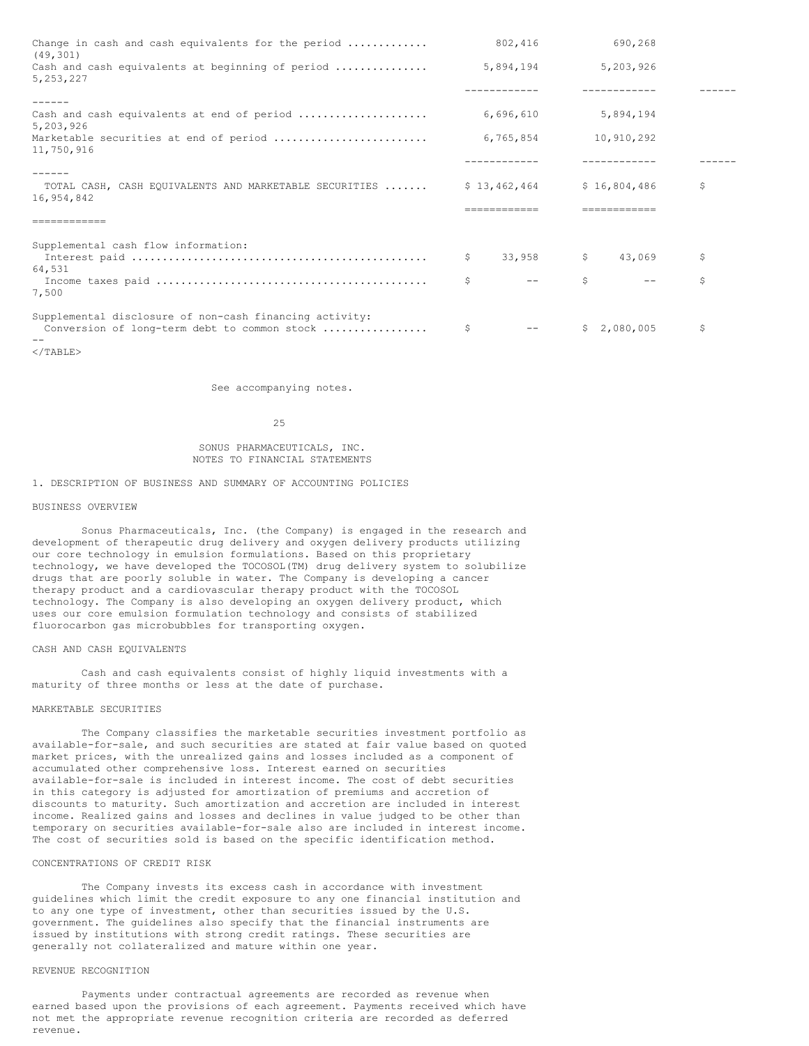| | | | |
|---|---|---|---|
| Change in cash and cash equivalents for the period | 802,416 | 690,268 | (49,301) |
| Cash and cash equivalents at beginning of period | 5,894,194 | 5,203,926 | 5,253,227 |
| Cash and cash equivalents at end of period | 6,696,610 | 5,894,194 | 5,203,926 |
| Marketable securities at end of period | 6,765,854 | 10,910,292 | 11,750,916 |
| TOTAL CASH, CASH EQUIVALENTS AND MARKETABLE SECURITIES | $ 13,462,464 | $ 16,804,486 | $ 16,954,842 |
| Supplemental cash flow information: | | | |
| Interest paid | $ 33,958 | $ 43,069 | $ 64,531 |
| Income taxes paid | $ -- | $ -- | $ 7,500 |
| Supplemental disclosure of non-cash financing activity: | | | |
| Conversion of long-term debt to common stock | $ -- | $ 2,080,005 | $ -- |

See accompanying notes.

SONUS PHARMACEUTICALS, INC.
NOTES TO FINANCIAL STATEMENTS

## 1. DESCRIPTION OF BUSINESS AND SUMMARY OF ACCOUNTING POLICIES

### BUSINESS OVERVIEW

Sonus Pharmaceuticals, Inc. (the Company) is engaged in the research and development of therapeutic drug delivery and oxygen delivery products utilizing our core technology in emulsion formulations. Based on this proprietary technology, we have developed the TOCOSOL(TM) drug delivery system to solubilize drugs that are poorly soluble in water. The Company is developing a cancer therapy product and a cardiovascular therapy product with the TOCOSOL technology. The Company is also developing an oxygen delivery product, which uses our core emulsion formulation technology and consists of stabilized fluorocarbon gas microbubbles for transporting oxygen.

### CASH AND CASH EQUIVALENTS

Cash and cash equivalents consist of highly liquid investments with a maturity of three months or less at the date of purchase.

### MARKETABLE SECURITIES

The Company classifies the marketable securities investment portfolio as available-for-sale, and such securities are stated at fair value based on quoted market prices, with the unrealized gains and losses included as a component of accumulated other comprehensive loss. Interest earned on securities available-for-sale is included in interest income. The cost of debt securities in this category is adjusted for amortization of premiums and accretion of discounts to maturity. Such amortization and accretion are included in interest income. Realized gains and losses and declines in value judged to be other than temporary on securities available-for-sale also are included in interest income. The cost of securities sold is based on the specific identification method.

### CONCENTRATIONS OF CREDIT RISK

The Company invests its excess cash in accordance with investment guidelines which limit the credit exposure to any one financial institution and to any one type of investment, other than securities issued by the U.S. government. The guidelines also specify that the financial instruments are issued by institutions with strong credit ratings. These securities are generally not collateralized and mature within one year.

### REVENUE RECOGNITION

Payments under contractual agreements are recorded as revenue when earned based upon the provisions of each agreement. Payments received which have not met the appropriate revenue recognition criteria are recorded as deferred revenue.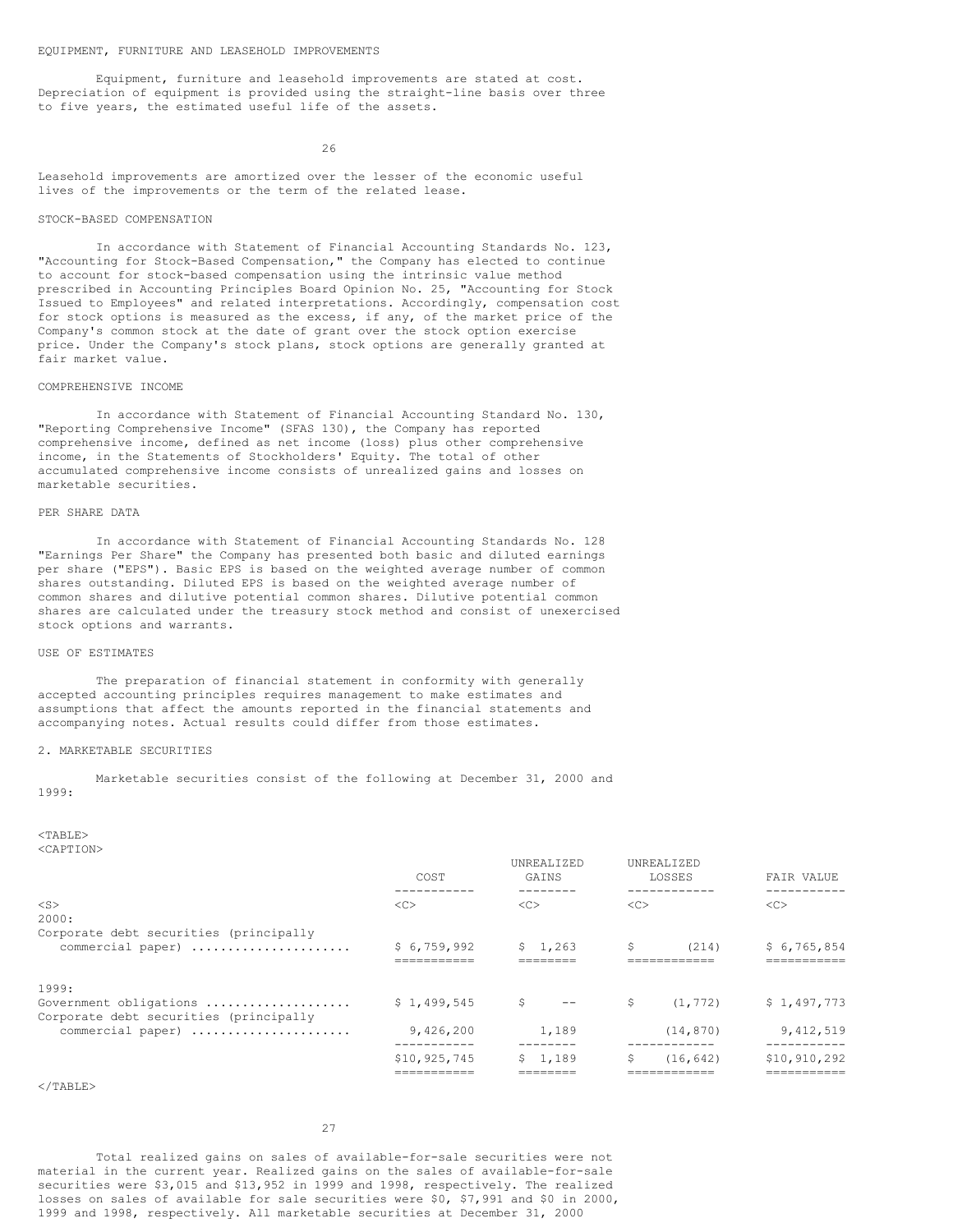EQUIPMENT, FURNITURE AND LEASEHOLD IMPROVEMENTS

Equipment, furniture and leasehold improvements are stated at cost. Depreciation of equipment is provided using the straight-line basis over three to five years, the estimated useful life of the assets.

Leasehold improvements are amortized over the lesser of the economic useful lives of the improvements or the term of the related lease.

STOCK-BASED COMPENSATION

In accordance with Statement of Financial Accounting Standards No. 123, "Accounting for Stock-Based Compensation," the Company has elected to continue to account for stock-based compensation using the intrinsic value method prescribed in Accounting Principles Board Opinion No. 25, "Accounting for Stock Issued to Employees" and related interpretations. Accordingly, compensation cost for stock options is measured as the excess, if any, of the market price of the Company's common stock at the date of grant over the stock option exercise price. Under the Company's stock plans, stock options are generally granted at fair market value.

COMPREHENSIVE INCOME

In accordance with Statement of Financial Accounting Standard No. 130, "Reporting Comprehensive Income" (SFAS 130), the Company has reported comprehensive income, defined as net income (loss) plus other comprehensive income, in the Statements of Stockholders' Equity. The total of other accumulated comprehensive income consists of unrealized gains and losses on marketable securities.

PER SHARE DATA

In accordance with Statement of Financial Accounting Standards No. 128 "Earnings Per Share" the Company has presented both basic and diluted earnings per share ("EPS"). Basic EPS is based on the weighted average number of common shares outstanding. Diluted EPS is based on the weighted average number of common shares and dilutive potential common shares. Dilutive potential common shares are calculated under the treasury stock method and consist of unexercised stock options and warrants.

USE OF ESTIMATES

The preparation of financial statement in conformity with generally accepted accounting principles requires management to make estimates and assumptions that affect the amounts reported in the financial statements and accompanying notes. Actual results could differ from those estimates.

2. MARKETABLE SECURITIES

Marketable securities consist of the following at December 31, 2000 and 1999:

| | COST | UNREALIZED GAINS | UNREALIZED LOSSES | FAIR VALUE |
|---|---|---|---|---|
| 2000: | | | | |
| Corporate debt securities (principally commercial paper) | $ 6,759,992 | $ 1,263 | $ (214) | $ 6,765,854 |
| 1999: | | | | |
| Government obligations | $ 1,499,545 | $ -- | $ (1,772) | $ 1,497,773 |
| Corporate debt securities (principally commercial paper) | 9,426,200 | 1,189 | (14,870) | 9,412,519 |
| | $10,925,745 | $ 1,189 | $ (16,642) | $10,910,292 |

Total realized gains on sales of available-for-sale securities were not material in the current year. Realized gains on the sales of available-for-sale securities were $3,015 and $13,952 in 1999 and 1998, respectively. The realized losses on sales of available for sale securities were $0, $7,991 and $0 in 2000, 1999 and 1998, respectively. All marketable securities at December 31, 2000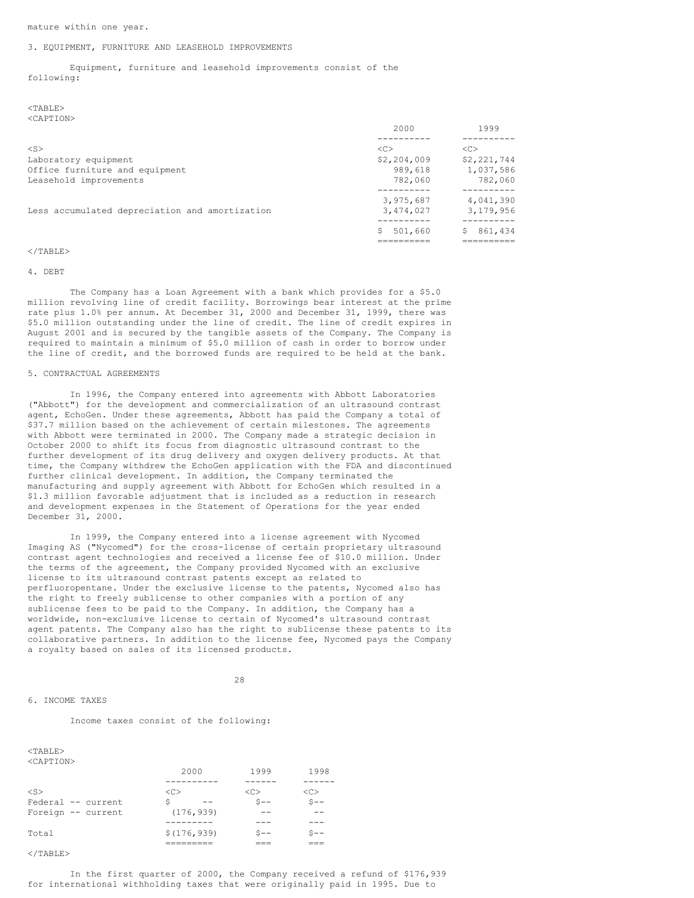mature within one year.

3. EQUIPMENT, FURNITURE AND LEASEHOLD IMPROVEMENTS

Equipment, furniture and leasehold improvements consist of the following:

| | 2000 | 1999 |
|---|---|---|
| Laboratory equipment | $2,204,009 | $2,221,744 |
| Office furniture and equipment | 989,618 | 1,037,586 |
| Leasehold improvements | 782,060 | 782,060 |
| | 3,975,687 | 4,041,390 |
| Less accumulated depreciation and amortization | 3,474,027 | 3,179,956 |
| | $ 501,660 | $ 861,434 |

4. DEBT

The Company has a Loan Agreement with a bank which provides for a $5.0 million revolving line of credit facility. Borrowings bear interest at the prime rate plus 1.0% per annum. At December 31, 2000 and December 31, 1999, there was $5.0 million outstanding under the line of credit. The line of credit expires in August 2001 and is secured by the tangible assets of the Company. The Company is required to maintain a minimum of $5.0 million of cash in order to borrow under the line of credit, and the borrowed funds are required to be held at the bank.

5. CONTRACTUAL AGREEMENTS

In 1996, the Company entered into agreements with Abbott Laboratories ("Abbott") for the development and commercialization of an ultrasound contrast agent, EchoGen. Under these agreements, Abbott has paid the Company a total of $37.7 million based on the achievement of certain milestones. The agreements with Abbott were terminated in 2000. The Company made a strategic decision in October 2000 to shift its focus from diagnostic ultrasound contrast to the further development of its drug delivery and oxygen delivery products. At that time, the Company withdrew the EchoGen application with the FDA and discontinued further clinical development. In addition, the Company terminated the manufacturing and supply agreement with Abbott for EchoGen which resulted in a $1.3 million favorable adjustment that is included as a reduction in research and development expenses in the Statement of Operations for the year ended December 31, 2000.

In 1999, the Company entered into a license agreement with Nycomed Imaging AS ("Nycomed") for the cross-license of certain proprietary ultrasound contrast agent technologies and received a license fee of $10.0 million. Under the terms of the agreement, the Company provided Nycomed with an exclusive license to its ultrasound contrast patents except as related to perfluoropentane. Under the exclusive license to the patents, Nycomed also has the right to freely sublicense to other companies with a portion of any sublicense fees to be paid to the Company. In addition, the Company has a worldwide, non-exclusive license to certain of Nycomed's ultrasound contrast agent patents. The Company also has the right to sublicense these patents to its collaborative partners. In addition to the license fee, Nycomed pays the Company a royalty based on sales of its licensed products.

6. INCOME TAXES

Income taxes consist of the following:

| | 2000 | 1999 | 1998 |
|---|---|---|---|
| Federal -- current | $ -- | $-- | $-- |
| Foreign -- current | (176,939) | -- | -- |
| Total | $(176,939) | $-- | $-- |

In the first quarter of 2000, the Company received a refund of $176,939 for international withholding taxes that were originally paid in 1995. Due to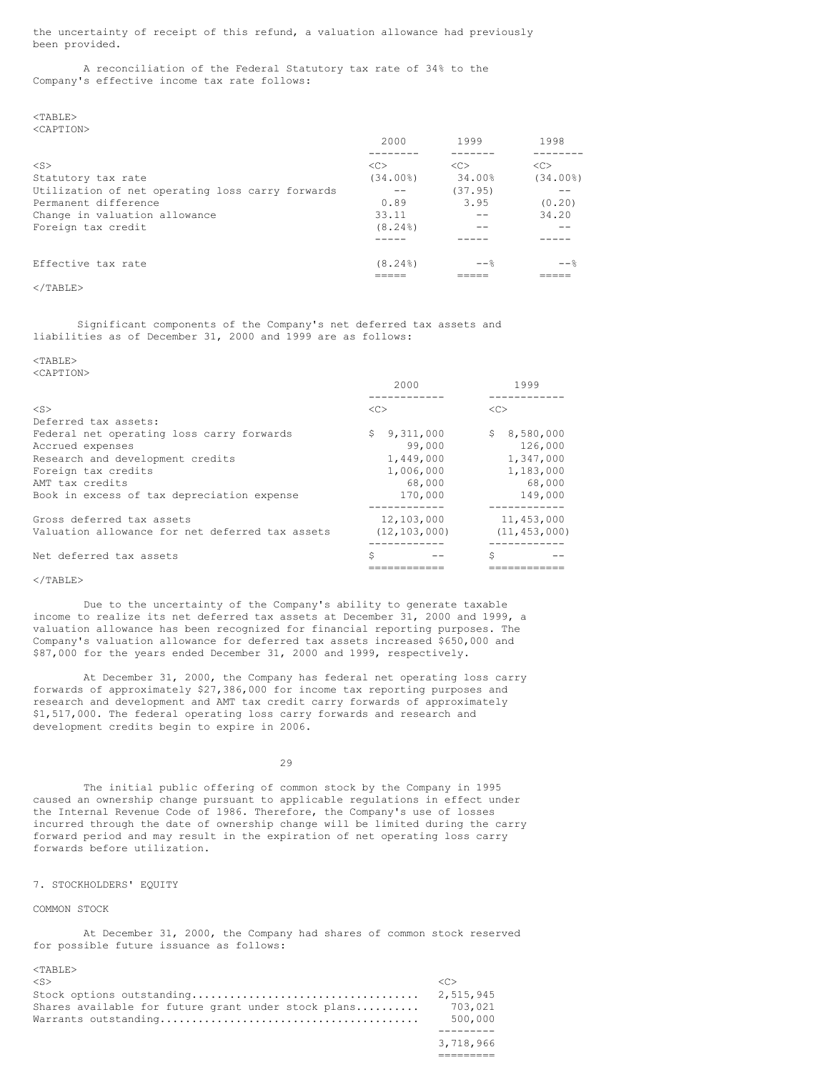the uncertainty of receipt of this refund, a valuation allowance had previously been provided.

A reconciliation of the Federal Statutory tax rate of 34% to the Company's effective income tax rate follows:

| | 2000 | 1999 | 1998 |
|---|---|---|---|
| Statutory tax rate | (34.00%) | 34.00% | (34.00%) |
| Utilization of net operating loss carry forwards | -- | (37.95) | -- |
| Permanent difference | 0.89 | 3.95 | (0.20) |
| Change in valuation allowance | 33.11 | -- | 34.20 |
| Foreign tax credit | (8.24%) | -- | -- |
| Effective tax rate | (8.24%) | --% | --% |

Significant components of the Company's net deferred tax assets and liabilities as of December 31, 2000 and 1999 are as follows:

| | 2000 | 1999 |
|---|---|---|
| Deferred tax assets: | | |
| Federal net operating loss carry forwards | $ 9,311,000 | $ 8,580,000 |
| Accrued expenses | 99,000 | 126,000 |
| Research and development credits | 1,449,000 | 1,347,000 |
| Foreign tax credits | 1,006,000 | 1,183,000 |
| AMT tax credits | 68,000 | 68,000 |
| Book in excess of tax depreciation expense | 170,000 | 149,000 |
| Gross deferred tax assets | 12,103,000 | 11,453,000 |
| Valuation allowance for net deferred tax assets | (12,103,000) | (11,453,000) |
| Net deferred tax assets | $ -- | $ -- |

Due to the uncertainty of the Company's ability to generate taxable income to realize its net deferred tax assets at December 31, 2000 and 1999, a valuation allowance has been recognized for financial reporting purposes. The Company's valuation allowance for deferred tax assets increased $650,000 and $87,000 for the years ended December 31, 2000 and 1999, respectively.

At December 31, 2000, the Company has federal net operating loss carry forwards of approximately $27,386,000 for income tax reporting purposes and research and development and AMT tax credit carry forwards of approximately $1,517,000. The federal operating loss carry forwards and research and development credits begin to expire in 2006.

The initial public offering of common stock by the Company in 1995 caused an ownership change pursuant to applicable regulations in effect under the Internal Revenue Code of 1986. Therefore, the Company's use of losses incurred through the date of ownership change will be limited during the carry forward period and may result in the expiration of net operating loss carry forwards before utilization.

## 7. STOCKHOLDERS' EQUITY

### COMMON STOCK

At December 31, 2000, the Company had shares of common stock reserved for possible future issuance as follows:

| | |
|---|---|
| Stock options outstanding | 2,515,945 |
| Shares available for future grant under stock plans | 703,021 |
| Warrants outstanding | 500,000 |
| | 3,718,966 |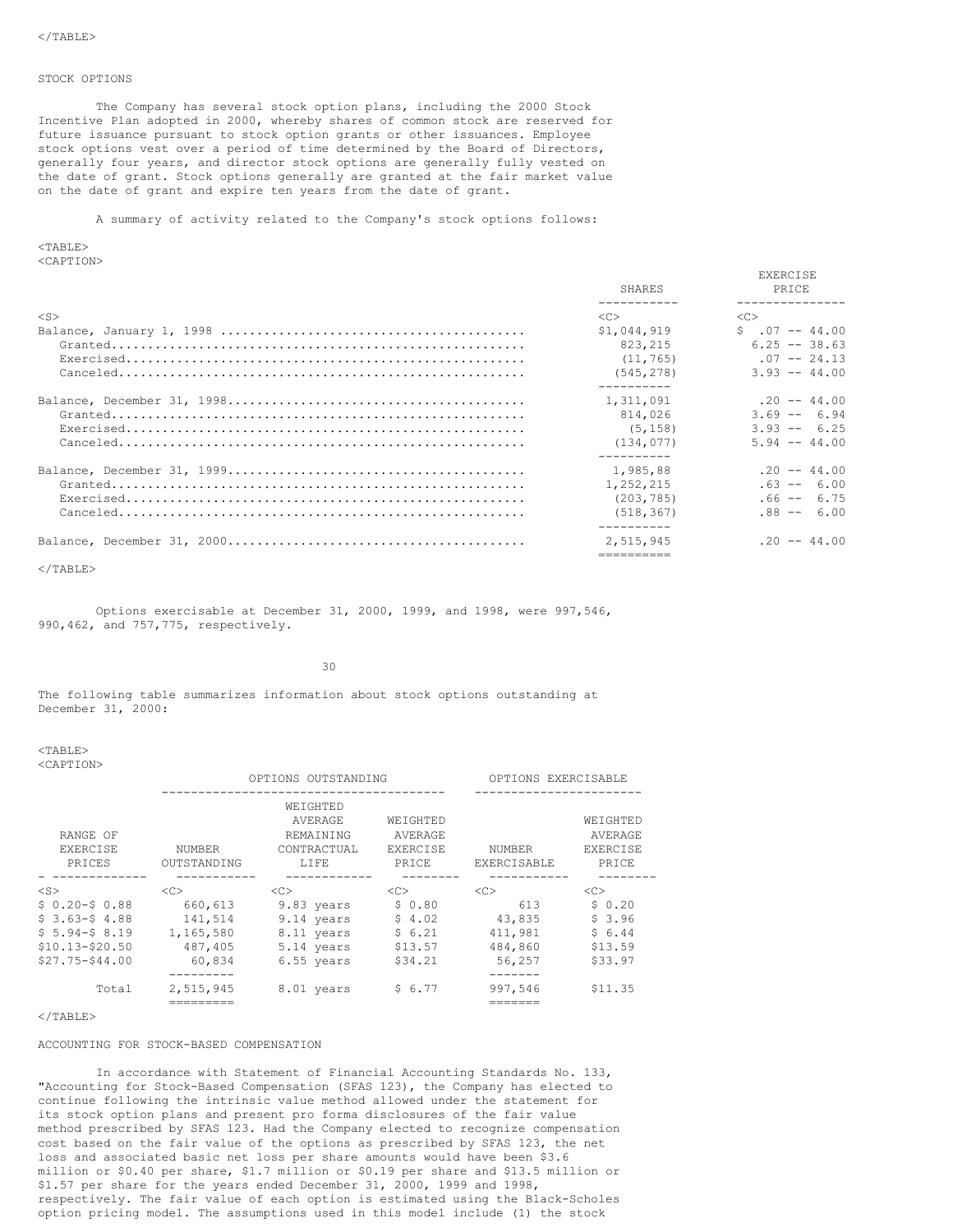STOCK OPTIONS

The Company has several stock option plans, including the 2000 Stock Incentive Plan adopted in 2000, whereby shares of common stock are reserved for future issuance pursuant to stock option grants or other issuances. Employee stock options vest over a period of time determined by the Board of Directors, generally four years, and director stock options are generally fully vested on the date of grant. Stock options generally are granted at the fair market value on the date of grant and expire ten years from the date of grant.

A summary of activity related to the Company's stock options follows:

| | SHARES | EXERCISE PRICE |
|---|---|---|
| Balance, January 1, 1998 | $1,044,919 | $ .07 -- 44.00 |
| Granted | 823,215 | 6.25 -- 38.63 |
| Exercised | (11,765) | .07 -- 24.13 |
| Canceled | (545,278) | 3.93 -- 44.00 |
| Balance, December 31, 1998 | 1,311,091 | .20 -- 44.00 |
| Granted | 814,026 | 3.69 -- 6.94 |
| Exercised | (5,158) | 3.93 -- 6.25 |
| Canceled | (134,077) | 5.94 -- 44.00 |
| Balance, December 31, 1999 | 1,985,88 | .20 -- 44.00 |
| Granted | 1,252,215 | .63 -- 6.00 |
| Exercised | (203,785) | .66 -- 6.75 |
| Canceled | (518,367) | .88 -- 6.00 |
| Balance, December 31, 2000 | 2,515,945 | .20 -- 44.00 |

Options exercisable at December 31, 2000, 1999, and 1998, were 997,546, 990,462, and 757,775, respectively.

The following table summarizes information about stock options outstanding at December 31, 2000:

| | OPTIONS OUTSTANDING | | | OPTIONS EXERCISABLE | |
|---|---|---|---|---|---|
| RANGE OF EXERCISE PRICES | NUMBER OUTSTANDING | WEIGHTED AVERAGE REMAINING CONTRACTUAL LIFE | WEIGHTED AVERAGE EXERCISE PRICE | NUMBER EXERCISABLE | WEIGHTED AVERAGE EXERCISE PRICE |
| \$ 0.20-\$ 0.88 | 660,613 | 9.83 years | \$ 0.80 | 613 | \$ 0.20 |
| \$ 3.63-\$ 4.88 | 141,514 | 9.14 years | \$ 4.02 | 43,835 | \$ 3.96 |
| \$ 5.94-\$ 8.19 | 1,165,580 | 8.11 years | \$ 6.21 | 411,981 | \$ 6.44 |
| \$10.13-\$20.50 | 487,405 | 5.14 years | \$13.57 | 484,860 | \$13.59 |
| \$27.75-\$44.00 | 60,834 | 6.55 years | \$34.21 | 56,257 | \$33.97 |
| Total | 2,515,945 | 8.01 years | \$ 6.77 | 997,546 | \$11.35 |

ACCOUNTING FOR STOCK-BASED COMPENSATION

In accordance with Statement of Financial Accounting Standards No. 133, "Accounting for Stock-Based Compensation (SFAS 123), the Company has elected to continue following the intrinsic value method allowed under the statement for its stock option plans and present pro forma disclosures of the fair value method prescribed by SFAS 123. Had the Company elected to recognize compensation cost based on the fair value of the options as prescribed by SFAS 123, the net loss and associated basic net loss per share amounts would have been $3.6 million or $0.40 per share, $1.7 million or $0.19 per share and $13.5 million or $1.57 per share for the years ended December 31, 2000, 1999 and 1998, respectively. The fair value of each option is estimated using the Black-Scholes option pricing model. The assumptions used in this model include (1) the stock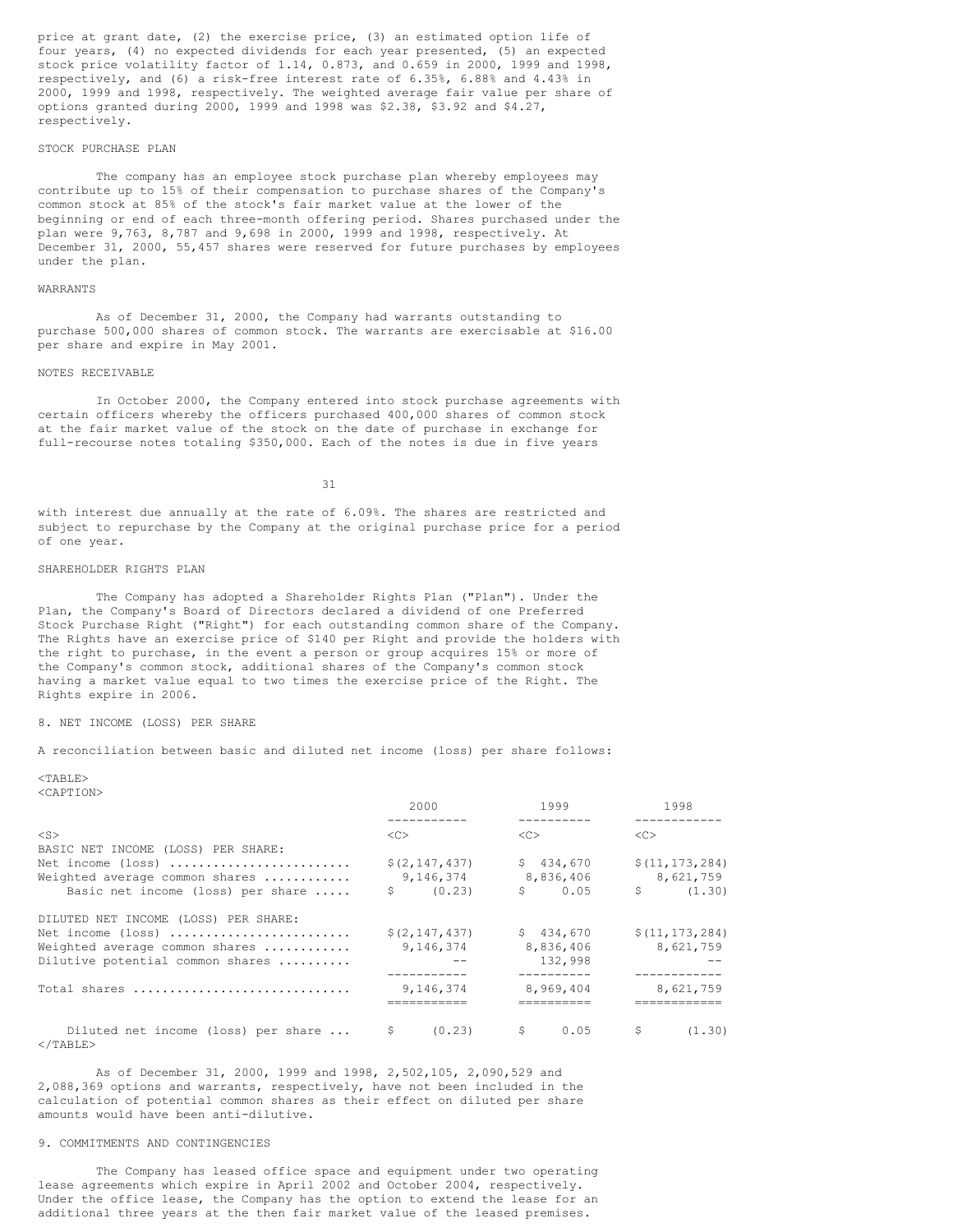price at grant date, (2) the exercise price, (3) an estimated option life of four years, (4) no expected dividends for each year presented, (5) an expected stock price volatility factor of 1.14, 0.873, and 0.659 in 2000, 1999 and 1998, respectively, and (6) a risk-free interest rate of 6.35%, 6.88% and 4.43% in 2000, 1999 and 1998, respectively. The weighted average fair value per share of options granted during 2000, 1999 and 1998 was $2.38, $3.92 and $4.27, respectively.

STOCK PURCHASE PLAN

The company has an employee stock purchase plan whereby employees may contribute up to 15% of their compensation to purchase shares of the Company's common stock at 85% of the stock's fair market value at the lower of the beginning or end of each three-month offering period. Shares purchased under the plan were 9,763, 8,787 and 9,698 in 2000, 1999 and 1998, respectively. At December 31, 2000, 55,457 shares were reserved for future purchases by employees under the plan.

WARRANTS

As of December 31, 2000, the Company had warrants outstanding to purchase 500,000 shares of common stock. The warrants are exercisable at $16.00 per share and expire in May 2001.

NOTES RECEIVABLE

In October 2000, the Company entered into stock purchase agreements with certain officers whereby the officers purchased 400,000 shares of common stock at the fair market value of the stock on the date of purchase in exchange for full-recourse notes totaling $350,000. Each of the notes is due in five years with interest due annually at the rate of 6.09%. The shares are restricted and subject to repurchase by the Company at the original purchase price for a period of one year.

SHAREHOLDER RIGHTS PLAN

The Company has adopted a Shareholder Rights Plan ("Plan"). Under the Plan, the Company's Board of Directors declared a dividend of one Preferred Stock Purchase Right ("Right") for each outstanding common share of the Company. The Rights have an exercise price of $140 per Right and provide the holders with the right to purchase, in the event a person or group acquires 15% or more of the Company's common stock, additional shares of the Company's common stock having a market value equal to two times the exercise price of the Right. The Rights expire in 2006.

8. NET INCOME (LOSS) PER SHARE

A reconciliation between basic and diluted net income (loss) per share follows:

| | 2000 | 1999 | 1998 |
|---|---|---|---|
| BASIC NET INCOME (LOSS) PER SHARE: | | | |
| Net income (loss) | $(2,147,437) | $ 434,670 | $(11,173,284) |
| Weighted average common shares | 9,146,374 | 8,836,406 | 8,621,759 |
| Basic net income (loss) per share | $ (0.23) | $ 0.05 | $ (1.30) |
| DILUTED NET INCOME (LOSS) PER SHARE: | | | |
| Net income (loss) | $(2,147,437) | $ 434,670 | $(11,173,284) |
| Weighted average common shares | 9,146,374 | 8,836,406 | 8,621,759 |
| Dilutive potential common shares | -- | 132,998 | -- |
| Total shares | 9,146,374 | 8,969,404 | 8,621,759 |
| Diluted net income (loss) per share | $ (0.23) | $ 0.05 | $ (1.30) |

As of December 31, 2000, 1999 and 1998, 2,502,105, 2,090,529 and 2,088,369 options and warrants, respectively, have not been included in the calculation of potential common shares as their effect on diluted per share amounts would have been anti-dilutive.

9. COMMITMENTS AND CONTINGENCIES

The Company has leased office space and equipment under two operating lease agreements which expire in April 2002 and October 2004, respectively. Under the office lease, the Company has the option to extend the lease for an additional three years at the then fair market value of the leased premises.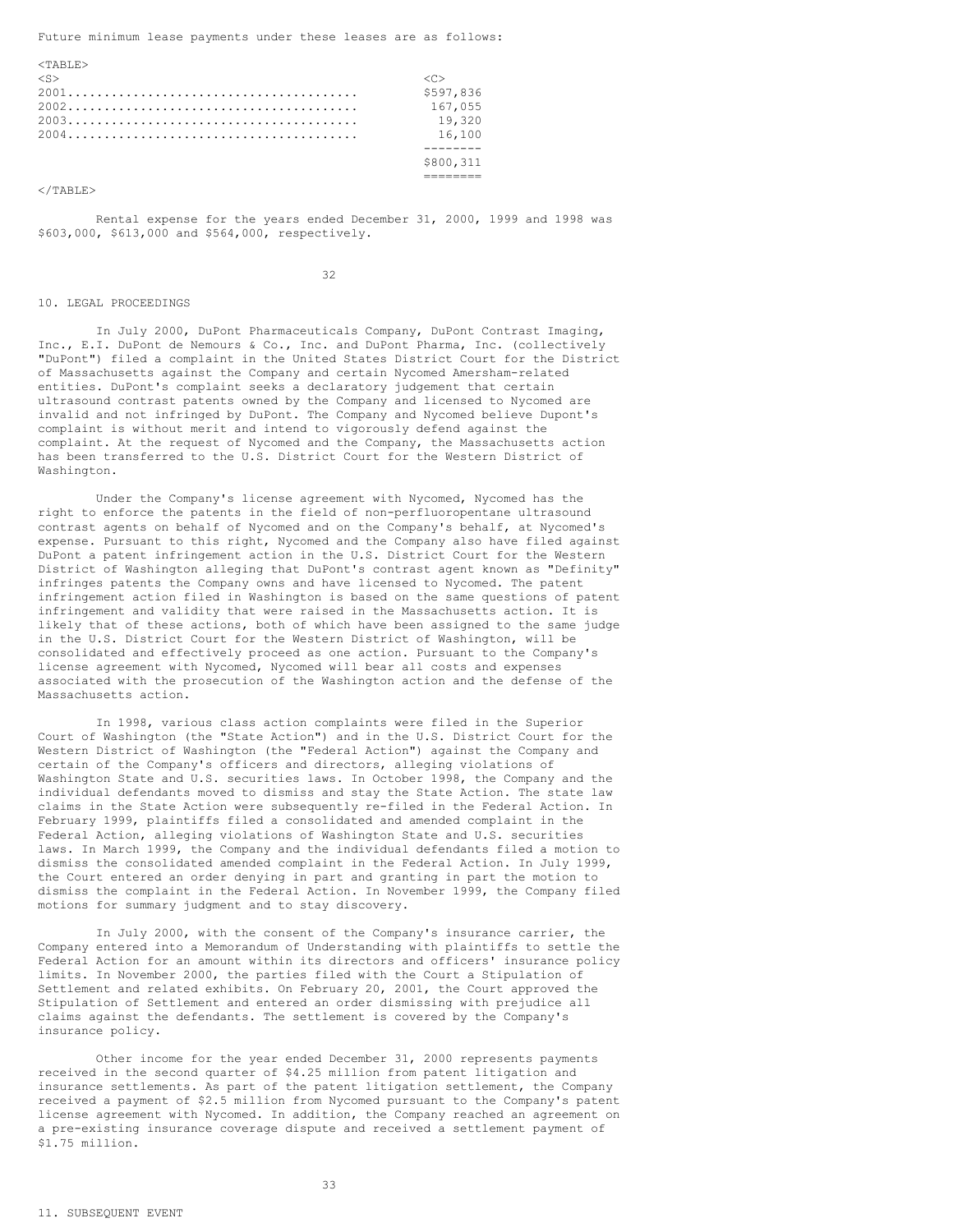Future minimum lease payments under these leases are as follows:

| | |
|---|---|
| 2001 | $597,836 |
| 2002 | 167,055 |
| 2003 | 19,320 |
| 2004 | 16,100 |
| | $800,311 |

Rental expense for the years ended December 31, 2000, 1999 and 1998 was $603,000, $613,000 and $564,000, respectively.

## 10. LEGAL PROCEEDINGS

In July 2000, DuPont Pharmaceuticals Company, DuPont Contrast Imaging, Inc., E.I. DuPont de Nemours & Co., Inc. and DuPont Pharma, Inc. (collectively "DuPont") filed a complaint in the United States District Court for the District of Massachusetts against the Company and certain Nycomed Amersham-related entities. DuPont's complaint seeks a declaratory judgement that certain ultrasound contrast patents owned by the Company and licensed to Nycomed are invalid and not infringed by DuPont. The Company and Nycomed believe Dupont's complaint is without merit and intend to vigorously defend against the complaint. At the request of Nycomed and the Company, the Massachusetts action has been transferred to the U.S. District Court for the Western District of Washington.

Under the Company's license agreement with Nycomed, Nycomed has the right to enforce the patents in the field of non-perfluoropentane ultrasound contrast agents on behalf of Nycomed and on the Company's behalf, at Nycomed's expense. Pursuant to this right, Nycomed and the Company also have filed against DuPont a patent infringement action in the U.S. District Court for the Western District of Washington alleging that DuPont's contrast agent known as "Definity" infringes patents the Company owns and have licensed to Nycomed. The patent infringement action filed in Washington is based on the same questions of patent infringement and validity that were raised in the Massachusetts action. It is likely that of these actions, both of which have been assigned to the same judge in the U.S. District Court for the Western District of Washington, will be consolidated and effectively proceed as one action. Pursuant to the Company's license agreement with Nycomed, Nycomed will bear all costs and expenses associated with the prosecution of the Washington action and the defense of the Massachusetts action.

In 1998, various class action complaints were filed in the Superior Court of Washington (the "State Action") and in the U.S. District Court for the Western District of Washington (the "Federal Action") against the Company and certain of the Company's officers and directors, alleging violations of Washington State and U.S. securities laws. In October 1998, the Company and the individual defendants moved to dismiss and stay the State Action. The state law claims in the State Action were subsequently re-filed in the Federal Action. In February 1999, plaintiffs filed a consolidated and amended complaint in the Federal Action, alleging violations of Washington State and U.S. securities laws. In March 1999, the Company and the individual defendants filed a motion to dismiss the consolidated amended complaint in the Federal Action. In July 1999, the Court entered an order denying in part and granting in part the motion to dismiss the complaint in the Federal Action. In November 1999, the Company filed motions for summary judgment and to stay discovery.

In July 2000, with the consent of the Company's insurance carrier, the Company entered into a Memorandum of Understanding with plaintiffs to settle the Federal Action for an amount within its directors and officers' insurance policy limits. In November 2000, the parties filed with the Court a Stipulation of Settlement and related exhibits. On February 20, 2001, the Court approved the Stipulation of Settlement and entered an order dismissing with prejudice all claims against the defendants. The settlement is covered by the Company's insurance policy.

Other income for the year ended December 31, 2000 represents payments received in the second quarter of $4.25 million from patent litigation and insurance settlements. As part of the patent litigation settlement, the Company received a payment of $2.5 million from Nycomed pursuant to the Company's patent license agreement with Nycomed. In addition, the Company reached an agreement on a pre-existing insurance coverage dispute and received a settlement payment of $1.75 million.

## 11. SUBSEQUENT EVENT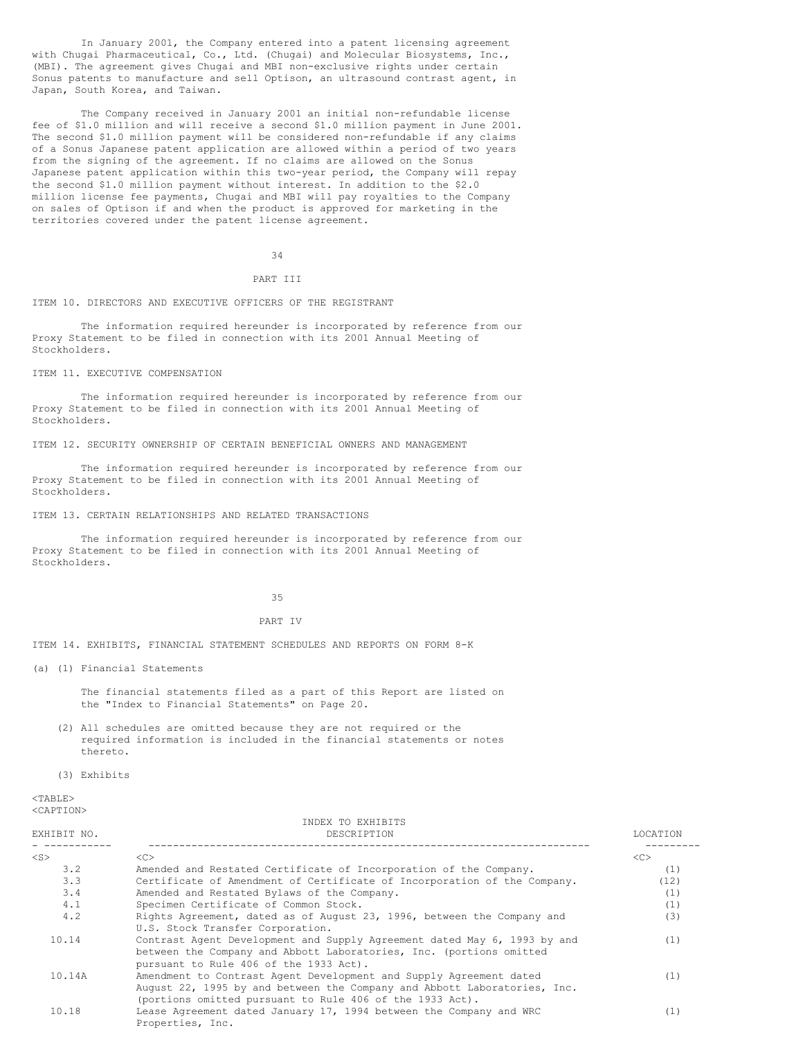In January 2001, the Company entered into a patent licensing agreement with Chugai Pharmaceutical, Co., Ltd. (Chugai) and Molecular Biosystems, Inc., (MBI). The agreement gives Chugai and MBI non-exclusive rights under certain Sonus patents to manufacture and sell Optison, an ultrasound contrast agent, in Japan, South Korea, and Taiwan.

The Company received in January 2001 an initial non-refundable license fee of $1.0 million and will receive a second $1.0 million payment in June 2001. The second $1.0 million payment will be considered non-refundable if any claims of a Sonus Japanese patent application are allowed within a period of two years from the signing of the agreement. If no claims are allowed on the Sonus Japanese patent application within this two-year period, the Company will repay the second $1.0 million payment without interest. In addition to the $2.0 million license fee payments, Chugai and MBI will pay royalties to the Company on sales of Optison if and when the product is approved for marketing in the territories covered under the patent license agreement.

# PART III

## ITEM 10. DIRECTORS AND EXECUTIVE OFFICERS OF THE REGISTRANT

The information required hereunder is incorporated by reference from our Proxy Statement to be filed in connection with its 2001 Annual Meeting of Stockholders.

## ITEM 11. EXECUTIVE COMPENSATION

The information required hereunder is incorporated by reference from our Proxy Statement to be filed in connection with its 2001 Annual Meeting of Stockholders.

## ITEM 12. SECURITY OWNERSHIP OF CERTAIN BENEFICIAL OWNERS AND MANAGEMENT

The information required hereunder is incorporated by reference from our Proxy Statement to be filed in connection with its 2001 Annual Meeting of Stockholders.

## ITEM 13. CERTAIN RELATIONSHIPS AND RELATED TRANSACTIONS

The information required hereunder is incorporated by reference from our Proxy Statement to be filed in connection with its 2001 Annual Meeting of Stockholders.

# PART IV

## ITEM 14. EXHIBITS, FINANCIAL STATEMENT SCHEDULES AND REPORTS ON FORM 8-K

(a) (1) Financial Statements

The financial statements filed as a part of this Report are listed on the "Index to Financial Statements" on Page 20.

(2) All schedules are omitted because they are not required or the required information is included in the financial statements or notes thereto.

(3) Exhibits

INDEX TO EXHIBITS

| EXHIBIT NO. | DESCRIPTION | LOCATION |
|---|---|---|
| 3.2 | Amended and Restated Certificate of Incorporation of the Company. | (1) |
| 3.3 | Certificate of Amendment of Certificate of Incorporation of the Company. | (12) |
| 3.4 | Amended and Restated Bylaws of the Company. | (1) |
| 4.1 | Specimen Certificate of Common Stock. | (1) |
| 4.2 | Rights Agreement, dated as of August 23, 1996, between the Company and U.S. Stock Transfer Corporation. | (3) |
| 10.14 | Contrast Agent Development and Supply Agreement dated May 6, 1993 by and between the Company and Abbott Laboratories, Inc. (portions omitted pursuant to Rule 406 of the 1933 Act). | (1) |
| 10.14A | Amendment to Contrast Agent Development and Supply Agreement dated August 22, 1995 by and between the Company and Abbott Laboratories, Inc. (portions omitted pursuant to Rule 406 of the 1933 Act). | (1) |
| 10.18 | Lease Agreement dated January 17, 1994 between the Company and WRC Properties, Inc. | (1) |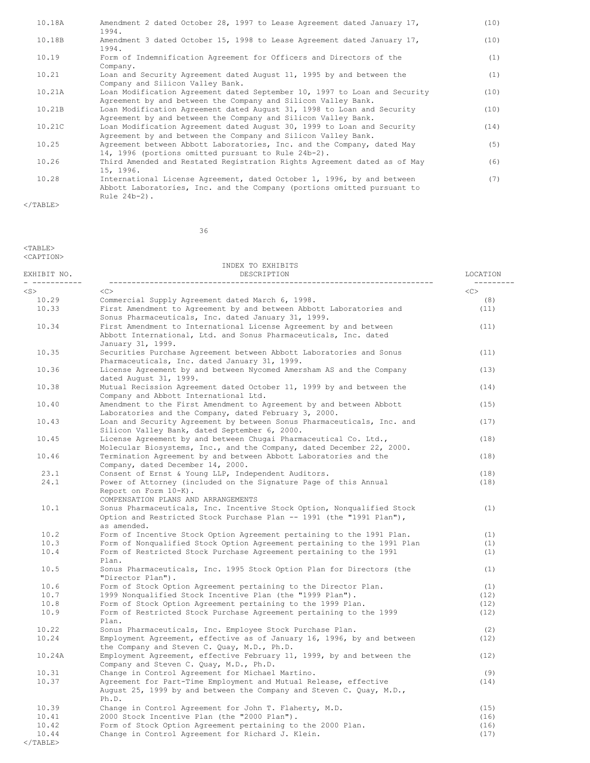| EXHIBIT NO. | DESCRIPTION | LOCATION |
|---|---|---|
| 10.18A | Amendment 2 dated October 28, 1997 to Lease Agreement dated January 17, 1994. | (10) |
| 10.18B | Amendment 3 dated October 15, 1998 to Lease Agreement dated January 17, 1994. | (10) |
| 10.19 | Form of Indemnification Agreement for Officers and Directors of the Company. | (1) |
| 10.21 | Loan and Security Agreement dated August 11, 1995 by and between the Company and Silicon Valley Bank. | (1) |
| 10.21A | Loan Modification Agreement dated September 10, 1997 to Loan and Security Agreement by and between the Company and Silicon Valley Bank. | (10) |
| 10.21B | Loan Modification Agreement dated August 31, 1998 to Loan and Security Agreement by and between the Company and Silicon Valley Bank. | (10) |
| 10.21C | Loan Modification Agreement dated August 30, 1999 to Loan and Security Agreement by and between the Company and Silicon Valley Bank. | (14) |
| 10.25 | Agreement between Abbott Laboratories, Inc. and the Company, dated May 14, 1996 (portions omitted pursuant to Rule 24b-2). | (5) |
| 10.26 | Third Amended and Restated Registration Rights Agreement dated as of May 15, 1996. | (6) |
| 10.28 | International License Agreement, dated October 1, 1996, by and between Abbott Laboratories, Inc. and the Company (portions omitted pursuant to Rule 24b-2). | (7) |

INDEX TO EXHIBITS

| EXHIBIT NO. | DESCRIPTION | LOCATION |
|---|---|---|
| 10.29 | Commercial Supply Agreement dated March 6, 1998. | (8) |
| 10.33 | First Amendment to Agreement by and between Abbott Laboratories and Sonus Pharmaceuticals, Inc. dated January 31, 1999. | (11) |
| 10.34 | First Amendment to International License Agreement by and between Abbott International, Ltd. and Sonus Pharmaceuticals, Inc. dated January 31, 1999. | (11) |
| 10.35 | Securities Purchase Agreement between Abbott Laboratories and Sonus Pharmaceuticals, Inc. dated January 31, 1999. | (11) |
| 10.36 | License Agreement by and between Nycomed Amersham AS and the Company dated August 31, 1999. | (13) |
| 10.38 | Mutual Recission Agreement dated October 11, 1999 by and between the Company and Abbott International Ltd. | (14) |
| 10.40 | Amendment to the First Amendment to Agreement by and between Abbott Laboratories and the Company, dated February 3, 2000. | (15) |
| 10.43 | Loan and Security Agreement by between Sonus Pharmaceuticals, Inc. and Silicon Valley Bank, dated September 6, 2000. | (17) |
| 10.45 | License Agreement by and between Chugai Pharmaceutical Co. Ltd., Molecular Biosystems, Inc., and the Company, dated December 22, 2000. | (18) |
| 10.46 | Termination Agreement by and between Abbott Laboratories and the Company, dated December 14, 2000. | (18) |
| 23.1 | Consent of Ernst & Young LLP, Independent Auditors. | (18) |
| 24.1 | Power of Attorney (included on the Signature Page of this Annual Report on Form 10-K). | (18) |
| | COMPENSATION PLANS AND ARRANGEMENTS | |
| 10.1 | Sonus Pharmaceuticals, Inc. Incentive Stock Option, Nonqualified Stock Option and Restricted Stock Purchase Plan -- 1991 (the "1991 Plan"), as amended. | (1) |
| 10.2 | Form of Incentive Stock Option Agreement pertaining to the 1991 Plan. | (1) |
| 10.3 | Form of Nonqualified Stock Option Agreement pertaining to the 1991 Plan | (1) |
| 10.4 | Form of Restricted Stock Purchase Agreement pertaining to the 1991 Plan. | (1) |
| 10.5 | Sonus Pharmaceuticals, Inc. 1995 Stock Option Plan for Directors (the "Director Plan"). | (1) |
| 10.6 | Form of Stock Option Agreement pertaining to the Director Plan. | (1) |
| 10.7 | 1999 Nonqualified Stock Incentive Plan (the "1999 Plan"). | (12) |
| 10.8 | Form of Stock Option Agreement pertaining to the 1999 Plan. | (12) |
| 10.9 | Form of Restricted Stock Purchase Agreement pertaining to the 1999 Plan. | (12) |
| 10.22 | Sonus Pharmaceuticals, Inc. Employee Stock Purchase Plan. | (2) |
| 10.24 | Employment Agreement, effective as of January 16, 1996, by and between the Company and Steven C. Quay, M.D., Ph.D. | (12) |
| 10.24A | Employment Agreement, effective February 11, 1999, by and between the Company and Steven C. Quay, M.D., Ph.D. | (12) |
| 10.31 | Change in Control Agreement for Michael Martino. | (9) |
| 10.37 | Agreement for Part-Time Employment and Mutual Release, effective August 25, 1999 by and between the Company and Steven C. Quay, M.D., Ph.D. | (14) |
| 10.39 | Change in Control Agreement for John T. Flaherty, M.D. | (15) |
| 10.41 | 2000 Stock Incentive Plan (the "2000 Plan"). | (16) |
| 10.42 | Form of Stock Option Agreement pertaining to the 2000 Plan. | (16) |
| 10.44 | Change in Control Agreement for Richard J. Klein. | (17) |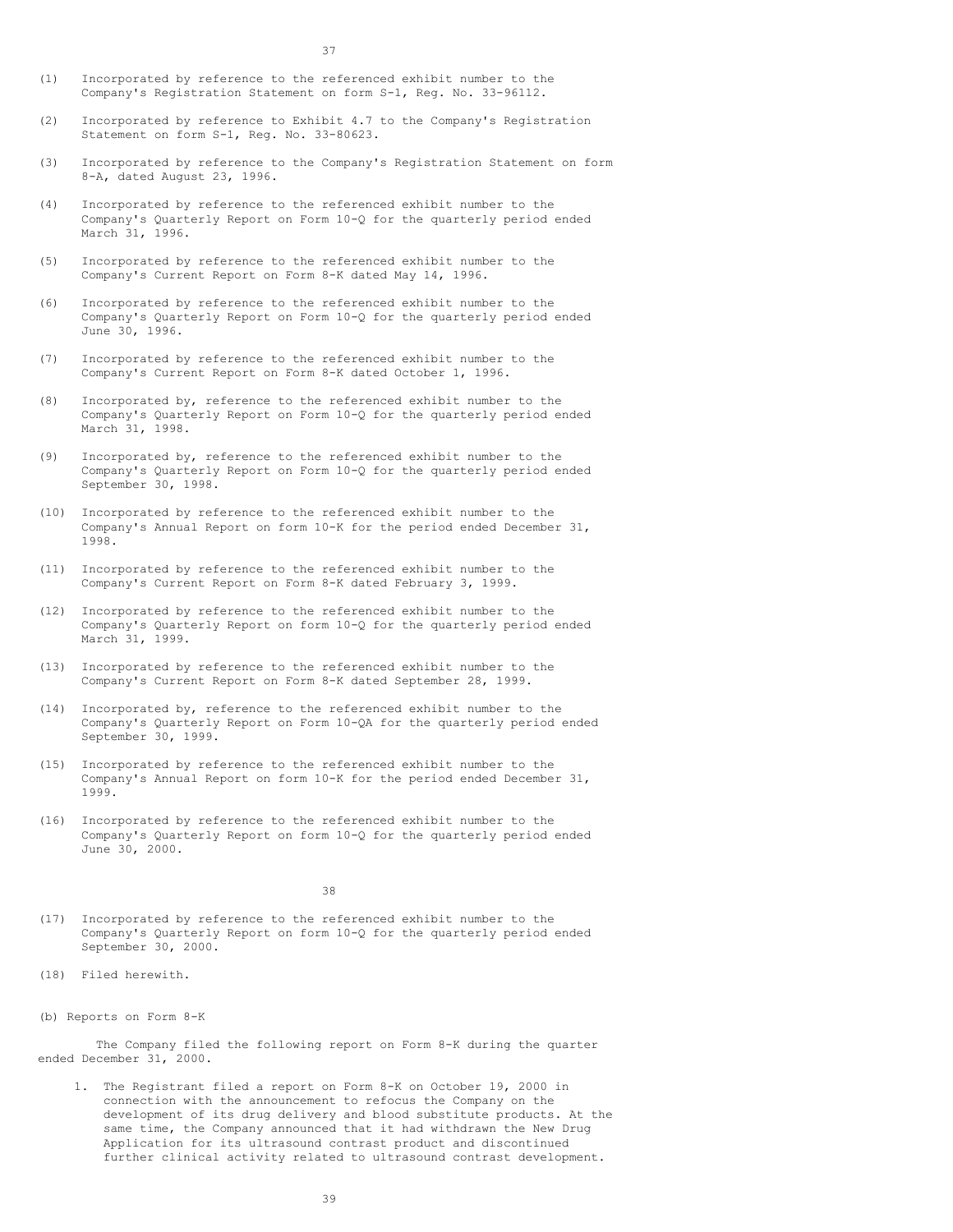(1) Incorporated by reference to the referenced exhibit number to the Company's Registration Statement on form S-1, Reg. No. 33-96112.

(2) Incorporated by reference to Exhibit 4.7 to the Company's Registration Statement on form S-1, Reg. No. 33-80623.

(3) Incorporated by reference to the Company's Registration Statement on form 8-A, dated August 23, 1996.

(4) Incorporated by reference to the referenced exhibit number to the Company's Quarterly Report on Form 10-Q for the quarterly period ended March 31, 1996.

(5) Incorporated by reference to the referenced exhibit number to the Company's Current Report on Form 8-K dated May 14, 1996.

(6) Incorporated by reference to the referenced exhibit number to the Company's Quarterly Report on Form 10-Q for the quarterly period ended June 30, 1996.

(7) Incorporated by reference to the referenced exhibit number to the Company's Current Report on Form 8-K dated October 1, 1996.

(8) Incorporated by, reference to the referenced exhibit number to the Company's Quarterly Report on Form 10-Q for the quarterly period ended March 31, 1998.

(9) Incorporated by, reference to the referenced exhibit number to the Company's Quarterly Report on Form 10-Q for the quarterly period ended September 30, 1998.

(10) Incorporated by reference to the referenced exhibit number to the Company's Annual Report on form 10-K for the period ended December 31, 1998.

(11) Incorporated by reference to the referenced exhibit number to the Company's Current Report on Form 8-K dated February 3, 1999.

(12) Incorporated by reference to the referenced exhibit number to the Company's Quarterly Report on form 10-Q for the quarterly period ended March 31, 1999.

(13) Incorporated by reference to the referenced exhibit number to the Company's Current Report on Form 8-K dated September 28, 1999.

(14) Incorporated by, reference to the referenced exhibit number to the Company's Quarterly Report on Form 10-QA for the quarterly period ended September 30, 1999.

(15) Incorporated by reference to the referenced exhibit number to the Company's Annual Report on form 10-K for the period ended December 31, 1999.

(16) Incorporated by reference to the referenced exhibit number to the Company's Quarterly Report on form 10-Q for the quarterly period ended June 30, 2000.

(17) Incorporated by reference to the referenced exhibit number to the Company's Quarterly Report on form 10-Q for the quarterly period ended September 30, 2000.

(18) Filed herewith.

(b) Reports on Form 8-K

The Company filed the following report on Form 8-K during the quarter ended December 31, 2000.

1. The Registrant filed a report on Form 8-K on October 19, 2000 in connection with the announcement to refocus the Company on the development of its drug delivery and blood substitute products. At the same time, the Company announced that it had withdrawn the New Drug Application for its ultrasound contrast product and discontinued further clinical activity related to ultrasound contrast development.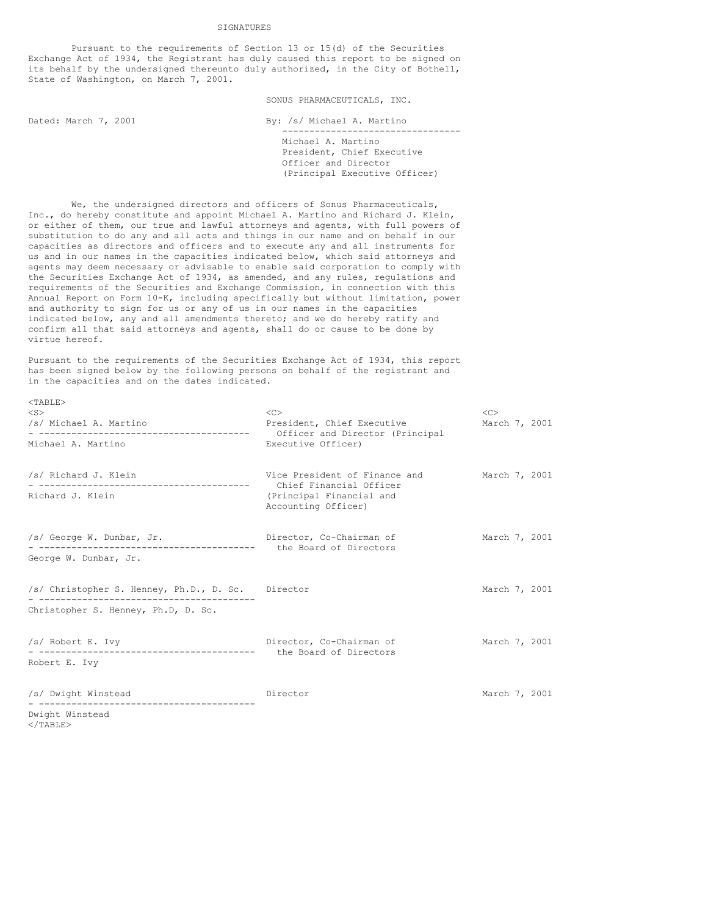# SIGNATURES

Pursuant to the requirements of Section 13 or 15(d) of the Securities Exchange Act of 1934, the Registrant has duly caused this report to be signed on its behalf by the undersigned thereunto duly authorized, in the City of Bothell, State of Washington, on March 7, 2001.

SONUS PHARMACEUTICALS, INC.

Dated: March 7, 2001

By: /s/ Michael A. Martino

Michael A. Martino
President, Chief Executive Officer and Director
(Principal Executive Officer)

We, the undersigned directors and officers of Sonus Pharmaceuticals, Inc., do hereby constitute and appoint Michael A. Martino and Richard J. Klein, or either of them, our true and lawful attorneys and agents, with full powers of substitution to do any and all acts and things in our name and on behalf in our capacities as directors and officers and to execute any and all instruments for us and in our names in the capacities indicated below, which said attorneys and agents may deem necessary or advisable to enable said corporation to comply with the Securities Exchange Act of 1934, as amended, and any rules, regulations and requirements of the Securities and Exchange Commission, in connection with this Annual Report on Form 10-K, including specifically but without limitation, power and authority to sign for us or any of us in our names in the capacities indicated below, any and all amendments thereto; and we do hereby ratify and confirm all that said attorneys and agents, shall do or cause to be done by virtue hereof.

Pursuant to the requirements of the Securities Exchange Act of 1934, this report has been signed below by the following persons on behalf of the registrant and in the capacities and on the dates indicated.

| Signature | Title | Date |
|---|---|---|
| /s/ Michael A. Martino<br>Michael A. Martino | President, Chief Executive Officer and Director (Principal Executive Officer) | March 7, 2001 |
| /s/ Richard J. Klein<br>Richard J. Klein | Vice President of Finance and Chief Financial Officer (Principal Financial and Accounting Officer) | March 7, 2001 |
| /s/ George W. Dunbar, Jr.<br>George W. Dunbar, Jr. | Director, Co-Chairman of the Board of Directors | March 7, 2001 |
| /s/ Christopher S. Henney, Ph.D., D. Sc.<br>Christopher S. Henney, Ph.D, D. Sc. | Director | March 7, 2001 |
| /s/ Robert E. Ivy<br>Robert E. Ivy | Director, Co-Chairman of the Board of Directors | March 7, 2001 |
| /s/ Dwight Winstead<br>Dwight Winstead | Director | March 7, 2001 |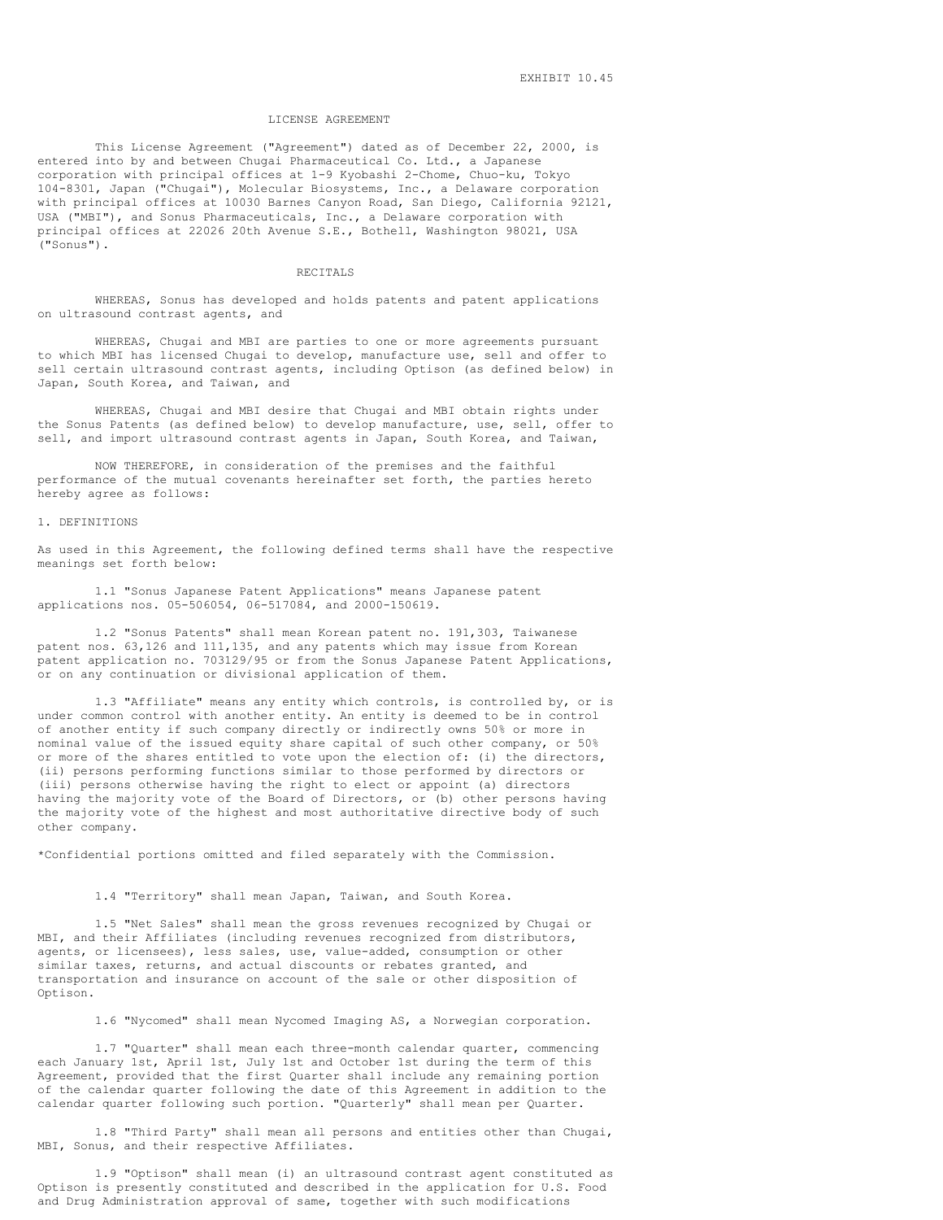EXHIBIT 10.45

# LICENSE AGREEMENT

This License Agreement ("Agreement") dated as of December 22, 2000, is entered into by and between Chugai Pharmaceutical Co. Ltd., a Japanese corporation with principal offices at 1-9 Kyobashi 2-Chome, Chuo-ku, Tokyo 104-8301, Japan ("Chugai"), Molecular Biosystems, Inc., a Delaware corporation with principal offices at 10030 Barnes Canyon Road, San Diego, California 92121, USA ("MBI"), and Sonus Pharmaceuticals, Inc., a Delaware corporation with principal offices at 22026 20th Avenue S.E., Bothell, Washington 98021, USA ("Sonus").

## RECITALS

WHEREAS, Sonus has developed and holds patents and patent applications on ultrasound contrast agents, and

WHEREAS, Chugai and MBI are parties to one or more agreements pursuant to which MBI has licensed Chugai to develop, manufacture use, sell and offer to sell certain ultrasound contrast agents, including Optison (as defined below) in Japan, South Korea, and Taiwan, and

WHEREAS, Chugai and MBI desire that Chugai and MBI obtain rights under the Sonus Patents (as defined below) to develop manufacture, use, sell, offer to sell, and import ultrasound contrast agents in Japan, South Korea, and Taiwan,

NOW THEREFORE, in consideration of the premises and the faithful performance of the mutual covenants hereinafter set forth, the parties hereto hereby agree as follows:

## 1. DEFINITIONS

As used in this Agreement, the following defined terms shall have the respective meanings set forth below:

1.1 "Sonus Japanese Patent Applications" means Japanese patent applications nos. 05-506054, 06-517084, and 2000-150619.

1.2 "Sonus Patents" shall mean Korean patent no. 191,303, Taiwanese patent nos. 63,126 and 111,135, and any patents which may issue from Korean patent application no. 703129/95 or from the Sonus Japanese Patent Applications, or on any continuation or divisional application of them.

1.3 "Affiliate" means any entity which controls, is controlled by, or is under common control with another entity. An entity is deemed to be in control of another entity if such company directly or indirectly owns 50% or more in nominal value of the issued equity share capital of such other company, or 50% or more of the shares entitled to vote upon the election of: (i) the directors, (ii) persons performing functions similar to those performed by directors or (iii) persons otherwise having the right to elect or appoint (a) directors having the majority vote of the Board of Directors, or (b) other persons having the majority vote of the highest and most authoritative directive body of such other company.

*Confidential portions omitted and filed separately with the Commission.

1.4 "Territory" shall mean Japan, Taiwan, and South Korea.

1.5 "Net Sales" shall mean the gross revenues recognized by Chugai or MBI, and their Affiliates (including revenues recognized from distributors, agents, or licensees), less sales, use, value-added, consumption or other similar taxes, returns, and actual discounts or rebates granted, and transportation and insurance on account of the sale or other disposition of Optison.

1.6 "Nycomed" shall mean Nycomed Imaging AS, a Norwegian corporation.

1.7 "Quarter" shall mean each three-month calendar quarter, commencing each January 1st, April 1st, July 1st and October 1st during the term of this Agreement, provided that the first Quarter shall include any remaining portion of the calendar quarter following the date of this Agreement in addition to the calendar quarter following such portion. "Quarterly" shall mean per Quarter.

1.8 "Third Party" shall mean all persons and entities other than Chugai, MBI, Sonus, and their respective Affiliates.

1.9 "Optison" shall mean (i) an ultrasound contrast agent constituted as Optison is presently constituted and described in the application for U.S. Food and Drug Administration approval of same, together with such modifications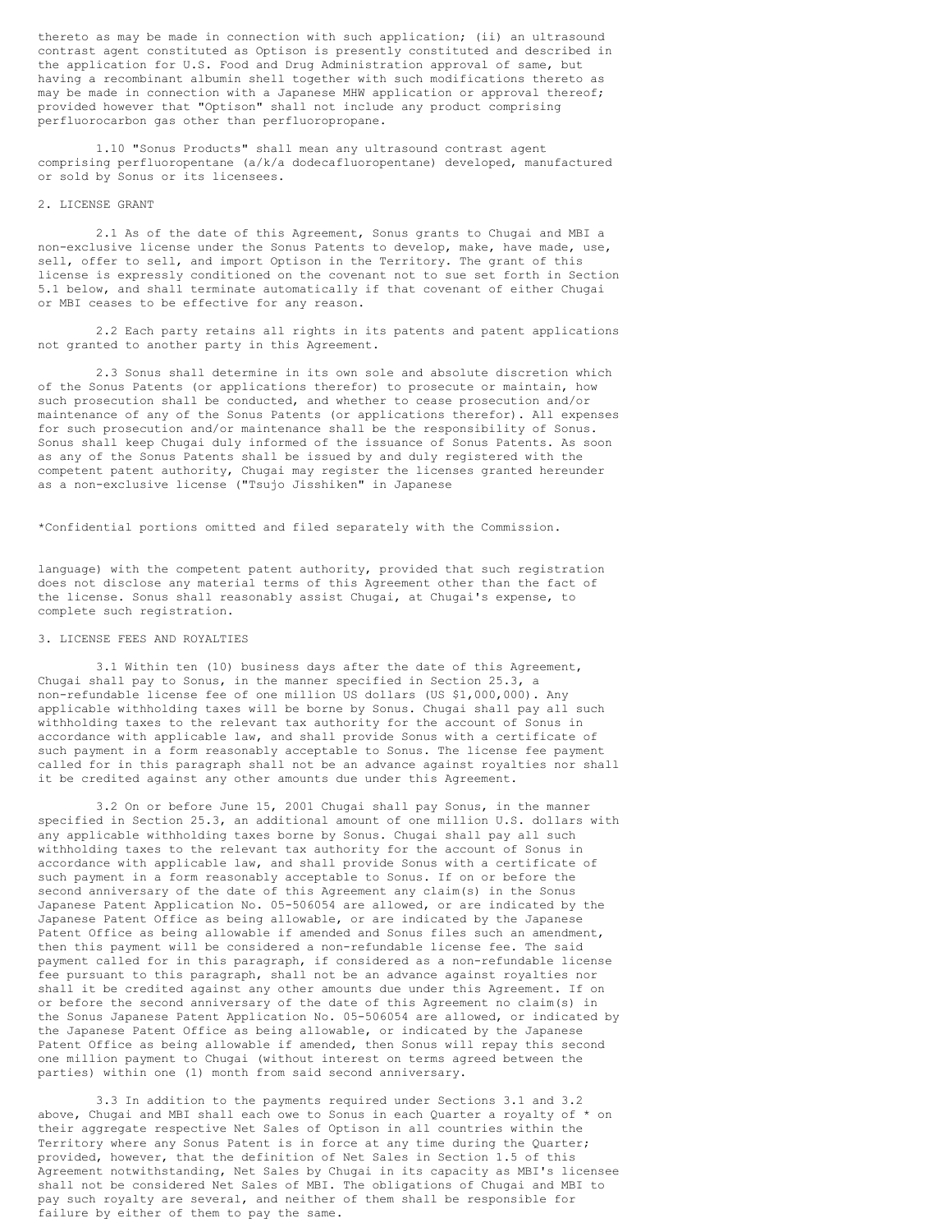thereto as may be made in connection with such application; (ii) an ultrasound contrast agent constituted as Optison is presently constituted and described in the application for U.S. Food and Drug Administration approval of same, but having a recombinant albumin shell together with such modifications thereto as may be made in connection with a Japanese MHW application or approval thereof; provided however that "Optison" shall not include any product comprising perfluorocarbon gas other than perfluoropropane.

1.10 "Sonus Products" shall mean any ultrasound contrast agent comprising perfluoropentane (a/k/a dodecafluoropentane) developed, manufactured or sold by Sonus or its licensees.

## 2. LICENSE GRANT

2.1 As of the date of this Agreement, Sonus grants to Chugai and MBI a non-exclusive license under the Sonus Patents to develop, make, have made, use, sell, offer to sell, and import Optison in the Territory. The grant of this license is expressly conditioned on the covenant not to sue set forth in Section 5.1 below, and shall terminate automatically if that covenant of either Chugai or MBI ceases to be effective for any reason.

2.2 Each party retains all rights in its patents and patent applications not granted to another party in this Agreement.

2.3 Sonus shall determine in its own sole and absolute discretion which of the Sonus Patents (or applications therefor) to prosecute or maintain, how such prosecution shall be conducted, and whether to cease prosecution and/or maintenance of any of the Sonus Patents (or applications therefor). All expenses for such prosecution and/or maintenance shall be the responsibility of Sonus. Sonus shall keep Chugai duly informed of the issuance of Sonus Patents. As soon as any of the Sonus Patents shall be issued by and duly registered with the competent patent authority, Chugai may register the licenses granted hereunder as a non-exclusive license ("Tsujo Jisshiken" in Japanese

*Confidential portions omitted and filed separately with the Commission.

language) with the competent patent authority, provided that such registration does not disclose any material terms of this Agreement other than the fact of the license. Sonus shall reasonably assist Chugai, at Chugai's expense, to complete such registration.

## 3. LICENSE FEES AND ROYALTIES

3.1 Within ten (10) business days after the date of this Agreement, Chugai shall pay to Sonus, in the manner specified in Section 25.3, a non-refundable license fee of one million US dollars (US $1,000,000). Any applicable withholding taxes will be borne by Sonus. Chugai shall pay all such withholding taxes to the relevant tax authority for the account of Sonus in accordance with applicable law, and shall provide Sonus with a certificate of such payment in a form reasonably acceptable to Sonus. The license fee payment called for in this paragraph shall not be an advance against royalties nor shall it be credited against any other amounts due under this Agreement.

3.2 On or before June 15, 2001 Chugai shall pay Sonus, in the manner specified in Section 25.3, an additional amount of one million U.S. dollars with any applicable withholding taxes borne by Sonus. Chugai shall pay all such withholding taxes to the relevant tax authority for the account of Sonus in accordance with applicable law, and shall provide Sonus with a certificate of such payment in a form reasonably acceptable to Sonus. If on or before the second anniversary of the date of this Agreement any claim(s) in the Sonus Japanese Patent Application No. 05-506054 are allowed, or are indicated by the Japanese Patent Office as being allowable, or are indicated by the Japanese Patent Office as being allowable if amended and Sonus files such an amendment, then this payment will be considered a non-refundable license fee. The said payment called for in this paragraph, if considered as a non-refundable license fee pursuant to this paragraph, shall not be an advance against royalties nor shall it be credited against any other amounts due under this Agreement. If on or before the second anniversary of the date of this Agreement no claim(s) in the Sonus Japanese Patent Application No. 05-506054 are allowed, or indicated by the Japanese Patent Office as being allowable, or indicated by the Japanese Patent Office as being allowable if amended, then Sonus will repay this second one million payment to Chugai (without interest on terms agreed between the parties) within one (1) month from said second anniversary.

3.3 In addition to the payments required under Sections 3.1 and 3.2 above, Chugai and MBI shall each owe to Sonus in each Quarter a royalty of * on their aggregate respective Net Sales of Optison in all countries within the Territory where any Sonus Patent is in force at any time during the Quarter; provided, however, that the definition of Net Sales in Section 1.5 of this Agreement notwithstanding, Net Sales by Chugai in its capacity as MBI's licensee shall not be considered Net Sales of MBI. The obligations of Chugai and MBI to pay such royalty are several, and neither of them shall be responsible for failure by either of them to pay the same.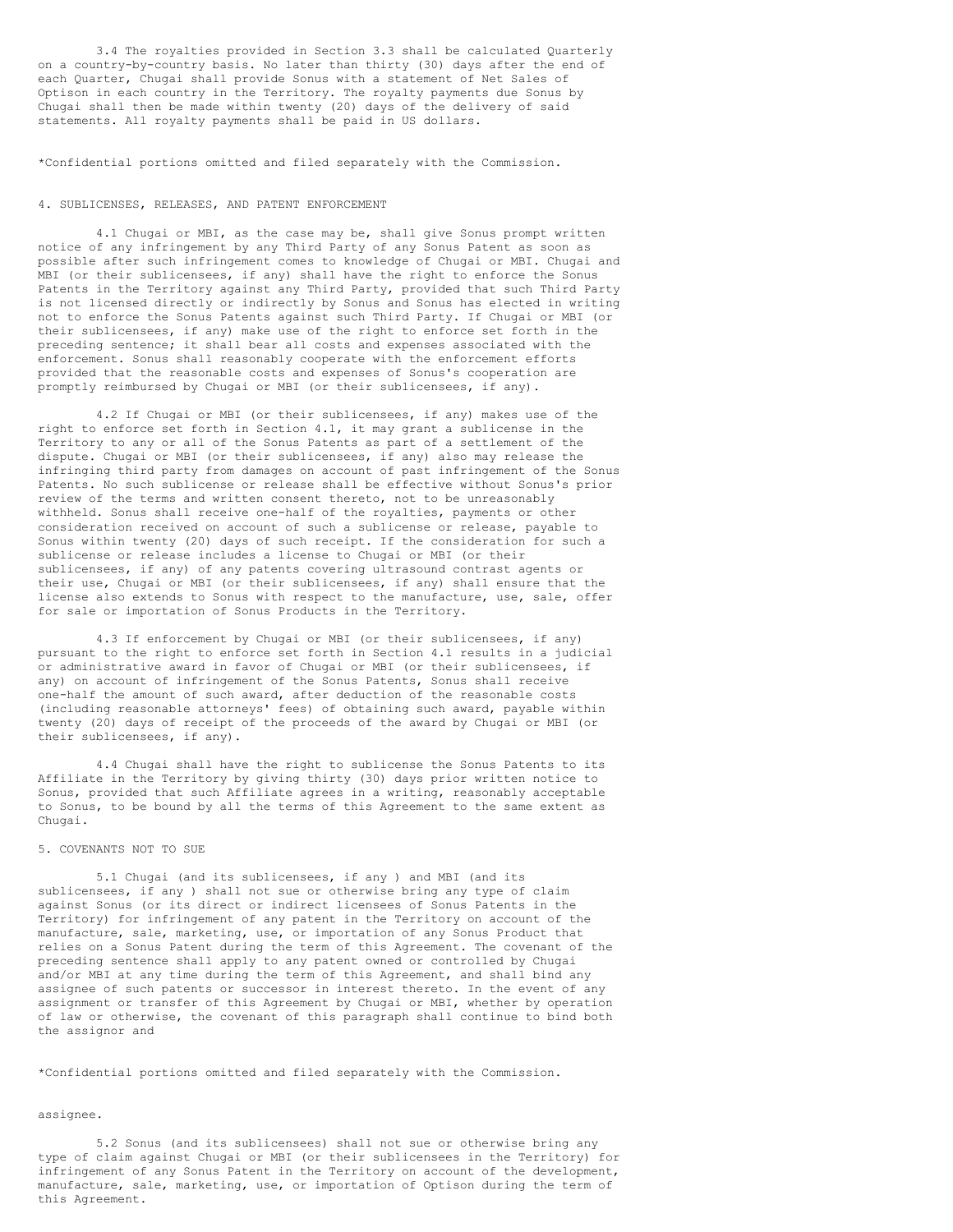3.4 The royalties provided in Section 3.3 shall be calculated Quarterly on a country-by-country basis. No later than thirty (30) days after the end of each Quarter, Chugai shall provide Sonus with a statement of Net Sales of Optison in each country in the Territory. The royalty payments due Sonus by Chugai shall then be made within twenty (20) days of the delivery of said statements. All royalty payments shall be paid in US dollars.

*Confidential portions omitted and filed separately with the Commission.

## 4. SUBLICENSES, RELEASES, AND PATENT ENFORCEMENT

4.1 Chugai or MBI, as the case may be, shall give Sonus prompt written notice of any infringement by any Third Party of any Sonus Patent as soon as possible after such infringement comes to knowledge of Chugai or MBI. Chugai and MBI (or their sublicensees, if any) shall have the right to enforce the Sonus Patents in the Territory against any Third Party, provided that such Third Party is not licensed directly or indirectly by Sonus and Sonus has elected in writing not to enforce the Sonus Patents against such Third Party. If Chugai or MBI (or their sublicensees, if any) make use of the right to enforce set forth in the preceding sentence; it shall bear all costs and expenses associated with the enforcement. Sonus shall reasonably cooperate with the enforcement efforts provided that the reasonable costs and expenses of Sonus's cooperation are promptly reimbursed by Chugai or MBI (or their sublicensees, if any).

4.2 If Chugai or MBI (or their sublicensees, if any) makes use of the right to enforce set forth in Section 4.1, it may grant a sublicense in the Territory to any or all of the Sonus Patents as part of a settlement of the dispute. Chugai or MBI (or their sublicensees, if any) also may release the infringing third party from damages on account of past infringement of the Sonus Patents. No such sublicense or release shall be effective without Sonus's prior review of the terms and written consent thereto, not to be unreasonably withheld. Sonus shall receive one-half of the royalties, payments or other consideration received on account of such a sublicense or release, payable to Sonus within twenty (20) days of such receipt. If the consideration for such a sublicense or release includes a license to Chugai or MBI (or their sublicensees, if any) of any patents covering ultrasound contrast agents or their use, Chugai or MBI (or their sublicensees, if any) shall ensure that the license also extends to Sonus with respect to the manufacture, use, sale, offer for sale or importation of Sonus Products in the Territory.

4.3 If enforcement by Chugai or MBI (or their sublicensees, if any) pursuant to the right to enforce set forth in Section 4.1 results in a judicial or administrative award in favor of Chugai or MBI (or their sublicensees, if any) on account of infringement of the Sonus Patents, Sonus shall receive one-half the amount of such award, after deduction of the reasonable costs (including reasonable attorneys' fees) of obtaining such award, payable within twenty (20) days of receipt of the proceeds of the award by Chugai or MBI (or their sublicensees, if any).

4.4 Chugai shall have the right to sublicense the Sonus Patents to its Affiliate in the Territory by giving thirty (30) days prior written notice to Sonus, provided that such Affiliate agrees in a writing, reasonably acceptable to Sonus, to be bound by all the terms of this Agreement to the same extent as Chugai.

## 5. COVENANTS NOT TO SUE

5.1 Chugai (and its sublicensees, if any ) and MBI (and its sublicensees, if any ) shall not sue or otherwise bring any type of claim against Sonus (or its direct or indirect licensees of Sonus Patents in the Territory) for infringement of any patent in the Territory on account of the manufacture, sale, marketing, use, or importation of any Sonus Product that relies on a Sonus Patent during the term of this Agreement. The covenant of the preceding sentence shall apply to any patent owned or controlled by Chugai and/or MBI at any time during the term of this Agreement, and shall bind any assignee of such patents or successor in interest thereto. In the event of any assignment or transfer of this Agreement by Chugai or MBI, whether by operation of law or otherwise, the covenant of this paragraph shall continue to bind both the assignor and

*Confidential portions omitted and filed separately with the Commission.

assignee.

5.2 Sonus (and its sublicensees) shall not sue or otherwise bring any type of claim against Chugai or MBI (or their sublicensees in the Territory) for infringement of any Sonus Patent in the Territory on account of the development, manufacture, sale, marketing, use, or importation of Optison during the term of this Agreement.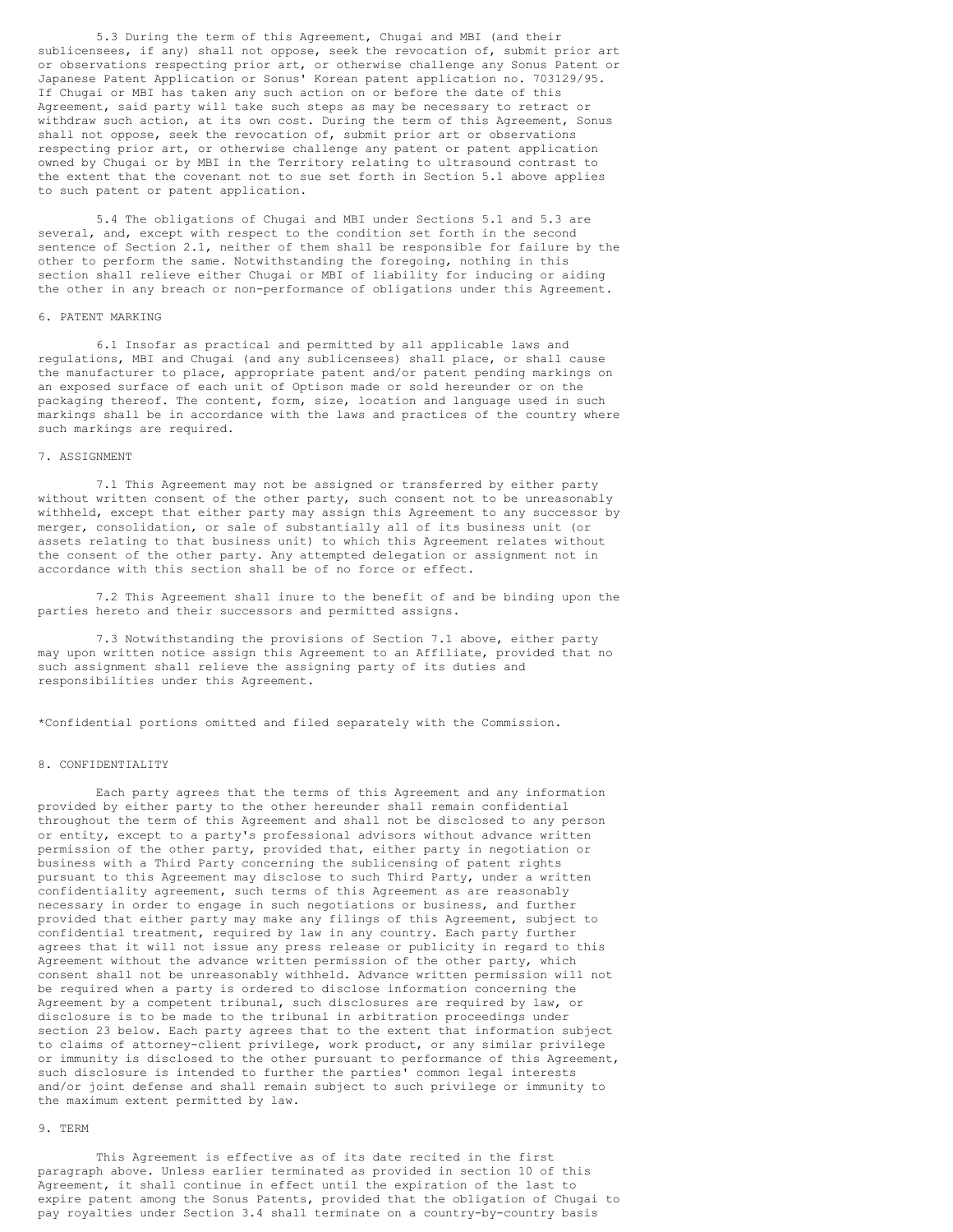5.3 During the term of this Agreement, Chugai and MBI (and their sublicensees, if any) shall not oppose, seek the revocation of, submit prior art or observations respecting prior art, or otherwise challenge any Sonus Patent or Japanese Patent Application or Sonus' Korean patent application no. 703129/95. If Chugai or MBI has taken any such action on or before the date of this Agreement, said party will take such steps as may be necessary to retract or withdraw such action, at its own cost. During the term of this Agreement, Sonus shall not oppose, seek the revocation of, submit prior art or observations respecting prior art, or otherwise challenge any patent or patent application owned by Chugai or by MBI in the Territory relating to ultrasound contrast to the extent that the covenant not to sue set forth in Section 5.1 above applies to such patent or patent application.

5.4 The obligations of Chugai and MBI under Sections 5.1 and 5.3 are several, and, except with respect to the condition set forth in the second sentence of Section 2.1, neither of them shall be responsible for failure by the other to perform the same. Notwithstanding the foregoing, nothing in this section shall relieve either Chugai or MBI of liability for inducing or aiding the other in any breach or non-performance of obligations under this Agreement.

## 6. PATENT MARKING

6.1 Insofar as practical and permitted by all applicable laws and regulations, MBI and Chugai (and any sublicensees) shall place, or shall cause the manufacturer to place, appropriate patent and/or patent pending markings on an exposed surface of each unit of Optison made or sold hereunder or on the packaging thereof. The content, form, size, location and language used in such markings shall be in accordance with the laws and practices of the country where such markings are required.

## 7. ASSIGNMENT

7.1 This Agreement may not be assigned or transferred by either party without written consent of the other party, such consent not to be unreasonably withheld, except that either party may assign this Agreement to any successor by merger, consolidation, or sale of substantially all of its business unit (or assets relating to that business unit) to which this Agreement relates without the consent of the other party. Any attempted delegation or assignment not in accordance with this section shall be of no force or effect.

7.2 This Agreement shall inure to the benefit of and be binding upon the parties hereto and their successors and permitted assigns.

7.3 Notwithstanding the provisions of Section 7.1 above, either party may upon written notice assign this Agreement to an Affiliate, provided that no such assignment shall relieve the assigning party of its duties and responsibilities under this Agreement.

*Confidential portions omitted and filed separately with the Commission.

## 8. CONFIDENTIALITY

Each party agrees that the terms of this Agreement and any information provided by either party to the other hereunder shall remain confidential throughout the term of this Agreement and shall not be disclosed to any person or entity, except to a party's professional advisors without advance written permission of the other party, provided that, either party in negotiation or business with a Third Party concerning the sublicensing of patent rights pursuant to this Agreement may disclose to such Third Party, under a written confidentiality agreement, such terms of this Agreement as are reasonably necessary in order to engage in such negotiations or business, and further provided that either party may make any filings of this Agreement, subject to confidential treatment, required by law in any country. Each party further agrees that it will not issue any press release or publicity in regard to this Agreement without the advance written permission of the other party, which consent shall not be unreasonably withheld. Advance written permission will not be required when a party is ordered to disclose information concerning the Agreement by a competent tribunal, such disclosures are required by law, or disclosure is to be made to the tribunal in arbitration proceedings under section 23 below. Each party agrees that to the extent that information subject to claims of attorney-client privilege, work product, or any similar privilege or immunity is disclosed to the other pursuant to performance of this Agreement, such disclosure is intended to further the parties' common legal interests and/or joint defense and shall remain subject to such privilege or immunity to the maximum extent permitted by law.

## 9. TERM

This Agreement is effective as of its date recited in the first paragraph above. Unless earlier terminated as provided in section 10 of this Agreement, it shall continue in effect until the expiration of the last to expire patent among the Sonus Patents, provided that the obligation of Chugai to pay royalties under Section 3.4 shall terminate on a country-by-country basis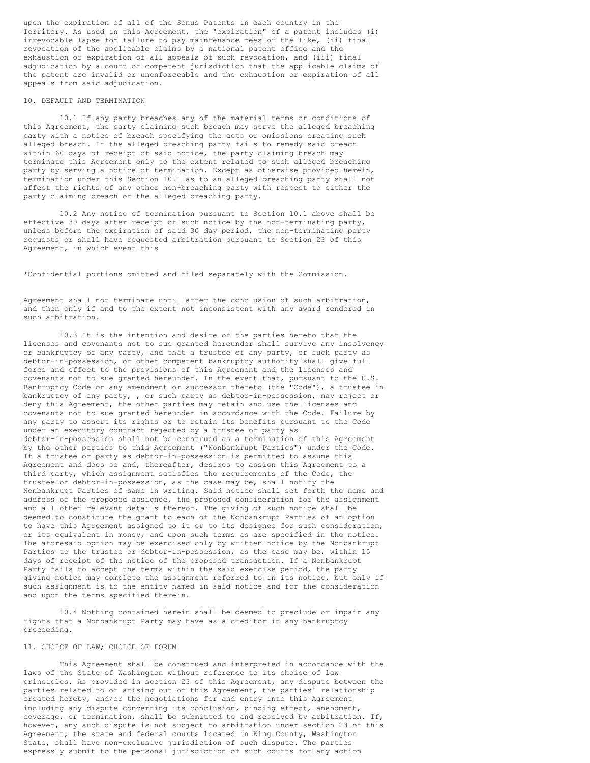upon the expiration of all of the Sonus Patents in each country in the Territory. As used in this Agreement, the "expiration" of a patent includes (i) irrevocable lapse for failure to pay maintenance fees or the like, (ii) final revocation of the applicable claims by a national patent office and the exhaustion or expiration of all appeals of such revocation, and (iii) final adjudication by a court of competent jurisdiction that the applicable claims of the patent are invalid or unenforceable and the exhaustion or expiration of all appeals from said adjudication.

## 10. DEFAULT AND TERMINATION

10.1 If any party breaches any of the material terms or conditions of this Agreement, the party claiming such breach may serve the alleged breaching party with a notice of breach specifying the acts or omissions creating such alleged breach. If the alleged breaching party fails to remedy said breach within 60 days of receipt of said notice, the party claiming breach may terminate this Agreement only to the extent related to such alleged breaching party by serving a notice of termination. Except as otherwise provided herein, termination under this Section 10.1 as to an alleged breaching party shall not affect the rights of any other non-breaching party with respect to either the party claiming breach or the alleged breaching party.

10.2 Any notice of termination pursuant to Section 10.1 above shall be effective 30 days after receipt of such notice by the non-terminating party, unless before the expiration of said 30 day period, the non-terminating party requests or shall have requested arbitration pursuant to Section 23 of this Agreement, in which event this

*Confidential portions omitted and filed separately with the Commission.

Agreement shall not terminate until after the conclusion of such arbitration, and then only if and to the extent not inconsistent with any award rendered in such arbitration.

10.3 It is the intention and desire of the parties hereto that the licenses and covenants not to sue granted hereunder shall survive any insolvency or bankruptcy of any party, and that a trustee of any party, or such party as debtor-in-possession, or other competent bankruptcy authority shall give full force and effect to the provisions of this Agreement and the licenses and covenants not to sue granted hereunder. In the event that, pursuant to the U.S. Bankruptcy Code or any amendment or successor thereto (the "Code"), a trustee in bankruptcy of any party, , or such party as debtor-in-possession, may reject or deny this Agreement, the other parties may retain and use the licenses and covenants not to sue granted hereunder in accordance with the Code. Failure by any party to assert its rights or to retain its benefits pursuant to the Code under an executory contract rejected by a trustee or party as debtor-in-possession shall not be construed as a termination of this Agreement by the other parties to this Agreement ("Nonbankrupt Parties") under the Code. If a trustee or party as debtor-in-possession is permitted to assume this Agreement and does so and, thereafter, desires to assign this Agreement to a third party, which assignment satisfies the requirements of the Code, the trustee or debtor-in-possession, as the case may be, shall notify the Nonbankrupt Parties of same in writing. Said notice shall set forth the name and address of the proposed assignee, the proposed consideration for the assignment and all other relevant details thereof. The giving of such notice shall be deemed to constitute the grant to each of the Nonbankrupt Parties of an option to have this Agreement assigned to it or to its designee for such consideration, or its equivalent in money, and upon such terms as are specified in the notice. The aforesaid option may be exercised only by written notice by the Nonbankrupt Parties to the trustee or debtor-in-possession, as the case may be, within 15 days of receipt of the notice of the proposed transaction. If a Nonbankrupt Party fails to accept the terms within the said exercise period, the party giving notice may complete the assignment referred to in its notice, but only if such assignment is to the entity named in said notice and for the consideration and upon the terms specified therein.

10.4 Nothing contained herein shall be deemed to preclude or impair any rights that a Nonbankrupt Party may have as a creditor in any bankruptcy proceeding.

## 11. CHOICE OF LAW; CHOICE OF FORUM

This Agreement shall be construed and interpreted in accordance with the laws of the State of Washington without reference to its choice of law principles. As provided in section 23 of this Agreement, any dispute between the parties related to or arising out of this Agreement, the parties' relationship created hereby, and/or the negotiations for and entry into this Agreement including any dispute concerning its conclusion, binding effect, amendment, coverage, or termination, shall be submitted to and resolved by arbitration. If, however, any such dispute is not subject to arbitration under section 23 of this Agreement, the state and federal courts located in King County, Washington State, shall have non-exclusive jurisdiction of such dispute. The parties expressly submit to the personal jurisdiction of such courts for any action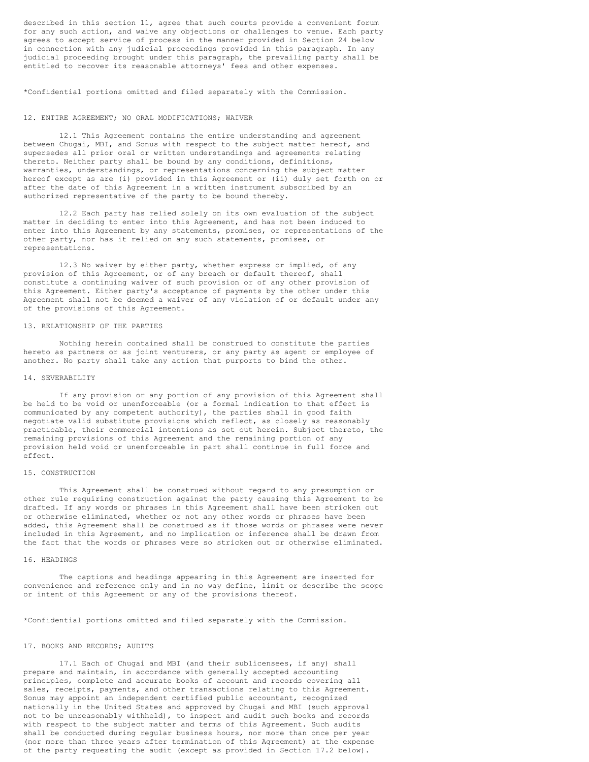described in this section 11, agree that such courts provide a convenient forum for any such action, and waive any objections or challenges to venue. Each party agrees to accept service of process in the manner provided in Section 24 below in connection with any judicial proceedings provided in this paragraph. In any judicial proceeding brought under this paragraph, the prevailing party shall be entitled to recover its reasonable attorneys' fees and other expenses.

*Confidential portions omitted and filed separately with the Commission.

## 12. ENTIRE AGREEMENT; NO ORAL MODIFICATIONS; WAIVER

12.1 This Agreement contains the entire understanding and agreement between Chugai, MBI, and Sonus with respect to the subject matter hereof, and supersedes all prior oral or written understandings and agreements relating thereto. Neither party shall be bound by any conditions, definitions, warranties, understandings, or representations concerning the subject matter hereof except as are (i) provided in this Agreement or (ii) duly set forth on or after the date of this Agreement in a written instrument subscribed by an authorized representative of the party to be bound thereby.

12.2 Each party has relied solely on its own evaluation of the subject matter in deciding to enter into this Agreement, and has not been induced to enter into this Agreement by any statements, promises, or representations of the other party, nor has it relied on any such statements, promises, or representations.

12.3 No waiver by either party, whether express or implied, of any provision of this Agreement, or of any breach or default thereof, shall constitute a continuing waiver of such provision or of any other provision of this Agreement. Either party's acceptance of payments by the other under this Agreement shall not be deemed a waiver of any violation of or default under any of the provisions of this Agreement.

## 13. RELATIONSHIP OF THE PARTIES

Nothing herein contained shall be construed to constitute the parties hereto as partners or as joint venturers, or any party as agent or employee of another. No party shall take any action that purports to bind the other.

## 14. SEVERABILITY

If any provision or any portion of any provision of this Agreement shall be held to be void or unenforceable (or a formal indication to that effect is communicated by any competent authority), the parties shall in good faith negotiate valid substitute provisions which reflect, as closely as reasonably practicable, their commercial intentions as set out herein. Subject thereto, the remaining provisions of this Agreement and the remaining portion of any provision held void or unenforceable in part shall continue in full force and effect.

## 15. CONSTRUCTION

This Agreement shall be construed without regard to any presumption or other rule requiring construction against the party causing this Agreement to be drafted. If any words or phrases in this Agreement shall have been stricken out or otherwise eliminated, whether or not any other words or phrases have been added, this Agreement shall be construed as if those words or phrases were never included in this Agreement, and no implication or inference shall be drawn from the fact that the words or phrases were so stricken out or otherwise eliminated.

## 16. HEADINGS

The captions and headings appearing in this Agreement are inserted for convenience and reference only and in no way define, limit or describe the scope or intent of this Agreement or any of the provisions thereof.

*Confidential portions omitted and filed separately with the Commission.

## 17. BOOKS AND RECORDS; AUDITS

17.1 Each of Chugai and MBI (and their sublicensees, if any) shall prepare and maintain, in accordance with generally accepted accounting principles, complete and accurate books of account and records covering all sales, receipts, payments, and other transactions relating to this Agreement. Sonus may appoint an independent certified public accountant, recognized nationally in the United States and approved by Chugai and MBI (such approval not to be unreasonably withheld), to inspect and audit such books and records with respect to the subject matter and terms of this Agreement. Such audits shall be conducted during regular business hours, nor more than once per year (nor more than three years after termination of this Agreement) at the expense of the party requesting the audit (except as provided in Section 17.2 below).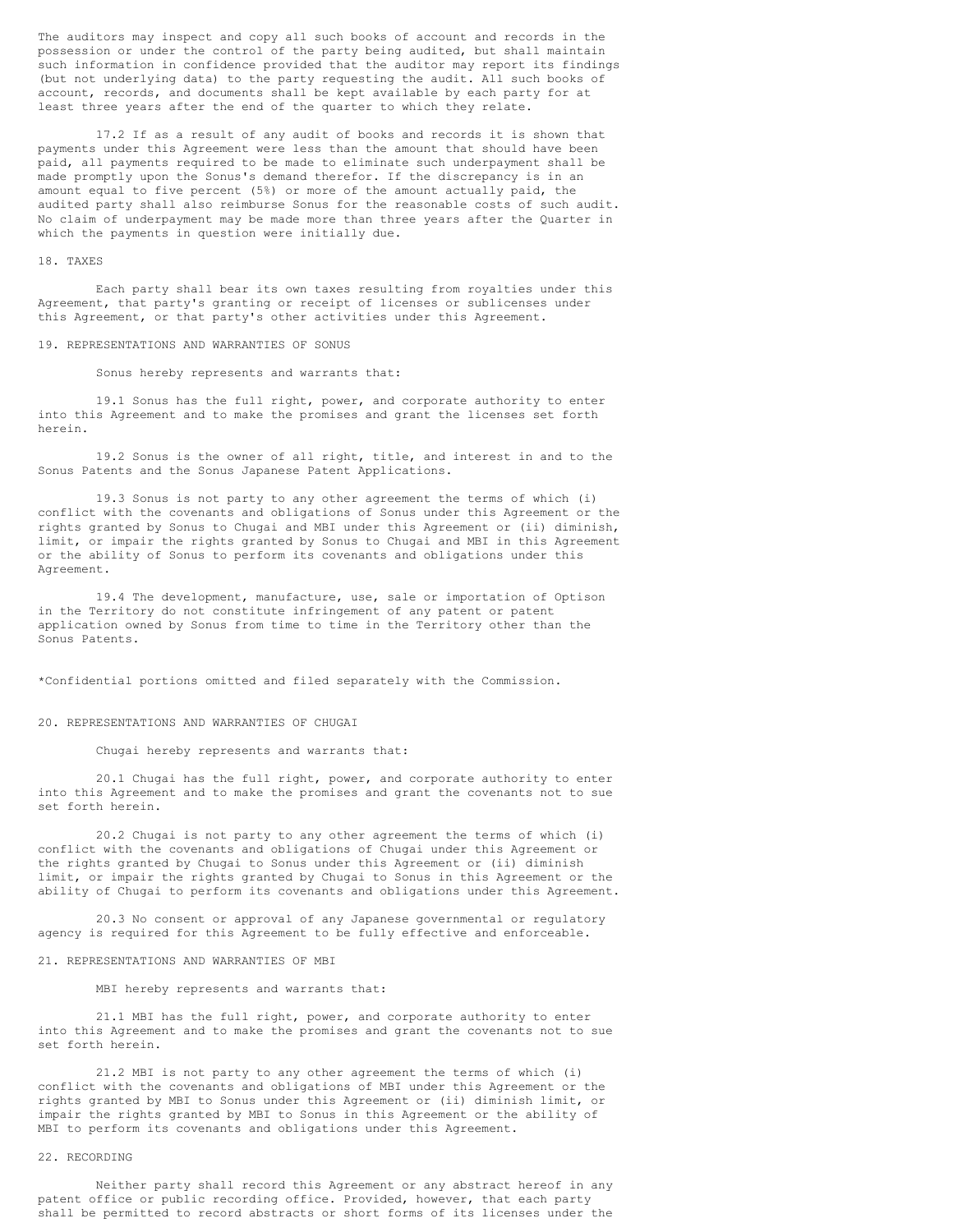The auditors may inspect and copy all such books of account and records in the possession or under the control of the party being audited, but shall maintain such information in confidence provided that the auditor may report its findings (but not underlying data) to the party requesting the audit. All such books of account, records, and documents shall be kept available by each party for at least three years after the end of the quarter to which they relate.

17.2 If as a result of any audit of books and records it is shown that payments under this Agreement were less than the amount that should have been paid, all payments required to be made to eliminate such underpayment shall be made promptly upon the Sonus's demand therefor. If the discrepancy is in an amount equal to five percent (5%) or more of the amount actually paid, the audited party shall also reimburse Sonus for the reasonable costs of such audit. No claim of underpayment may be made more than three years after the Quarter in which the payments in question were initially due.

18. TAXES

Each party shall bear its own taxes resulting from royalties under this Agreement, that party's granting or receipt of licenses or sublicenses under this Agreement, or that party's other activities under this Agreement.

19. REPRESENTATIONS AND WARRANTIES OF SONUS

Sonus hereby represents and warrants that:

19.1 Sonus has the full right, power, and corporate authority to enter into this Agreement and to make the promises and grant the licenses set forth herein.

19.2 Sonus is the owner of all right, title, and interest in and to the Sonus Patents and the Sonus Japanese Patent Applications.

19.3 Sonus is not party to any other agreement the terms of which (i) conflict with the covenants and obligations of Sonus under this Agreement or the rights granted by Sonus to Chugai and MBI under this Agreement or (ii) diminish, limit, or impair the rights granted by Sonus to Chugai and MBI in this Agreement or the ability of Sonus to perform its covenants and obligations under this Agreement.

19.4 The development, manufacture, use, sale or importation of Optison in the Territory do not constitute infringement of any patent or patent application owned by Sonus from time to time in the Territory other than the Sonus Patents.

*Confidential portions omitted and filed separately with the Commission.

20. REPRESENTATIONS AND WARRANTIES OF CHUGAI

Chugai hereby represents and warrants that:

20.1 Chugai has the full right, power, and corporate authority to enter into this Agreement and to make the promises and grant the covenants not to sue set forth herein.

20.2 Chugai is not party to any other agreement the terms of which (i) conflict with the covenants and obligations of Chugai under this Agreement or the rights granted by Chugai to Sonus under this Agreement or (ii) diminish limit, or impair the rights granted by Chugai to Sonus in this Agreement or the ability of Chugai to perform its covenants and obligations under this Agreement.

20.3 No consent or approval of any Japanese governmental or regulatory agency is required for this Agreement to be fully effective and enforceable.

21. REPRESENTATIONS AND WARRANTIES OF MBI

MBI hereby represents and warrants that:

21.1 MBI has the full right, power, and corporate authority to enter into this Agreement and to make the promises and grant the covenants not to sue set forth herein.

21.2 MBI is not party to any other agreement the terms of which (i) conflict with the covenants and obligations of MBI under this Agreement or the rights granted by MBI to Sonus under this Agreement or (ii) diminish limit, or impair the rights granted by MBI to Sonus in this Agreement or the ability of MBI to perform its covenants and obligations under this Agreement.

22. RECORDING

Neither party shall record this Agreement or any abstract hereof in any patent office or public recording office. Provided, however, that each party shall be permitted to record abstracts or short forms of its licenses under the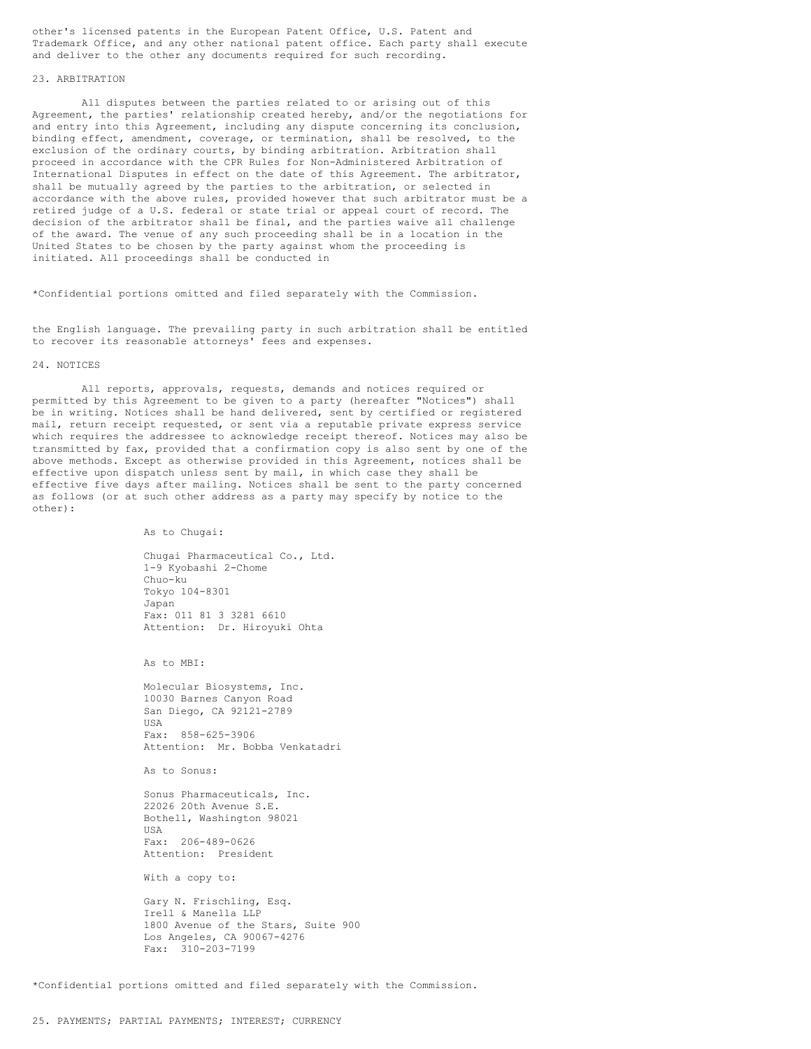other's licensed patents in the European Patent Office, U.S. Patent and Trademark Office, and any other national patent office. Each party shall execute and deliver to the other any documents required for such recording.

## 23. ARBITRATION

All disputes between the parties related to or arising out of this Agreement, the parties' relationship created hereby, and/or the negotiations for and entry into this Agreement, including any dispute concerning its conclusion, binding effect, amendment, coverage, or termination, shall be resolved, to the exclusion of the ordinary courts, by binding arbitration. Arbitration shall proceed in accordance with the CPR Rules for Non-Administered Arbitration of International Disputes in effect on the date of this Agreement. The arbitrator, shall be mutually agreed by the parties to the arbitration, or selected in accordance with the above rules, provided however that such arbitrator must be a retired judge of a U.S. federal or state trial or appeal court of record. The decision of the arbitrator shall be final, and the parties waive all challenge of the award. The venue of any such proceeding shall be in a location in the United States to be chosen by the party against whom the proceeding is initiated. All proceedings shall be conducted in

*Confidential portions omitted and filed separately with the Commission.

the English language. The prevailing party in such arbitration shall be entitled to recover its reasonable attorneys' fees and expenses.

## 24. NOTICES

All reports, approvals, requests, demands and notices required or permitted by this Agreement to be given to a party (hereafter "Notices") shall be in writing. Notices shall be hand delivered, sent by certified or registered mail, return receipt requested, or sent via a reputable private express service which requires the addressee to acknowledge receipt thereof. Notices may also be transmitted by fax, provided that a confirmation copy is also sent by one of the above methods. Except as otherwise provided in this Agreement, notices shall be effective upon dispatch unless sent by mail, in which case they shall be effective five days after mailing. Notices shall be sent to the party concerned as follows (or at such other address as a party may specify by notice to the other):

As to Chugai:

Chugai Pharmaceutical Co., Ltd.
1-9 Kyobashi 2-Chome
Chuo-ku
Tokyo 104-8301
Japan
Fax: 011 81 3 3281 6610
Attention: Dr. Hiroyuki Ohta

As to MBI:

Molecular Biosystems, Inc.
10030 Barnes Canyon Road
San Diego, CA 92121-2789
USA
Fax: 858-625-3906
Attention: Mr. Bobba Venkatadri

As to Sonus:

Sonus Pharmaceuticals, Inc.
22026 20th Avenue S.E.
Bothell, Washington 98021
USA
Fax: 206-489-0626
Attention: President

With a copy to:

Gary N. Frischling, Esq.
Irell & Manella LLP
1800 Avenue of the Stars, Suite 900
Los Angeles, CA 90067-4276
Fax: 310-203-7199

*Confidential portions omitted and filed separately with the Commission.

## 25. PAYMENTS; PARTIAL PAYMENTS; INTEREST; CURRENCY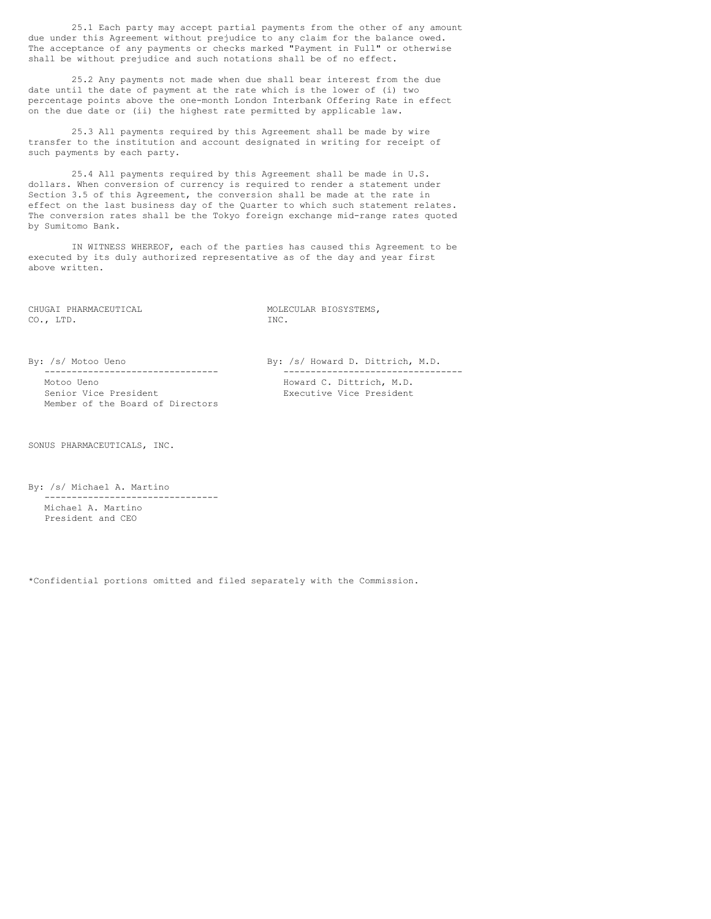25.1 Each party may accept partial payments from the other of any amount due under this Agreement without prejudice to any claim for the balance owed. The acceptance of any payments or checks marked "Payment in Full" or otherwise shall be without prejudice and such notations shall be of no effect.

25.2 Any payments not made when due shall bear interest from the due date until the date of payment at the rate which is the lower of (i) two percentage points above the one-month London Interbank Offering Rate in effect on the due date or (ii) the highest rate permitted by applicable law.

25.3 All payments required by this Agreement shall be made by wire transfer to the institution and account designated in writing for receipt of such payments by each party.

25.4 All payments required by this Agreement shall be made in U.S. dollars. When conversion of currency is required to render a statement under Section 3.5 of this Agreement, the conversion shall be made at the rate in effect on the last business day of the Quarter to which such statement relates. The conversion rates shall be the Tokyo foreign exchange mid-range rates quoted by Sumitomo Bank.

IN WITNESS WHEREOF, each of the parties has caused this Agreement to be executed by its duly authorized representative as of the day and year first above written.

CHUGAI PHARMACEUTICAL CO., LTD.

By: /s/ Motoo Ueno
Motoo Ueno
Senior Vice President
Member of the Board of Directors

MOLECULAR BIOSYSTEMS, INC.

By: /s/ Howard D. Dittrich, M.D.
Howard C. Dittrich, M.D.
Executive Vice President

SONUS PHARMACEUTICALS, INC.

By: /s/ Michael A. Martino
Michael A. Martino
President and CEO

*Confidential portions omitted and filed separately with the Commission.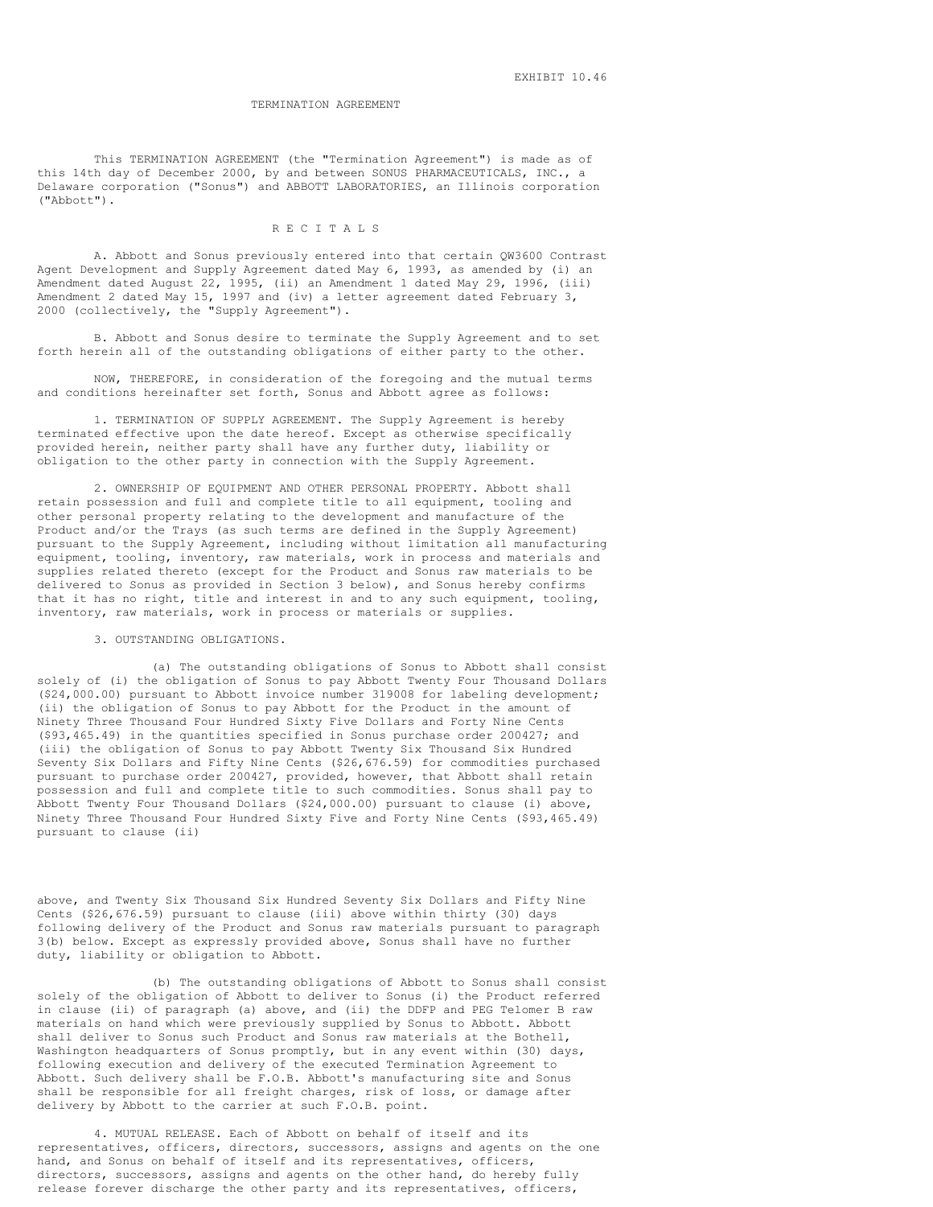EXHIBIT 10.46

# TERMINATION AGREEMENT

This TERMINATION AGREEMENT (the "Termination Agreement") is made as of this 14th day of December 2000, by and between SONUS PHARMACEUTICALS, INC., a Delaware corporation ("Sonus") and ABBOTT LABORATORIES, an Illinois corporation ("Abbott").

## R E C I T A L S

A. Abbott and Sonus previously entered into that certain QW3600 Contrast Agent Development and Supply Agreement dated May 6, 1993, as amended by (i) an Amendment dated August 22, 1995, (ii) an Amendment 1 dated May 29, 1996, (iii) Amendment 2 dated May 15, 1997 and (iv) a letter agreement dated February 3, 2000 (collectively, the "Supply Agreement").

B. Abbott and Sonus desire to terminate the Supply Agreement and to set forth herein all of the outstanding obligations of either party to the other.

NOW, THEREFORE, in consideration of the foregoing and the mutual terms and conditions hereinafter set forth, Sonus and Abbott agree as follows:

1. TERMINATION OF SUPPLY AGREEMENT. The Supply Agreement is hereby terminated effective upon the date hereof. Except as otherwise specifically provided herein, neither party shall have any further duty, liability or obligation to the other party in connection with the Supply Agreement.

2. OWNERSHIP OF EQUIPMENT AND OTHER PERSONAL PROPERTY. Abbott shall retain possession and full and complete title to all equipment, tooling and other personal property relating to the development and manufacture of the Product and/or the Trays (as such terms are defined in the Supply Agreement) pursuant to the Supply Agreement, including without limitation all manufacturing equipment, tooling, inventory, raw materials, work in process and materials and supplies related thereto (except for the Product and Sonus raw materials to be delivered to Sonus as provided in Section 3 below), and Sonus hereby confirms that it has no right, title and interest in and to any such equipment, tooling, inventory, raw materials, work in process or materials or supplies.

3. OUTSTANDING OBLIGATIONS.

(a) The outstanding obligations of Sonus to Abbott shall consist solely of (i) the obligation of Sonus to pay Abbott Twenty Four Thousand Dollars ($24,000.00) pursuant to Abbott invoice number 319008 for labeling development; (ii) the obligation of Sonus to pay Abbott for the Product in the amount of Ninety Three Thousand Four Hundred Sixty Five Dollars and Forty Nine Cents ($93,465.49) in the quantities specified in Sonus purchase order 200427; and (iii) the obligation of Sonus to pay Abbott Twenty Six Thousand Six Hundred Seventy Six Dollars and Fifty Nine Cents ($26,676.59) for commodities purchased pursuant to purchase order 200427, provided, however, that Abbott shall retain possession and full and complete title to such commodities. Sonus shall pay to Abbott Twenty Four Thousand Dollars ($24,000.00) pursuant to clause (i) above, Ninety Three Thousand Four Hundred Sixty Five and Forty Nine Cents ($93,465.49) pursuant to clause (ii) above, and Twenty Six Thousand Six Hundred Seventy Six Dollars and Fifty Nine Cents ($26,676.59) pursuant to clause (iii) above within thirty (30) days following delivery of the Product and Sonus raw materials pursuant to paragraph 3(b) below. Except as expressly provided above, Sonus shall have no further duty, liability or obligation to Abbott.

(b) The outstanding obligations of Abbott to Sonus shall consist solely of the obligation of Abbott to deliver to Sonus (i) the Product referred in clause (ii) of paragraph (a) above, and (ii) the DDFP and PEG Telomer B raw materials on hand which were previously supplied by Sonus to Abbott. Abbott shall deliver to Sonus such Product and Sonus raw materials at the Bothell, Washington headquarters of Sonus promptly, but in any event within (30) days, following execution and delivery of the executed Termination Agreement to Abbott. Such delivery shall be F.O.B. Abbott's manufacturing site and Sonus shall be responsible for all freight charges, risk of loss, or damage after delivery by Abbott to the carrier at such F.O.B. point.

4. MUTUAL RELEASE. Each of Abbott on behalf of itself and its representatives, officers, directors, successors, assigns and agents on the one hand, and Sonus on behalf of itself and its representatives, officers, directors, successors, assigns and agents on the other hand, do hereby fully release forever discharge the other party and its representatives, officers,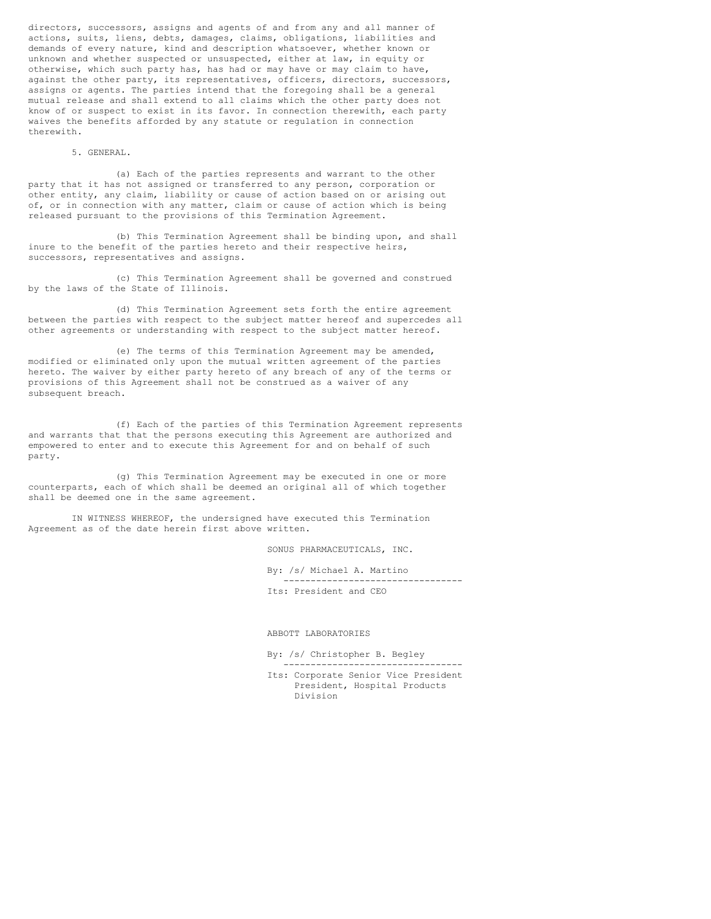directors, successors, assigns and agents of and from any and all manner of actions, suits, liens, debts, damages, claims, obligations, liabilities and demands of every nature, kind and description whatsoever, whether known or unknown and whether suspected or unsuspected, either at law, in equity or otherwise, which such party has, has had or may have or may claim to have, against the other party, its representatives, officers, directors, successors, assigns or agents. The parties intend that the foregoing shall be a general mutual release and shall extend to all claims which the other party does not know of or suspect to exist in its favor. In connection therewith, each party waives the benefits afforded by any statute or regulation in connection therewith.

5. GENERAL.

(a) Each of the parties represents and warrant to the other party that it has not assigned or transferred to any person, corporation or other entity, any claim, liability or cause of action based on or arising out of, or in connection with any matter, claim or cause of action which is being released pursuant to the provisions of this Termination Agreement.

(b) This Termination Agreement shall be binding upon, and shall inure to the benefit of the parties hereto and their respective heirs, successors, representatives and assigns.

(c) This Termination Agreement shall be governed and construed by the laws of the State of Illinois.

(d) This Termination Agreement sets forth the entire agreement between the parties with respect to the subject matter hereof and supercedes all other agreements or understanding with respect to the subject matter hereof.

(e) The terms of this Termination Agreement may be amended, modified or eliminated only upon the mutual written agreement of the parties hereto. The waiver by either party hereto of any breach of any of the terms or provisions of this Agreement shall not be construed as a waiver of any subsequent breach.

(f) Each of the parties of this Termination Agreement represents and warrants that that the persons executing this Agreement are authorized and empowered to enter and to execute this Agreement for and on behalf of such party.

(g) This Termination Agreement may be executed in one or more counterparts, each of which shall be deemed an original all of which together shall be deemed one in the same agreement.

IN WITNESS WHEREOF, the undersigned have executed this Termination Agreement as of the date herein first above written.

SONUS PHARMACEUTICALS, INC.

By: /s/ Michael A. Martino

Its: President and CEO

ABBOTT LABORATORIES

By: /s/ Christopher B. Begley

Its: Corporate Senior Vice President President, Hospital Products Division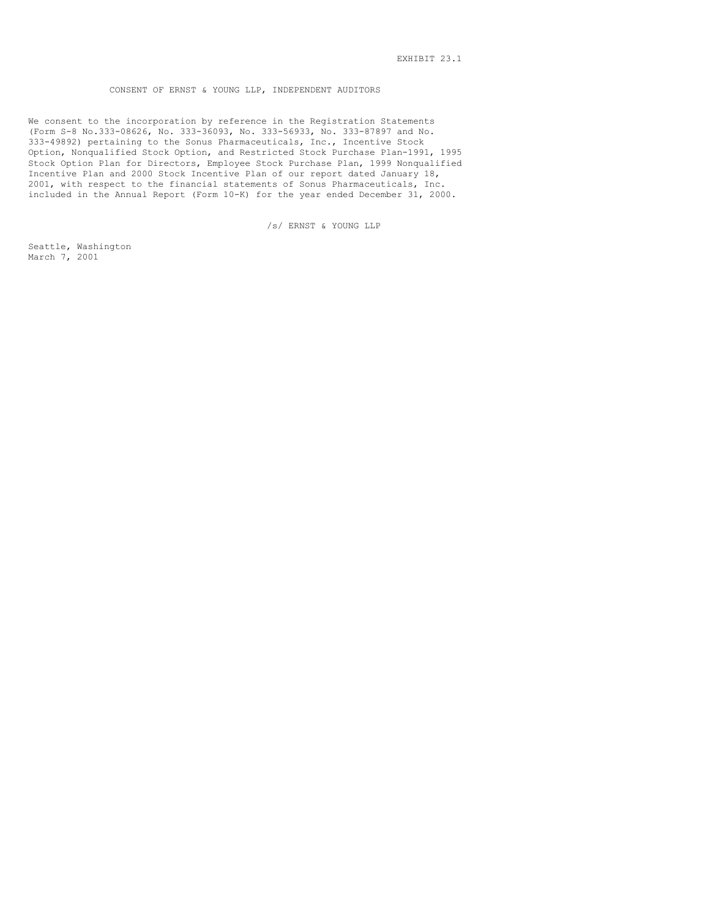EXHIBIT 23.1

## CONSENT OF ERNST & YOUNG LLP, INDEPENDENT AUDITORS

We consent to the incorporation by reference in the Registration Statements (Form S-8 No.333-08626, No. 333-36093, No. 333-56933, No. 333-87897 and No. 333-49892) pertaining to the Sonus Pharmaceuticals, Inc., Incentive Stock Option, Nonqualified Stock Option, and Restricted Stock Purchase Plan-1991, 1995 Stock Option Plan for Directors, Employee Stock Purchase Plan, 1999 Nonqualified Incentive Plan and 2000 Stock Incentive Plan of our report dated January 18, 2001, with respect to the financial statements of Sonus Pharmaceuticals, Inc. included in the Annual Report (Form 10-K) for the year ended December 31, 2000.

/s/ ERNST & YOUNG LLP

Seattle, Washington
March 7, 2001